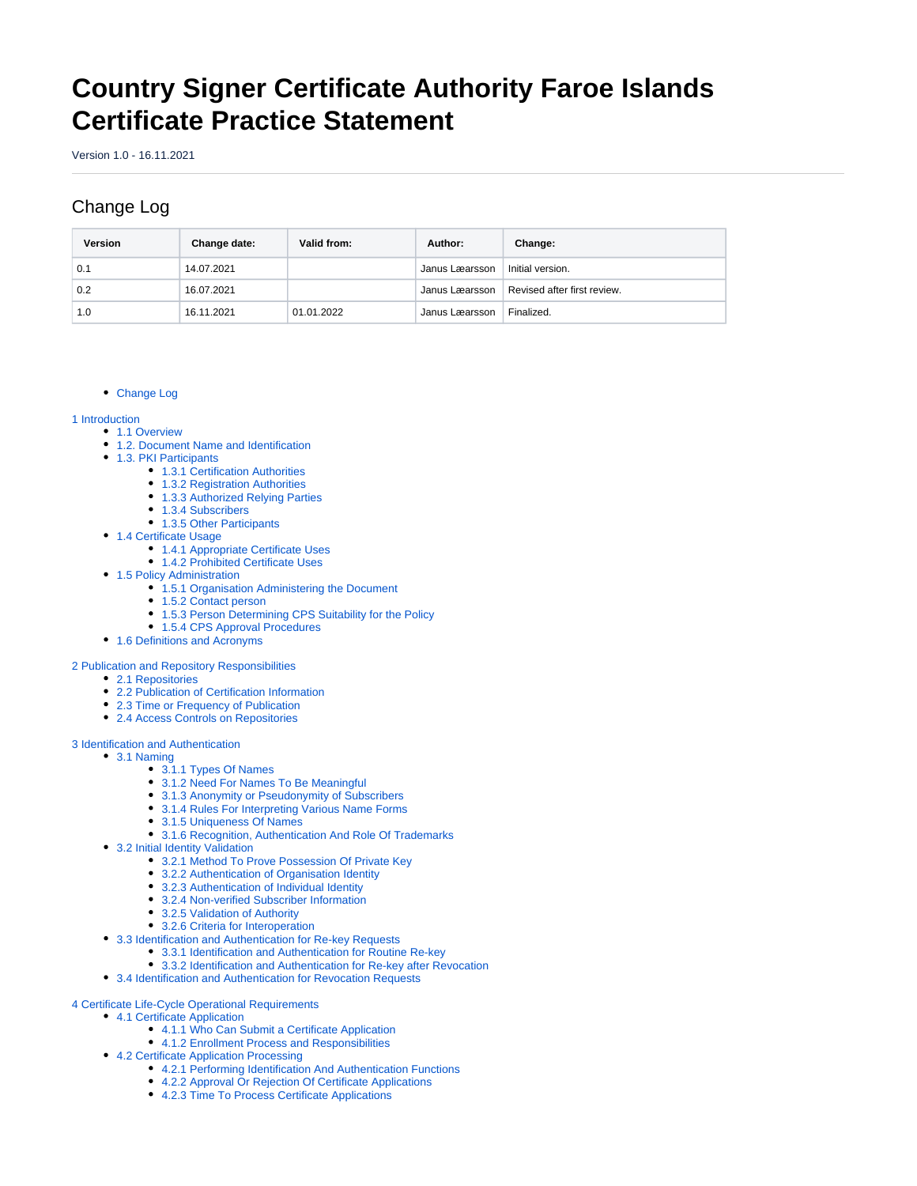# Country Signer Certificate Authority Faroe Islands Certificate Practice Statement

Version 1.0 - 16.11.2021

## Change Log

| Version | Change date: | Valid from: | Author: | Change: |
|---|---|---|---|---|
| 0.1 | 14.07.2021 | | Janus Læarsson | Initial version. |
| 0.2 | 16.07.2021 | | Janus Læarsson | Revised after first review. |
| 1.0 | 16.11.2021 | 01.01.2022 | Janus Læarsson | Finalized. |

- Change Log

1 Introduction
- 1.1 Overview
- 1.2. Document Name and Identification
- 1.3. PKI Participants
    - 1.3.1 Certification Authorities
    - 1.3.2 Registration Authorities
    - 1.3.3 Authorized Relying Parties
    - 1.3.4 Subscribers
    - 1.3.5 Other Participants
- 1.4 Certificate Usage
    - 1.4.1 Appropriate Certificate Uses
    - 1.4.2 Prohibited Certificate Uses
- 1.5 Policy Administration
    - 1.5.1 Organisation Administering the Document
    - 1.5.2 Contact person
    - 1.5.3 Person Determining CPS Suitability for the Policy
    - 1.5.4 CPS Approval Procedures
- 1.6 Definitions and Acronyms

2 Publication and Repository Responsibilities
- 2.1 Repositories
- 2.2 Publication of Certification Information
- 2.3 Time or Frequency of Publication
- 2.4 Access Controls on Repositories

3 Identification and Authentication
- 3.1 Naming
    - 3.1.1 Types Of Names
    - 3.1.2 Need For Names To Be Meaningful
    - 3.1.3 Anonymity or Pseudonymity of Subscribers
    - 3.1.4 Rules For Interpreting Various Name Forms
    - 3.1.5 Uniqueness Of Names
    - 3.1.6 Recognition, Authentication And Role Of Trademarks
- 3.2 Initial Identity Validation
    - 3.2.1 Method To Prove Possession Of Private Key
    - 3.2.2 Authentication of Organisation Identity
    - 3.2.3 Authentication of Individual Identity
    - 3.2.4 Non-verified Subscriber Information
    - 3.2.5 Validation of Authority
    - 3.2.6 Criteria for Interoperation
- 3.3 Identification and Authentication for Re-key Requests
    - 3.3.1 Identification and Authentication for Routine Re-key
    - 3.3.2 Identification and Authentication for Re-key after Revocation
- 3.4 Identification and Authentication for Revocation Requests

4 Certificate Life-Cycle Operational Requirements
- 4.1 Certificate Application
    - 4.1.1 Who Can Submit a Certificate Application
    - 4.1.2 Enrollment Process and Responsibilities
- 4.2 Certificate Application Processing
    - 4.2.1 Performing Identification And Authentication Functions
    - 4.2.2 Approval Or Rejection Of Certificate Applications
    - 4.2.3 Time To Process Certificate Applications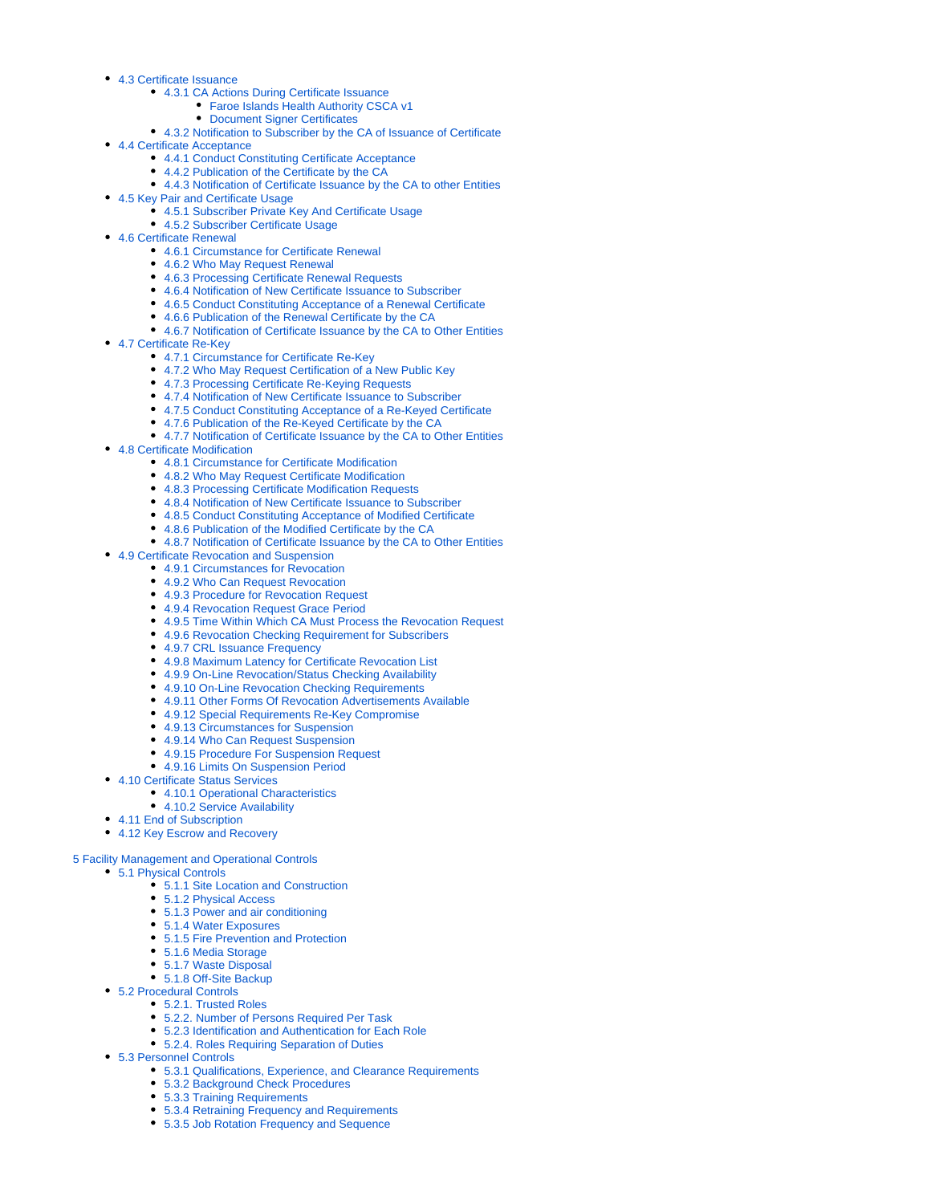- 4.3 Certificate Issuance
  - 4.3.1 CA Actions During Certificate Issuance
    - Faroe Islands Health Authority CSCA v1
    - Document Signer Certificates
  - 4.3.2 Notification to Subscriber by the CA of Issuance of Certificate
- 4.4 Certificate Acceptance
  - 4.4.1 Conduct Constituting Certificate Acceptance
  - 4.4.2 Publication of the Certificate by the CA
  - 4.4.3 Notification of Certificate Issuance by the CA to other Entities
- 4.5 Key Pair and Certificate Usage
  - 4.5.1 Subscriber Private Key And Certificate Usage
  - 4.5.2 Subscriber Certificate Usage
- 4.6 Certificate Renewal
  - 4.6.1 Circumstance for Certificate Renewal
  - 4.6.2 Who May Request Renewal
  - 4.6.3 Processing Certificate Renewal Requests
  - 4.6.4 Notification of New Certificate Issuance to Subscriber
  - 4.6.5 Conduct Constituting Acceptance of a Renewal Certificate
  - 4.6.6 Publication of the Renewal Certificate by the CA
  - 4.6.7 Notification of Certificate Issuance by the CA to Other Entities
- 4.7 Certificate Re-Key
  - 4.7.1 Circumstance for Certificate Re-Key
  - 4.7.2 Who May Request Certification of a New Public Key
  - 4.7.3 Processing Certificate Re-Keying Requests
  - 4.7.4 Notification of New Certificate Issuance to Subscriber
  - 4.7.5 Conduct Constituting Acceptance of a Re-Keyed Certificate
  - 4.7.6 Publication of the Re-Keyed Certificate by the CA
  - 4.7.7 Notification of Certificate Issuance by the CA to Other Entities
- 4.8 Certificate Modification
  - 4.8.1 Circumstance for Certificate Modification
  - 4.8.2 Who May Request Certificate Modification
  - 4.8.3 Processing Certificate Modification Requests
  - 4.8.4 Notification of New Certificate Issuance to Subscriber
  - 4.8.5 Conduct Constituting Acceptance of Modified Certificate
  - 4.8.6 Publication of the Modified Certificate by the CA
  - 4.8.7 Notification of Certificate Issuance by the CA to Other Entities
- 4.9 Certificate Revocation and Suspension
  - 4.9.1 Circumstances for Revocation
  - 4.9.2 Who Can Request Revocation
  - 4.9.3 Procedure for Revocation Request
  - 4.9.4 Revocation Request Grace Period
  - 4.9.5 Time Within Which CA Must Process the Revocation Request
  - 4.9.6 Revocation Checking Requirement for Subscribers
  - 4.9.7 CRL Issuance Frequency
  - 4.9.8 Maximum Latency for Certificate Revocation List
  - 4.9.9 On-Line Revocation/Status Checking Availability
  - 4.9.10 On-Line Revocation Checking Requirements
  - 4.9.11 Other Forms Of Revocation Advertisements Available
  - 4.9.12 Special Requirements Re-Key Compromise
  - 4.9.13 Circumstances for Suspension
  - 4.9.14 Who Can Request Suspension
  - 4.9.15 Procedure For Suspension Request
  - 4.9.16 Limits On Suspension Period
- 4.10 Certificate Status Services
  - 4.10.1 Operational Characteristics
  - 4.10.2 Service Availability
- 4.11 End of Subscription
- 4.12 Key Escrow and Recovery

5 Facility Management and Operational Controls

- 5.1 Physical Controls
  - 5.1.1 Site Location and Construction
  - 5.1.2 Physical Access
  - 5.1.3 Power and air conditioning
  - 5.1.4 Water Exposures
  - 5.1.5 Fire Prevention and Protection
  - 5.1.6 Media Storage
  - 5.1.7 Waste Disposal
  - 5.1.8 Off-Site Backup
- 5.2 Procedural Controls
  - 5.2.1. Trusted Roles
  - 5.2.2. Number of Persons Required Per Task
  - 5.2.3 Identification and Authentication for Each Role
  - 5.2.4. Roles Requiring Separation of Duties
- 5.3 Personnel Controls
  - 5.3.1 Qualifications, Experience, and Clearance Requirements
  - 5.3.2 Background Check Procedures
  - 5.3.3 Training Requirements
  - 5.3.4 Retraining Frequency and Requirements
  - 5.3.5 Job Rotation Frequency and Sequence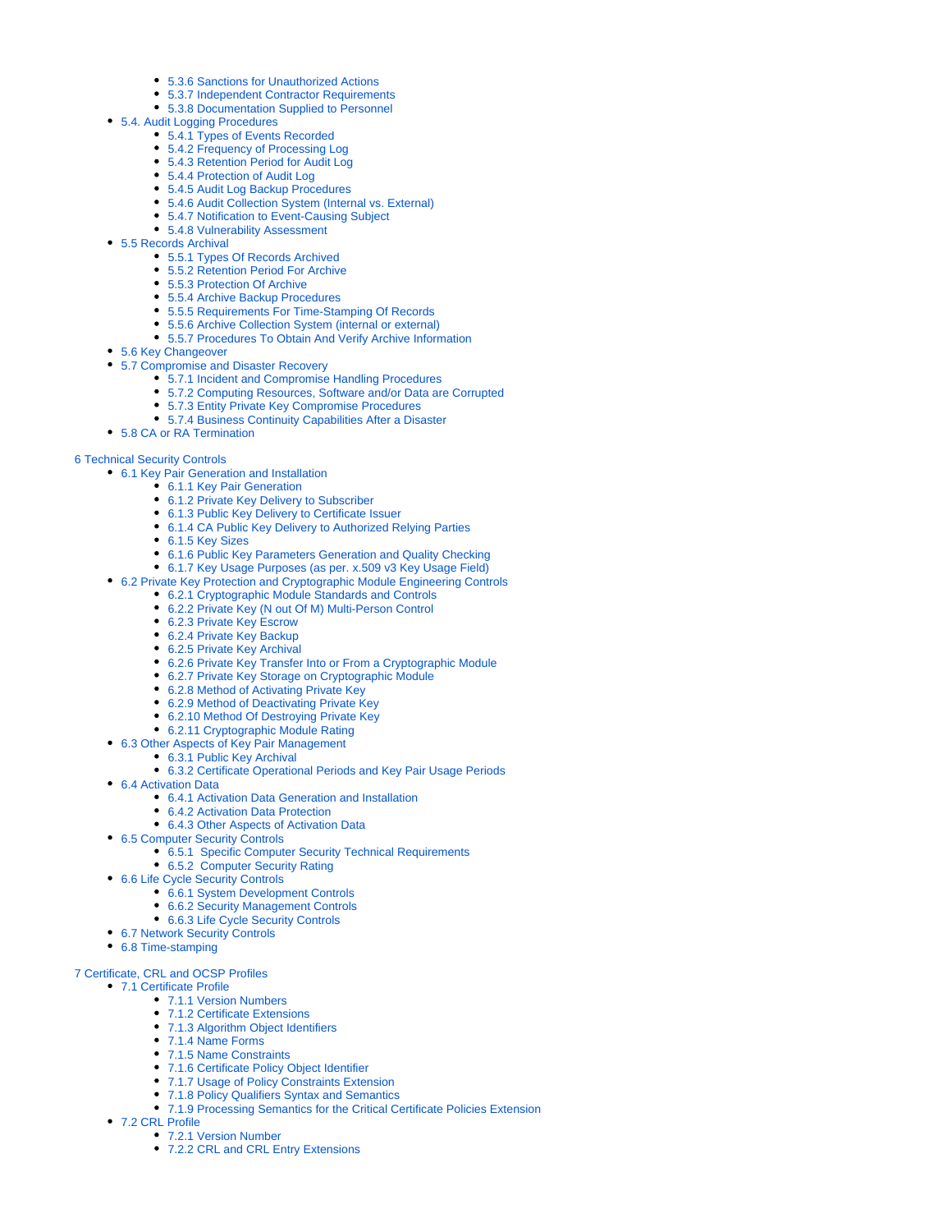- 5.3.6 Sanctions for Unauthorized Actions
        - 5.3.7 Independent Contractor Requirements
        - 5.3.8 Documentation Supplied to Personnel
    - 5.4. Audit Logging Procedures
        - 5.4.1 Types of Events Recorded
        - 5.4.2 Frequency of Processing Log
        - 5.4.3 Retention Period for Audit Log
        - 5.4.4 Protection of Audit Log
        - 5.4.5 Audit Log Backup Procedures
        - 5.4.6 Audit Collection System (Internal vs. External)
        - 5.4.7 Notification to Event-Causing Subject
        - 5.4.8 Vulnerability Assessment
    - 5.5 Records Archival
        - 5.5.1 Types Of Records Archived
        - 5.5.2 Retention Period For Archive
        - 5.5.3 Protection Of Archive
        - 5.5.4 Archive Backup Procedures
        - 5.5.5 Requirements For Time-Stamping Of Records
        - 5.5.6 Archive Collection System (internal or external)
        - 5.5.7 Procedures To Obtain And Verify Archive Information
    - 5.6 Key Changeover
    - 5.7 Compromise and Disaster Recovery
        - 5.7.1 Incident and Compromise Handling Procedures
        - 5.7.2 Computing Resources, Software and/or Data are Corrupted
        - 5.7.3 Entity Private Key Compromise Procedures
        - 5.7.4 Business Continuity Capabilities After a Disaster
    - 5.8 CA or RA Termination

6 Technical Security Controls

- 6.1 Key Pair Generation and Installation
    - 6.1.1 Key Pair Generation
    - 6.1.2 Private Key Delivery to Subscriber
    - 6.1.3 Public Key Delivery to Certificate Issuer
    - 6.1.4 CA Public Key Delivery to Authorized Relying Parties
    - 6.1.5 Key Sizes
    - 6.1.6 Public Key Parameters Generation and Quality Checking
    - 6.1.7 Key Usage Purposes (as per. x.509 v3 Key Usage Field)
- 6.2 Private Key Protection and Cryptographic Module Engineering Controls
    - 6.2.1 Cryptographic Module Standards and Controls
    - 6.2.2 Private Key (N out Of M) Multi-Person Control
    - 6.2.3 Private Key Escrow
    - 6.2.4 Private Key Backup
    - 6.2.5 Private Key Archival
    - 6.2.6 Private Key Transfer Into or From a Cryptographic Module
    - 6.2.7 Private Key Storage on Cryptographic Module
    - 6.2.8 Method of Activating Private Key
    - 6.2.9 Method of Deactivating Private Key
    - 6.2.10 Method Of Destroying Private Key
    - 6.2.11 Cryptographic Module Rating
- 6.3 Other Aspects of Key Pair Management
    - 6.3.1 Public Key Archival
    - 6.3.2 Certificate Operational Periods and Key Pair Usage Periods
- 6.4 Activation Data
    - 6.4.1 Activation Data Generation and Installation
    - 6.4.2 Activation Data Protection
    - 6.4.3 Other Aspects of Activation Data
- 6.5 Computer Security Controls
    - 6.5.1 Specific Computer Security Technical Requirements
    - 6.5.2 Computer Security Rating
- 6.6 Life Cycle Security Controls
    - 6.6.1 System Development Controls
    - 6.6.2 Security Management Controls
    - 6.6.3 Life Cycle Security Controls
- 6.7 Network Security Controls
- 6.8 Time-stamping

7 Certificate, CRL and OCSP Profiles

- 7.1 Certificate Profile
    - 7.1.1 Version Numbers
    - 7.1.2 Certificate Extensions
    - 7.1.3 Algorithm Object Identifiers
    - 7.1.4 Name Forms
    - 7.1.5 Name Constraints
    - 7.1.6 Certificate Policy Object Identifier
    - 7.1.7 Usage of Policy Constraints Extension
    - 7.1.8 Policy Qualifiers Syntax and Semantics
    - 7.1.9 Processing Semantics for the Critical Certificate Policies Extension
- 7.2 CRL Profile
    - 7.2.1 Version Number
    - 7.2.2 CRL and CRL Entry Extensions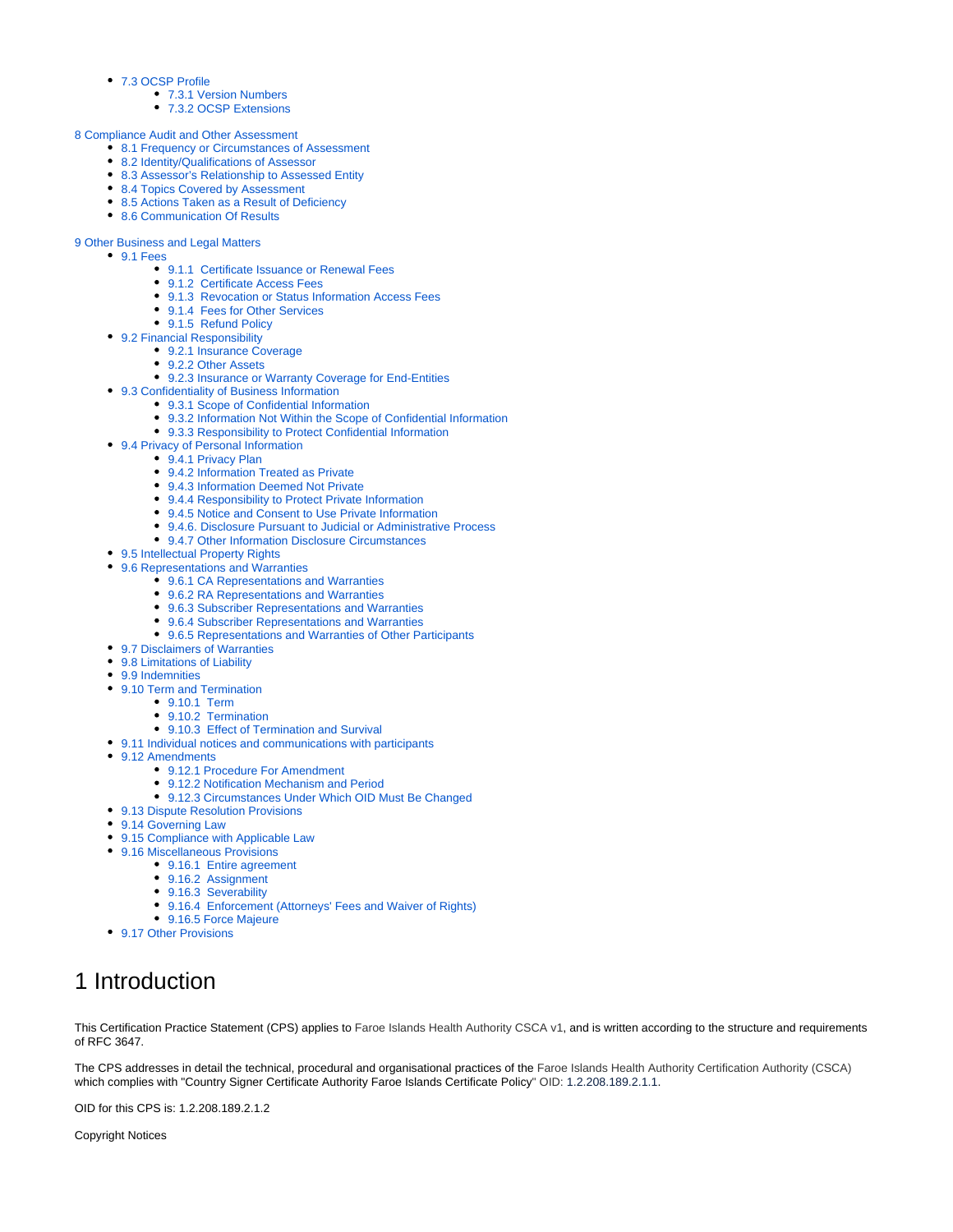- 7.3 OCSP Profile
  - 7.3.1 Version Numbers
  - 7.3.2 OCSP Extensions

8 Compliance Audit and Other Assessment
- 8.1 Frequency or Circumstances of Assessment
- 8.2 Identity/Qualifications of Assessor
- 8.3 Assessor's Relationship to Assessed Entity
- 8.4 Topics Covered by Assessment
- 8.5 Actions Taken as a Result of Deficiency
- 8.6 Communication Of Results

9 Other Business and Legal Matters
- 9.1 Fees
  - 9.1.1 Certificate Issuance or Renewal Fees
  - 9.1.2 Certificate Access Fees
  - 9.1.3 Revocation or Status Information Access Fees
  - 9.1.4 Fees for Other Services
  - 9.1.5 Refund Policy
- 9.2 Financial Responsibility
  - 9.2.1 Insurance Coverage
  - 9.2.2 Other Assets
  - 9.2.3 Insurance or Warranty Coverage for End-Entities
- 9.3 Confidentiality of Business Information
  - 9.3.1 Scope of Confidential Information
  - 9.3.2 Information Not Within the Scope of Confidential Information
  - 9.3.3 Responsibility to Protect Confidential Information
- 9.4 Privacy of Personal Information
  - 9.4.1 Privacy Plan
  - 9.4.2 Information Treated as Private
  - 9.4.3 Information Deemed Not Private
  - 9.4.4 Responsibility to Protect Private Information
  - 9.4.5 Notice and Consent to Use Private Information
  - 9.4.6. Disclosure Pursuant to Judicial or Administrative Process
  - 9.4.7 Other Information Disclosure Circumstances
- 9.5 Intellectual Property Rights
- 9.6 Representations and Warranties
  - 9.6.1 CA Representations and Warranties
  - 9.6.2 RA Representations and Warranties
  - 9.6.3 Subscriber Representations and Warranties
  - 9.6.4 Subscriber Representations and Warranties
  - 9.6.5 Representations and Warranties of Other Participants
- 9.7 Disclaimers of Warranties
- 9.8 Limitations of Liability
- 9.9 Indemnities
- 9.10 Term and Termination
  - 9.10.1 Term
  - 9.10.2 Termination
  - 9.10.3 Effect of Termination and Survival
- 9.11 Individual notices and communications with participants
- 9.12 Amendments
  - 9.12.1 Procedure For Amendment
  - 9.12.2 Notification Mechanism and Period
  - 9.12.3 Circumstances Under Which OID Must Be Changed
- 9.13 Dispute Resolution Provisions
- 9.14 Governing Law
- 9.15 Compliance with Applicable Law
- 9.16 Miscellaneous Provisions
  - 9.16.1 Entire agreement
  - 9.16.2 Assignment
  - 9.16.3 Severability
  - 9.16.4 Enforcement (Attorneys' Fees and Waiver of Rights)
  - 9.16.5 Force Majeure
- 9.17 Other Provisions

# 1 Introduction

This Certification Practice Statement (CPS) applies to Faroe Islands Health Authority CSCA v1, and is written according to the structure and requirements of RFC 3647.

The CPS addresses in detail the technical, procedural and organisational practices of the Faroe Islands Health Authority Certification Authority (CSCA) which complies with "Country Signer Certificate Authority Faroe Islands Certificate Policy" OID: 1.2.208.189.2.1.1.

OID for this CPS is: 1.2.208.189.2.1.2

Copyright Notices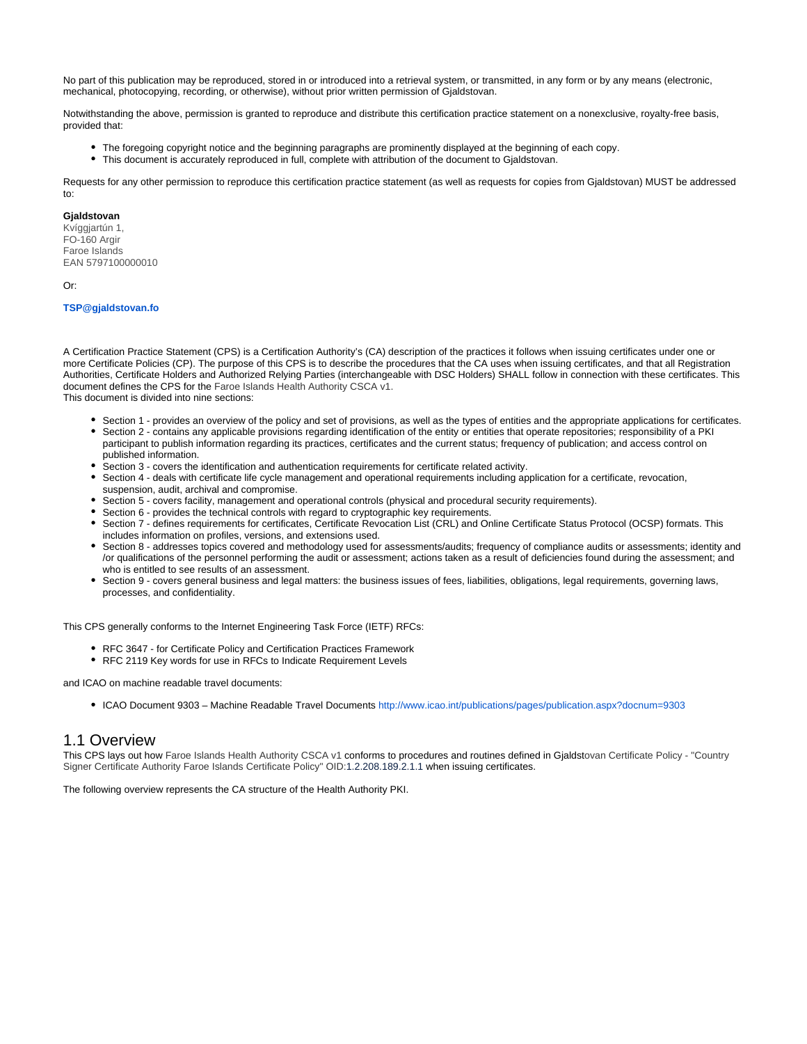No part of this publication may be reproduced, stored in or introduced into a retrieval system, or transmitted, in any form or by any means (electronic, mechanical, photocopying, recording, or otherwise), without prior written permission of Gjaldstovan.

Notwithstanding the above, permission is granted to reproduce and distribute this certification practice statement on a nonexclusive, royalty-free basis, provided that:

- The foregoing copyright notice and the beginning paragraphs are prominently displayed at the beginning of each copy.
- This document is accurately reproduced in full, complete with attribution of the document to Gjaldstovan.

Requests for any other permission to reproduce this certification practice statement (as well as requests for copies from Gjaldstovan) MUST be addressed to:

**Gjaldstovan**
Kvíggjartún 1,
FO-160 Argir
Faroe Islands
EAN 5797100000010

Or:

**TSP@gjaldstovan.fo**

A Certification Practice Statement (CPS) is a Certification Authority's (CA) description of the practices it follows when issuing certificates under one or more Certificate Policies (CP). The purpose of this CPS is to describe the procedures that the CA uses when issuing certificates, and that all Registration Authorities, Certificate Holders and Authorized Relying Parties (interchangeable with DSC Holders) SHALL follow in connection with these certificates. This document defines the CPS for the Faroe Islands Health Authority CSCA v1.
This document is divided into nine sections:

- Section 1 - provides an overview of the policy and set of provisions, as well as the types of entities and the appropriate applications for certificates.
- Section 2 - contains any applicable provisions regarding identification of the entity or entities that operate repositories; responsibility of a PKI participant to publish information regarding its practices, certificates and the current status; frequency of publication; and access control on published information.
- Section 3 - covers the identification and authentication requirements for certificate related activity.
- Section 4 - deals with certificate life cycle management and operational requirements including application for a certificate, revocation, suspension, audit, archival and compromise.
- Section 5 - covers facility, management and operational controls (physical and procedural security requirements).
- Section 6 - provides the technical controls with regard to cryptographic key requirements.
- Section 7 - defines requirements for certificates, Certificate Revocation List (CRL) and Online Certificate Status Protocol (OCSP) formats. This includes information on profiles, versions, and extensions used.
- Section 8 - addresses topics covered and methodology used for assessments/audits; frequency of compliance audits or assessments; identity and /or qualifications of the personnel performing the audit or assessment; actions taken as a result of deficiencies found during the assessment; and who is entitled to see results of an assessment.
- Section 9 - covers general business and legal matters: the business issues of fees, liabilities, obligations, legal requirements, governing laws, processes, and confidentiality.

This CPS generally conforms to the Internet Engineering Task Force (IETF) RFCs:

- RFC 3647 - for Certificate Policy and Certification Practices Framework
- RFC 2119 Key words for use in RFCs to Indicate Requirement Levels

and ICAO on machine readable travel documents:

- ICAO Document 9303 – Machine Readable Travel Documents http://www.icao.int/publications/pages/publication.aspx?docnum=9303

## 1.1 Overview

This CPS lays out how Faroe Islands Health Authority CSCA v1 conforms to procedures and routines defined in Gjaldstovan Certificate Policy - "Country Signer Certificate Authority Faroe Islands Certificate Policy" OID:1.2.208.189.2.1.1 when issuing certificates.

The following overview represents the CA structure of the Health Authority PKI.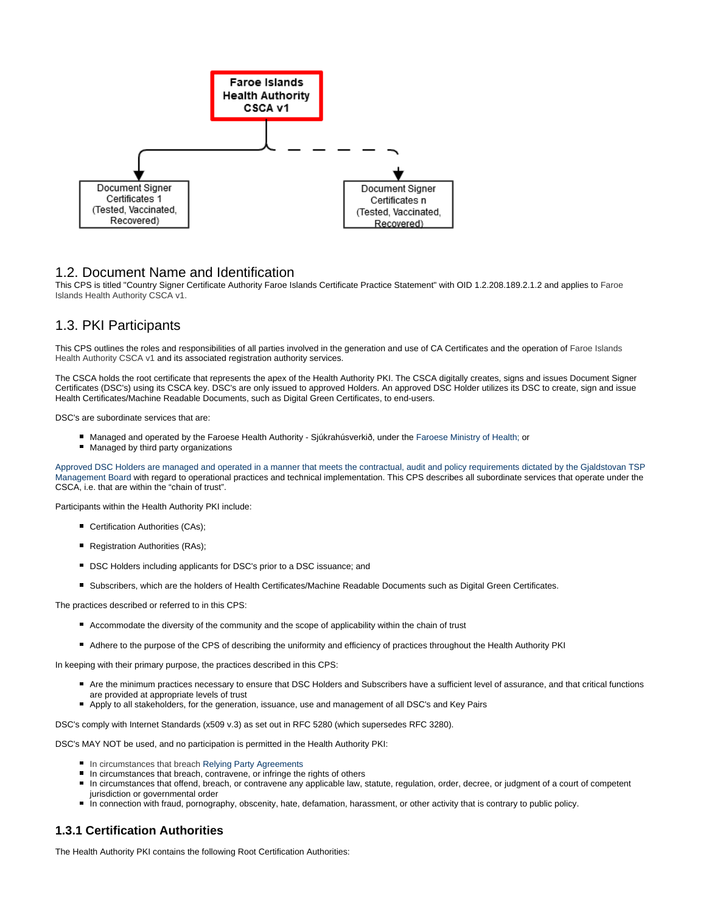Faroe Islands Health Authority CSCA v1

Document Signer Certificates 1 (Tested, Vaccinated, Recovered)

Document Signer Certificates n (Tested, Vaccinated, Recovered)

## 1.2. Document Name and Identification

This CPS is titled "Country Signer Certificate Authority Faroe Islands Certificate Practice Statement" with OID 1.2.208.189.2.1.2 and applies to Faroe Islands Health Authority CSCA v1.

## 1.3. PKI Participants

This CPS outlines the roles and responsibilities of all parties involved in the generation and use of CA Certificates and the operation of Faroe Islands Health Authority CSCA v1 and its associated registration authority services.

The CSCA holds the root certificate that represents the apex of the Health Authority PKI. The CSCA digitally creates, signs and issues Document Signer Certificates (DSC's) using its CSCA key. DSC's are only issued to approved Holders. An approved DSC Holder utilizes its DSC to create, sign and issue Health Certificates/Machine Readable Documents, such as Digital Green Certificates, to end-users.

DSC's are subordinate services that are:

- Managed and operated by the Faroese Health Authority - Sjúkrahúsverkið, under the Faroese Ministry of Health; or
- Managed by third party organizations

Approved DSC Holders are managed and operated in a manner that meets the contractual, audit and policy requirements dictated by the Gjaldstovan TSP Management Board with regard to operational practices and technical implementation. This CPS describes all subordinate services that operate under the CSCA, i.e. that are within the "chain of trust".

Participants within the Health Authority PKI include:

- Certification Authorities (CAs);
- Registration Authorities (RAs);
- DSC Holders including applicants for DSC's prior to a DSC issuance; and
- Subscribers, which are the holders of Health Certificates/Machine Readable Documents such as Digital Green Certificates.

The practices described or referred to in this CPS:

- Accommodate the diversity of the community and the scope of applicability within the chain of trust
- Adhere to the purpose of the CPS of describing the uniformity and efficiency of practices throughout the Health Authority PKI

In keeping with their primary purpose, the practices described in this CPS:

- Are the minimum practices necessary to ensure that DSC Holders and Subscribers have a sufficient level of assurance, and that critical functions are provided at appropriate levels of trust
- Apply to all stakeholders, for the generation, issuance, use and management of all DSC's and Key Pairs

DSC's comply with Internet Standards (x509 v.3) as set out in RFC 5280 (which supersedes RFC 3280).

DSC's MAY NOT be used, and no participation is permitted in the Health Authority PKI:

- In circumstances that breach Relying Party Agreements
- In circumstances that breach, contravene, or infringe the rights of others
- In circumstances that offend, breach, or contravene any applicable law, statute, regulation, order, decree, or judgment of a court of competent jurisdiction or governmental order
- In connection with fraud, pornography, obscenity, hate, defamation, harassment, or other activity that is contrary to public policy.

### 1.3.1 Certification Authorities

The Health Authority PKI contains the following Root Certification Authorities: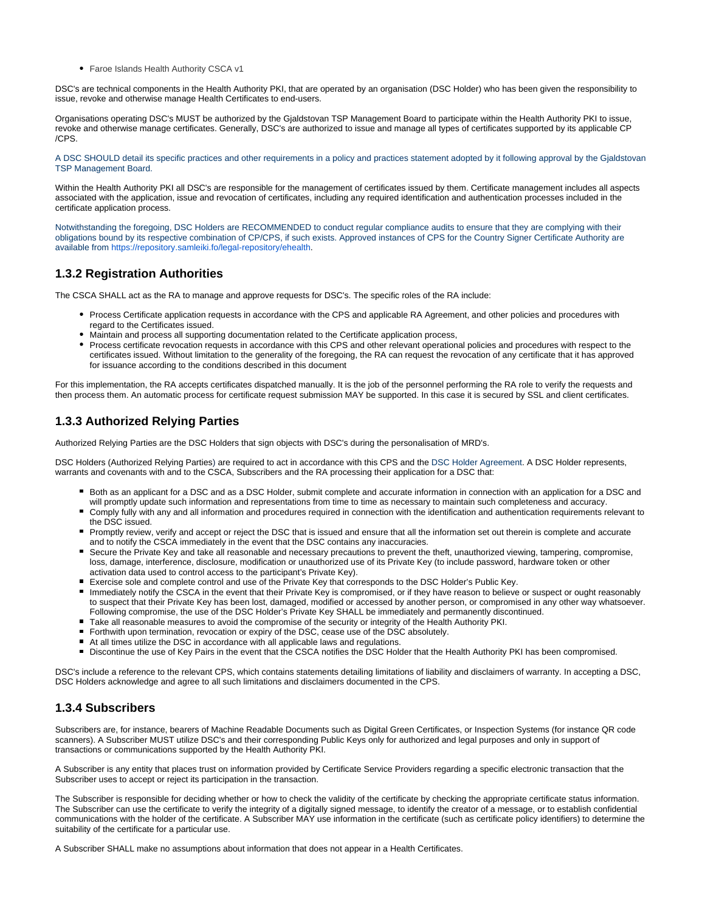- Faroe Islands Health Authority CSCA v1

DSC's are technical components in the Health Authority PKI, that are operated by an organisation (DSC Holder) who has been given the responsibility to issue, revoke and otherwise manage Health Certificates to end-users.

Organisations operating DSC's MUST be authorized by the Gjaldstovan TSP Management Board to participate within the Health Authority PKI to issue, revoke and otherwise manage certificates. Generally, DSC's are authorized to issue and manage all types of certificates supported by its applicable CP /CPS.

A DSC SHOULD detail its specific practices and other requirements in a policy and practices statement adopted by it following approval by the Gjaldstovan TSP Management Board.

Within the Health Authority PKI all DSC's are responsible for the management of certificates issued by them. Certificate management includes all aspects associated with the application, issue and revocation of certificates, including any required identification and authentication processes included in the certificate application process.

Notwithstanding the foregoing, DSC Holders are RECOMMENDED to conduct regular compliance audits to ensure that they are complying with their obligations bound by its respective combination of CP/CPS, if such exists. Approved instances of CPS for the Country Signer Certificate Authority are available from https://repository.samleiki.fo/legal-repository/ehealth.

## 1.3.2 Registration Authorities

The CSCA SHALL act as the RA to manage and approve requests for DSC's. The specific roles of the RA include:

- Process Certificate application requests in accordance with the CPS and applicable RA Agreement, and other policies and procedures with regard to the Certificates issued.
- Maintain and process all supporting documentation related to the Certificate application process,
- Process certificate revocation requests in accordance with this CPS and other relevant operational policies and procedures with respect to the certificates issued. Without limitation to the generality of the foregoing, the RA can request the revocation of any certificate that it has approved for issuance according to the conditions described in this document

For this implementation, the RA accepts certificates dispatched manually. It is the job of the personnel performing the RA role to verify the requests and then process them. An automatic process for certificate request submission MAY be supported. In this case it is secured by SSL and client certificates.

## 1.3.3 Authorized Relying Parties

Authorized Relying Parties are the DSC Holders that sign objects with DSC's during the personalisation of MRD's.

DSC Holders (Authorized Relying Parties) are required to act in accordance with this CPS and the DSC Holder Agreement. A DSC Holder represents, warrants and covenants with and to the CSCA, Subscribers and the RA processing their application for a DSC that:

- Both as an applicant for a DSC and as a DSC Holder, submit complete and accurate information in connection with an application for a DSC and will promptly update such information and representations from time to time as necessary to maintain such completeness and accuracy.
- Comply fully with any and all information and procedures required in connection with the identification and authentication requirements relevant to the DSC issued.
- Promptly review, verify and accept or reject the DSC that is issued and ensure that all the information set out therein is complete and accurate and to notify the CSCA immediately in the event that the DSC contains any inaccuracies.
- Secure the Private Key and take all reasonable and necessary precautions to prevent the theft, unauthorized viewing, tampering, compromise, loss, damage, interference, disclosure, modification or unauthorized use of its Private Key (to include password, hardware token or other activation data used to control access to the participant's Private Key).
- Exercise sole and complete control and use of the Private Key that corresponds to the DSC Holder's Public Key.
- Immediately notify the CSCA in the event that their Private Key is compromised, or if they have reason to believe or suspect or ought reasonably to suspect that their Private Key has been lost, damaged, modified or accessed by another person, or compromised in any other way whatsoever. Following compromise, the use of the DSC Holder's Private Key SHALL be immediately and permanently discontinued.
- Take all reasonable measures to avoid the compromise of the security or integrity of the Health Authority PKI.
- Forthwith upon termination, revocation or expiry of the DSC, cease use of the DSC absolutely.
- At all times utilize the DSC in accordance with all applicable laws and regulations.
- Discontinue the use of Key Pairs in the event that the CSCA notifies the DSC Holder that the Health Authority PKI has been compromised.

DSC's include a reference to the relevant CPS, which contains statements detailing limitations of liability and disclaimers of warranty. In accepting a DSC, DSC Holders acknowledge and agree to all such limitations and disclaimers documented in the CPS.

## 1.3.4 Subscribers

Subscribers are, for instance, bearers of Machine Readable Documents such as Digital Green Certificates, or Inspection Systems (for instance QR code scanners). A Subscriber MUST utilize DSC's and their corresponding Public Keys only for authorized and legal purposes and only in support of transactions or communications supported by the Health Authority PKI.

A Subscriber is any entity that places trust on information provided by Certificate Service Providers regarding a specific electronic transaction that the Subscriber uses to accept or reject its participation in the transaction.

The Subscriber is responsible for deciding whether or how to check the validity of the certificate by checking the appropriate certificate status information. The Subscriber can use the certificate to verify the integrity of a digitally signed message, to identify the creator of a message, or to establish confidential communications with the holder of the certificate. A Subscriber MAY use information in the certificate (such as certificate policy identifiers) to determine the suitability of the certificate for a particular use.

A Subscriber SHALL make no assumptions about information that does not appear in a Health Certificates.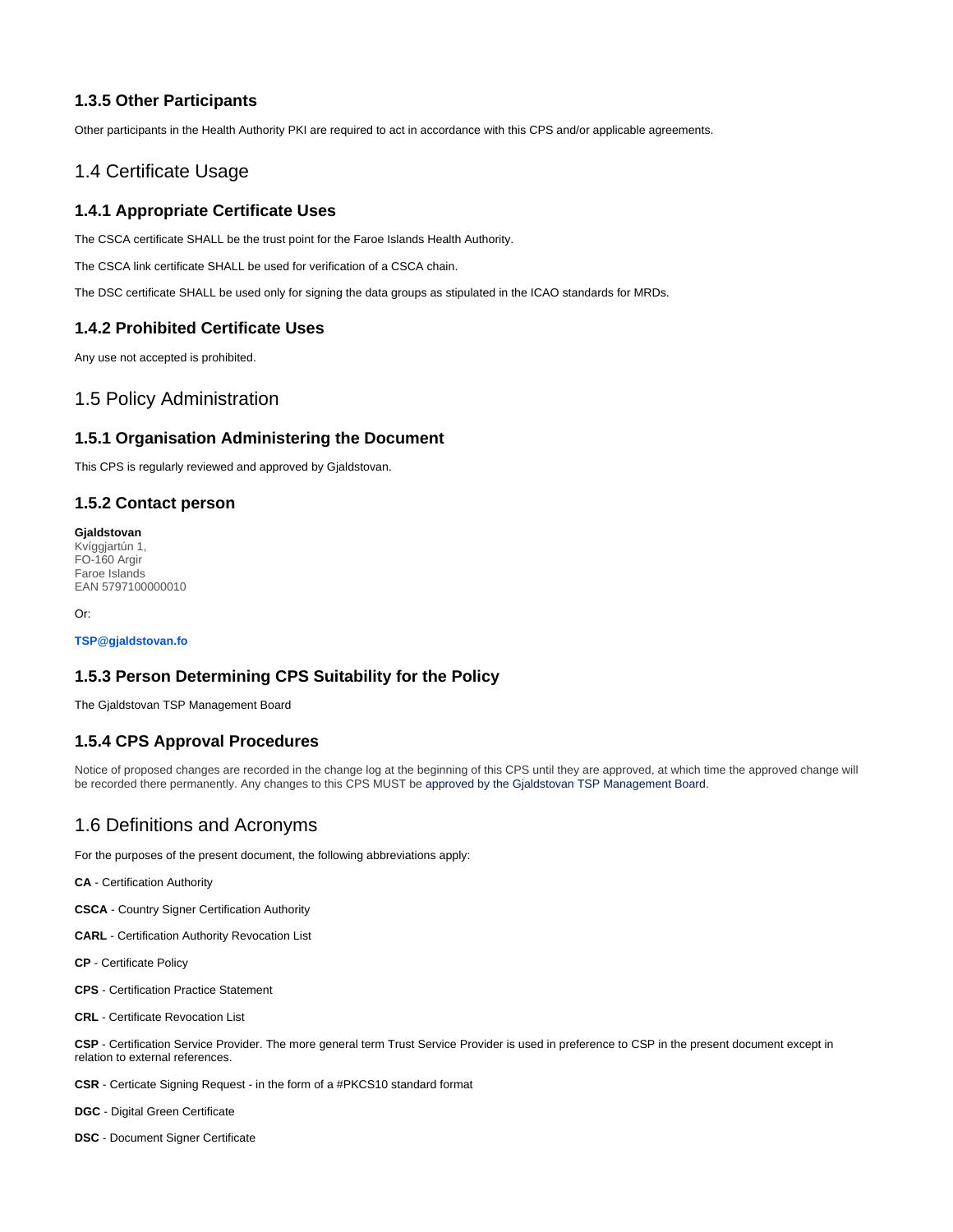### 1.3.5 Other Participants

Other participants in the Health Authority PKI are required to act in accordance with this CPS and/or applicable agreements.

## 1.4 Certificate Usage

### 1.4.1 Appropriate Certificate Uses

The CSCA certificate SHALL be the trust point for the Faroe Islands Health Authority.

The CSCA link certificate SHALL be used for verification of a CSCA chain.

The DSC certificate SHALL be used only for signing the data groups as stipulated in the ICAO standards for MRDs.

### 1.4.2 Prohibited Certificate Uses

Any use not accepted is prohibited.

## 1.5 Policy Administration

### 1.5.1 Organisation Administering the Document

This CPS is regularly reviewed and approved by Gjaldstovan.

### 1.5.2 Contact person

**Gjaldstovan**
Kvíggjartún 1,
FO-160 Argir
Faroe Islands
EAN 5797100000010

Or:

**TSP@gjaldstovan.fo**

### 1.5.3 Person Determining CPS Suitability for the Policy

The Gjaldstovan TSP Management Board

### 1.5.4 CPS Approval Procedures

Notice of proposed changes are recorded in the change log at the beginning of this CPS until they are approved, at which time the approved change will be recorded there permanently. Any changes to this CPS MUST be approved by the Gjaldstovan TSP Management Board.

## 1.6 Definitions and Acronyms

For the purposes of the present document, the following abbreviations apply:

**CA** - Certification Authority

**CSCA** - Country Signer Certification Authority

**CARL** - Certification Authority Revocation List

**CP** - Certificate Policy

**CPS** - Certification Practice Statement

**CRL** - Certificate Revocation List

**CSP** - Certification Service Provider. The more general term Trust Service Provider is used in preference to CSP in the present document except in relation to external references.

**CSR** - Certicate Signing Request - in the form of a #PKCS10 standard format

**DGC** - Digital Green Certificate

**DSC** - Document Signer Certificate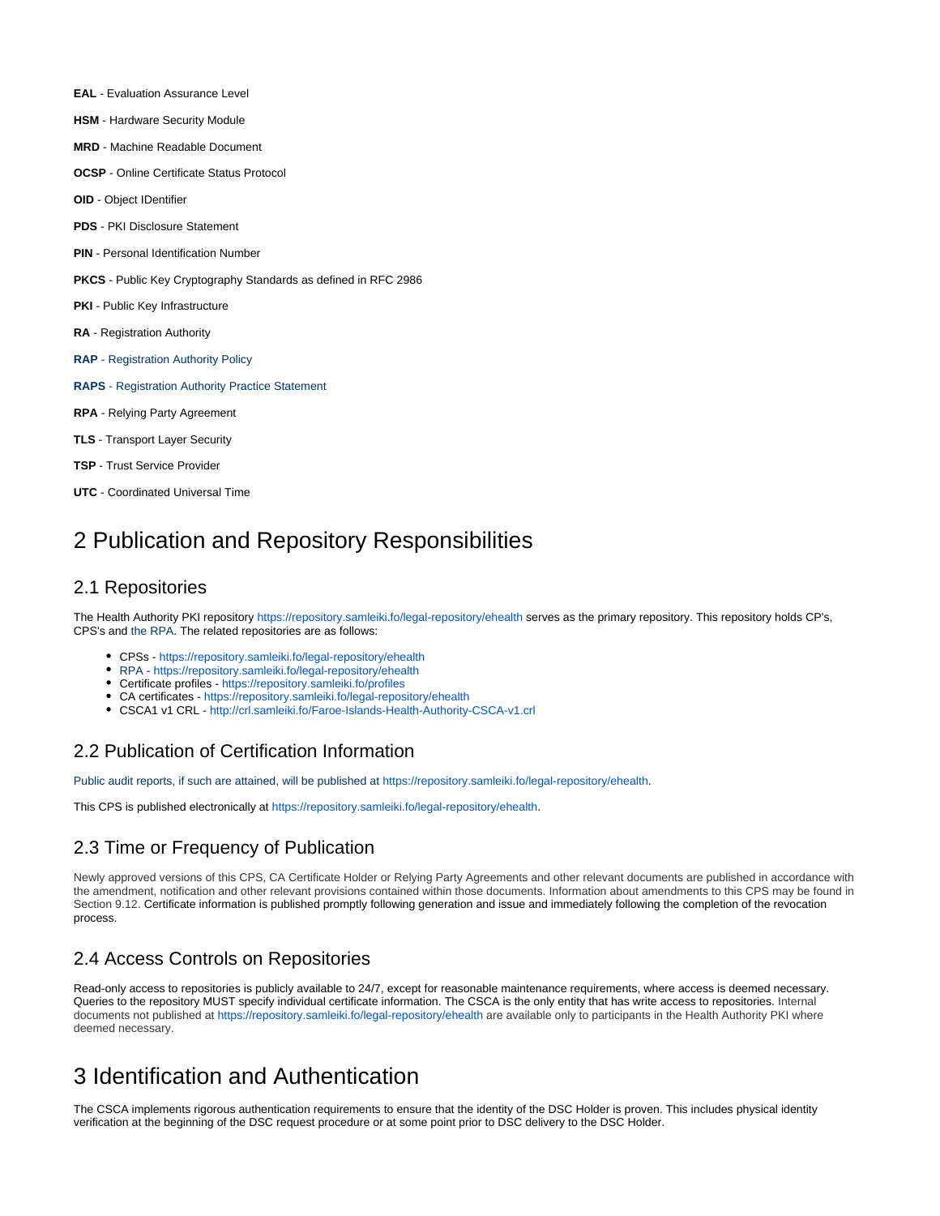**EAL** - Evaluation Assurance Level

**HSM** - Hardware Security Module

**MRD** - Machine Readable Document

**OCSP** - Online Certificate Status Protocol

**OID** - Object IDentifier

**PDS** - PKI Disclosure Statement

**PIN** - Personal Identification Number

**PKCS** - Public Key Cryptography Standards as defined in RFC 2986

**PKI** - Public Key Infrastructure

**RA** - Registration Authority

**RAP** - Registration Authority Policy

**RAPS** - Registration Authority Practice Statement

**RPA** - Relying Party Agreement

**TLS** - Transport Layer Security

**TSP** - Trust Service Provider

**UTC** - Coordinated Universal Time

# 2 Publication and Repository Responsibilities

## 2.1 Repositories

The Health Authority PKI repository https://repository.samleiki.fo/legal-repository/ehealth serves as the primary repository. This repository holds CP's, CPS's and the RPA. The related repositories are as follows:

- CPSs - https://repository.samleiki.fo/legal-repository/ehealth
- RPA - https://repository.samleiki.fo/legal-repository/ehealth
- Certificate profiles - https://repository.samleiki.fo/profiles
- CA certificates - https://repository.samleiki.fo/legal-repository/ehealth
- CSCA1 v1 CRL - http://crl.samleiki.fo/Faroe-Islands-Health-Authority-CSCA-v1.crl

## 2.2 Publication of Certification Information

Public audit reports, if such are attained, will be published at https://repository.samleiki.fo/legal-repository/ehealth.

This CPS is published electronically at https://repository.samleiki.fo/legal-repository/ehealth.

## 2.3 Time or Frequency of Publication

Newly approved versions of this CPS, CA Certificate Holder or Relying Party Agreements and other relevant documents are published in accordance with the amendment, notification and other relevant provisions contained within those documents. Information about amendments to this CPS may be found in Section 9.12. Certificate information is published promptly following generation and issue and immediately following the completion of the revocation process.

## 2.4 Access Controls on Repositories

Read-only access to repositories is publicly available to 24/7, except for reasonable maintenance requirements, where access is deemed necessary. Queries to the repository MUST specify individual certificate information. The CSCA is the only entity that has write access to repositories. Internal documents not published at https://repository.samleiki.fo/legal-repository/ehealth are available only to participants in the Health Authority PKI where deemed necessary.

# 3 Identification and Authentication

The CSCA implements rigorous authentication requirements to ensure that the identity of the DSC Holder is proven. This includes physical identity verification at the beginning of the DSC request procedure or at some point prior to DSC delivery to the DSC Holder.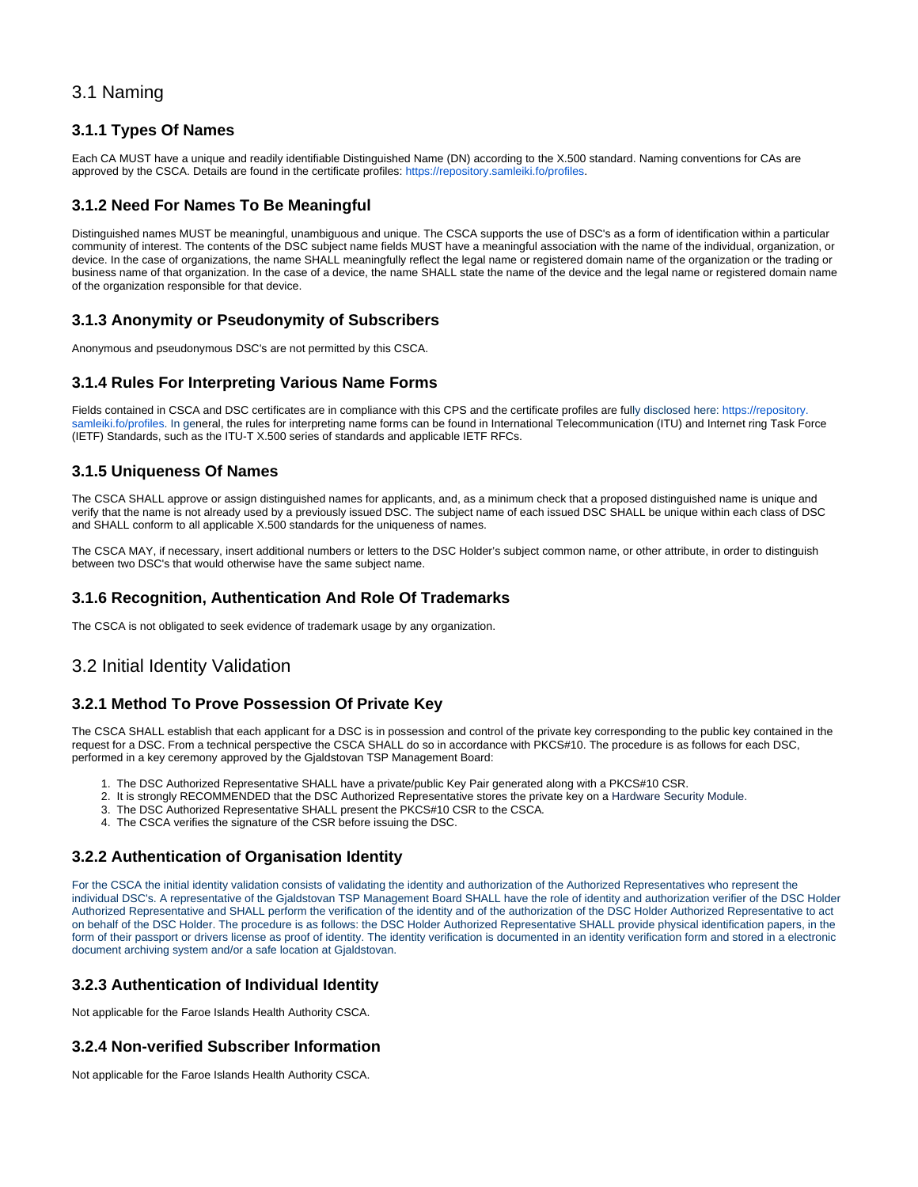## 3.1 Naming

### 3.1.1 Types Of Names

Each CA MUST have a unique and readily identifiable Distinguished Name (DN) according to the X.500 standard. Naming conventions for CAs are approved by the CSCA. Details are found in the certificate profiles: https://repository.samleiki.fo/profiles.

### 3.1.2 Need For Names To Be Meaningful

Distinguished names MUST be meaningful, unambiguous and unique. The CSCA supports the use of DSC's as a form of identification within a particular community of interest. The contents of the DSC subject name fields MUST have a meaningful association with the name of the individual, organization, or device. In the case of organizations, the name SHALL meaningfully reflect the legal name or registered domain name of the organization or the trading or business name of that organization. In the case of a device, the name SHALL state the name of the device and the legal name or registered domain name of the organization responsible for that device.

### 3.1.3 Anonymity or Pseudonymity of Subscribers

Anonymous and pseudonymous DSC's are not permitted by this CSCA.

### 3.1.4 Rules For Interpreting Various Name Forms

Fields contained in CSCA and DSC certificates are in compliance with this CPS and the certificate profiles are fully disclosed here: https://repository.samleiki.fo/profiles. In general, the rules for interpreting name forms can be found in International Telecommunication (ITU) and Internet ring Task Force (IETF) Standards, such as the ITU-T X.500 series of standards and applicable IETF RFCs.

### 3.1.5 Uniqueness Of Names

The CSCA SHALL approve or assign distinguished names for applicants, and, as a minimum check that a proposed distinguished name is unique and verify that the name is not already used by a previously issued DSC. The subject name of each issued DSC SHALL be unique within each class of DSC and SHALL conform to all applicable X.500 standards for the uniqueness of names.

The CSCA MAY, if necessary, insert additional numbers or letters to the DSC Holder's subject common name, or other attribute, in order to distinguish between two DSC's that would otherwise have the same subject name.

### 3.1.6 Recognition, Authentication And Role Of Trademarks

The CSCA is not obligated to seek evidence of trademark usage by any organization.

## 3.2 Initial Identity Validation

### 3.2.1 Method To Prove Possession Of Private Key

The CSCA SHALL establish that each applicant for a DSC is in possession and control of the private key corresponding to the public key contained in the request for a DSC. From a technical perspective the CSCA SHALL do so in accordance with PKCS#10. The procedure is as follows for each DSC, performed in a key ceremony approved by the Gjaldstovan TSP Management Board:

1. The DSC Authorized Representative SHALL have a private/public Key Pair generated along with a PKCS#10 CSR.
2. It is strongly RECOMMENDED that the DSC Authorized Representative stores the private key on a Hardware Security Module.
3. The DSC Authorized Representative SHALL present the PKCS#10 CSR to the CSCA.
4. The CSCA verifies the signature of the CSR before issuing the DSC.

### 3.2.2 Authentication of Organisation Identity

For the CSCA the initial identity validation consists of validating the identity and authorization of the Authorized Representatives who represent the individual DSC's. A representative of the Gjaldstovan TSP Management Board SHALL have the role of identity and authorization verifier of the DSC Holder Authorized Representative and SHALL perform the verification of the identity and of the authorization of the DSC Holder Authorized Representative to act on behalf of the DSC Holder. The procedure is as follows: the DSC Holder Authorized Representative SHALL provide physical identification papers, in the form of their passport or drivers license as proof of identity. The identity verification is documented in an identity verification form and stored in a electronic document archiving system and/or a safe location at Gjaldstovan.

### 3.2.3 Authentication of Individual Identity

Not applicable for the Faroe Islands Health Authority CSCA.

### 3.2.4 Non-verified Subscriber Information

Not applicable for the Faroe Islands Health Authority CSCA.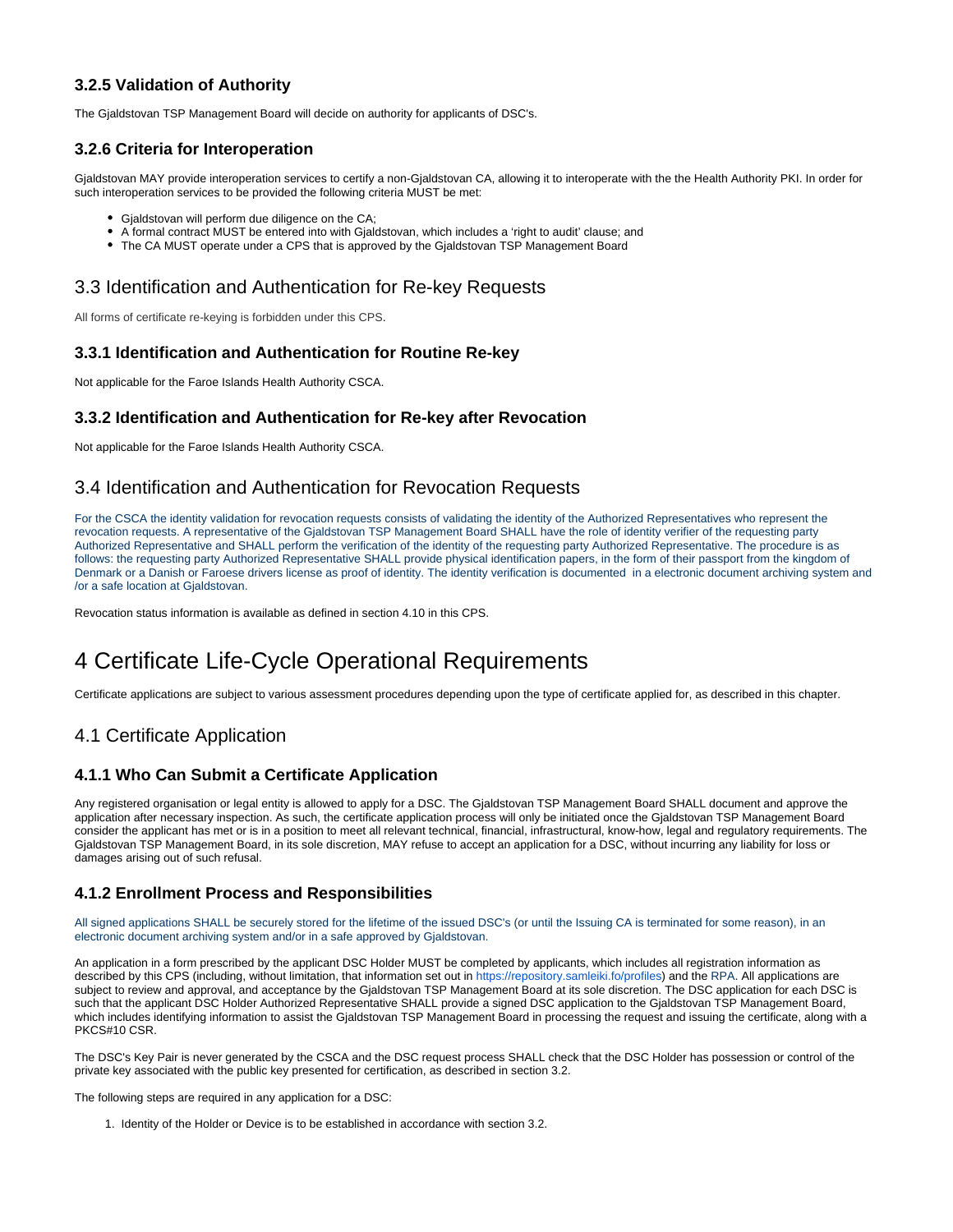### 3.2.5 Validation of Authority

The Gjaldstovan TSP Management Board will decide on authority for applicants of DSC's.

### 3.2.6 Criteria for Interoperation

Gjaldstovan MAY provide interoperation services to certify a non-Gjaldstovan CA, allowing it to interoperate with the the Health Authority PKI. In order for such interoperation services to be provided the following criteria MUST be met:

- Gjaldstovan will perform due diligence on the CA;
- A formal contract MUST be entered into with Gjaldstovan, which includes a 'right to audit' clause; and
- The CA MUST operate under a CPS that is approved by the Gjaldstovan TSP Management Board

## 3.3 Identification and Authentication for Re-key Requests

All forms of certificate re-keying is forbidden under this CPS.

### 3.3.1 Identification and Authentication for Routine Re-key

Not applicable for the Faroe Islands Health Authority CSCA.

### 3.3.2 Identification and Authentication for Re-key after Revocation

Not applicable for the Faroe Islands Health Authority CSCA.

## 3.4 Identification and Authentication for Revocation Requests

For the CSCA the identity validation for revocation requests consists of validating the identity of the Authorized Representatives who represent the revocation requests. A representative of the Gjaldstovan TSP Management Board SHALL have the role of identity verifier of the requesting party Authorized Representative and SHALL perform the verification of the identity of the requesting party Authorized Representative. The procedure is as follows: the requesting party Authorized Representative SHALL provide physical identification papers, in the form of their passport from the kingdom of Denmark or a Danish or Faroese drivers license as proof of identity. The identity verification is documented in a electronic document archiving system and /or a safe location at Gjaldstovan.

Revocation status information is available as defined in section 4.10 in this CPS.

# 4 Certificate Life-Cycle Operational Requirements

Certificate applications are subject to various assessment procedures depending upon the type of certificate applied for, as described in this chapter.

## 4.1 Certificate Application

### 4.1.1 Who Can Submit a Certificate Application

Any registered organisation or legal entity is allowed to apply for a DSC. The Gjaldstovan TSP Management Board SHALL document and approve the application after necessary inspection. As such, the certificate application process will only be initiated once the Gjaldstovan TSP Management Board consider the applicant has met or is in a position to meet all relevant technical, financial, infrastructural, know-how, legal and regulatory requirements. The Gjaldstovan TSP Management Board, in its sole discretion, MAY refuse to accept an application for a DSC, without incurring any liability for loss or damages arising out of such refusal.

### 4.1.2 Enrollment Process and Responsibilities

All signed applications SHALL be securely stored for the lifetime of the issued DSC's (or until the Issuing CA is terminated for some reason), in an electronic document archiving system and/or in a safe approved by Gjaldstovan.

An application in a form prescribed by the applicant DSC Holder MUST be completed by applicants, which includes all registration information as described by this CPS (including, without limitation, that information set out in https://repository.samleiki.fo/profiles) and the RPA. All applications are subject to review and approval, and acceptance by the Gjaldstovan TSP Management Board at its sole discretion. The DSC application for each DSC is such that the applicant DSC Holder Authorized Representative SHALL provide a signed DSC application to the Gjaldstovan TSP Management Board, which includes identifying information to assist the Gjaldstovan TSP Management Board in processing the request and issuing the certificate, along with a PKCS#10 CSR.

The DSC's Key Pair is never generated by the CSCA and the DSC request process SHALL check that the DSC Holder has possession or control of the private key associated with the public key presented for certification, as described in section 3.2.

The following steps are required in any application for a DSC:

1. Identity of the Holder or Device is to be established in accordance with section 3.2.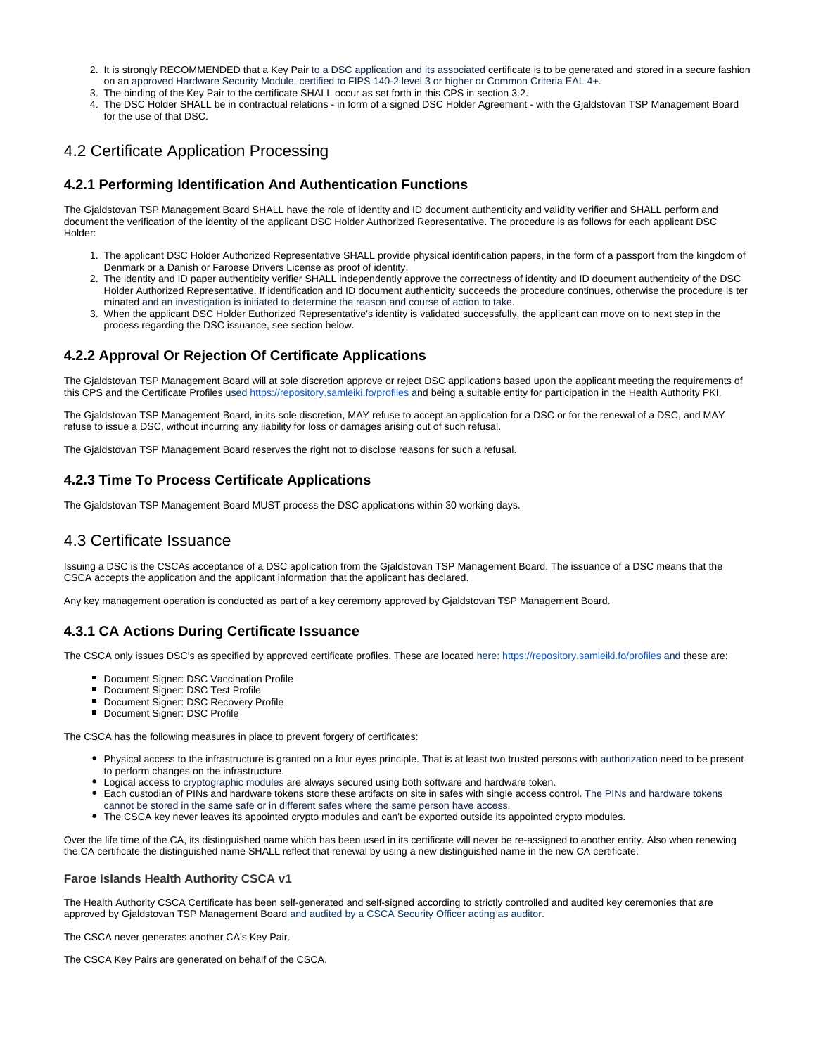2. It is strongly RECOMMENDED that a Key Pair to a DSC application and its associated certificate is to be generated and stored in a secure fashion on an approved Hardware Security Module, certified to FIPS 140-2 level 3 or higher or Common Criteria EAL 4+.
3. The binding of the Key Pair to the certificate SHALL occur as set forth in this CPS in section 3.2.
4. The DSC Holder SHALL be in contractual relations - in form of a signed DSC Holder Agreement - with the Gjaldstovan TSP Management Board for the use of that DSC.

## 4.2 Certificate Application Processing

### 4.2.1 Performing Identification And Authentication Functions

The Gjaldstovan TSP Management Board SHALL have the role of identity and ID document authenticity and validity verifier and SHALL perform and document the verification of the identity of the applicant DSC Holder Authorized Representative. The procedure is as follows for each applicant DSC Holder:

1. The applicant DSC Holder Authorized Representative SHALL provide physical identification papers, in the form of a passport from the kingdom of Denmark or a Danish or Faroese Drivers License as proof of identity.
2. The identity and ID paper authenticity verifier SHALL independently approve the correctness of identity and ID document authenticity of the DSC Holder Authorized Representative. If identification and ID document authenticity succeeds the procedure continues, otherwise the procedure is terminated and an investigation is initiated to determine the reason and course of action to take.
3. When the applicant DSC Holder Euthorized Representative's identity is validated successfully, the applicant can move on to next step in the process regarding the DSC issuance, see section below.

### 4.2.2 Approval Or Rejection Of Certificate Applications

The Gjaldstovan TSP Management Board will at sole discretion approve or reject DSC applications based upon the applicant meeting the requirements of this CPS and the Certificate Profiles used https://repository.samleiki.fo/profiles and being a suitable entity for participation in the Health Authority PKI.

The Gjaldstovan TSP Management Board, in its sole discretion, MAY refuse to accept an application for a DSC or for the renewal of a DSC, and MAY refuse to issue a DSC, without incurring any liability for loss or damages arising out of such refusal.

The Gjaldstovan TSP Management Board reserves the right not to disclose reasons for such a refusal.

### 4.2.3 Time To Process Certificate Applications

The Gjaldstovan TSP Management Board MUST process the DSC applications within 30 working days.

## 4.3 Certificate Issuance

Issuing a DSC is the CSCAs acceptance of a DSC application from the Gjaldstovan TSP Management Board. The issuance of a DSC means that the CSCA accepts the application and the applicant information that the applicant has declared.

Any key management operation is conducted as part of a key ceremony approved by Gjaldstovan TSP Management Board.

### 4.3.1 CA Actions During Certificate Issuance

The CSCA only issues DSC's as specified by approved certificate profiles. These are located here: https://repository.samleiki.fo/profiles and these are:

- Document Signer: DSC Vaccination Profile
- Document Signer: DSC Test Profile
- Document Signer: DSC Recovery Profile
- Document Signer: DSC Profile

The CSCA has the following measures in place to prevent forgery of certificates:

- Physical access to the infrastructure is granted on a four eyes principle. That is at least two trusted persons with authorization need to be present to perform changes on the infrastructure.
- Logical access to cryptographic modules are always secured using both software and hardware token.
- Each custodian of PINs and hardware tokens store these artifacts on site in safes with single access control. The PINs and hardware tokens cannot be stored in the same safe or in different safes where the same person have access.
- The CSCA key never leaves its appointed crypto modules and can't be exported outside its appointed crypto modules.

Over the life time of the CA, its distinguished name which has been used in its certificate will never be re-assigned to another entity. Also when renewing the CA certificate the distinguished name SHALL reflect that renewal by using a new distinguished name in the new CA certificate.

#### Faroe Islands Health Authority CSCA v1

The Health Authority CSCA Certificate has been self-generated and self-signed according to strictly controlled and audited key ceremonies that are approved by Gjaldstovan TSP Management Board and audited by a CSCA Security Officer acting as auditor.

The CSCA never generates another CA's Key Pair.

The CSCA Key Pairs are generated on behalf of the CSCA.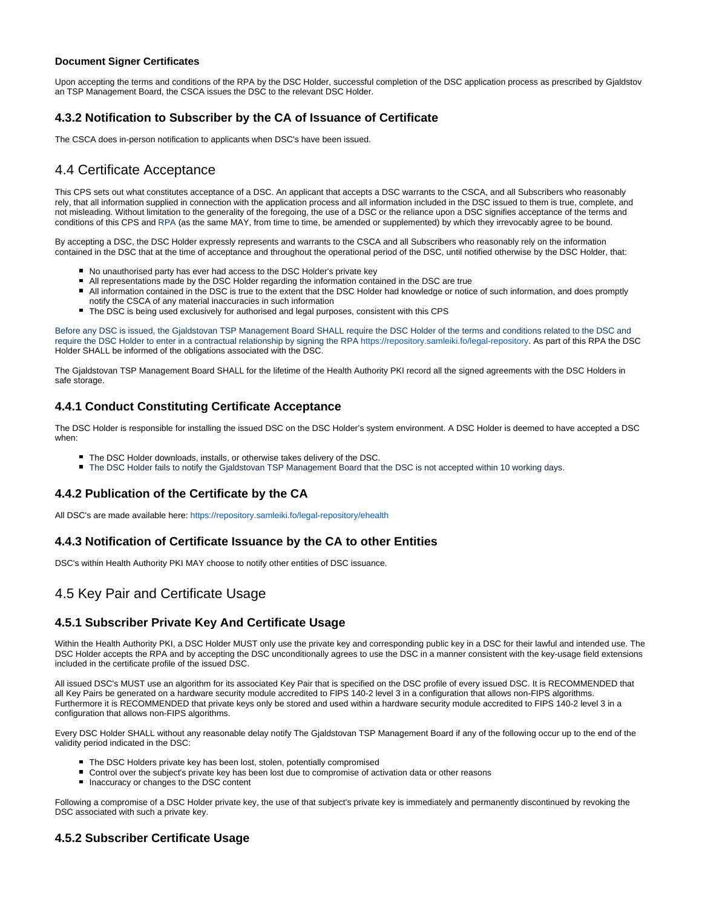#### Document Signer Certificates

Upon accepting the terms and conditions of the RPA by the DSC Holder, successful completion of the DSC application process as prescribed by Gjaldstovan TSP Management Board, the CSCA issues the DSC to the relevant DSC Holder.

### 4.3.2 Notification to Subscriber by the CA of Issuance of Certificate

The CSCA does in-person notification to applicants when DSC's have been issued.

## 4.4 Certificate Acceptance

This CPS sets out what constitutes acceptance of a DSC. An applicant that accepts a DSC warrants to the CSCA, and all Subscribers who reasonably rely, that all information supplied in connection with the application process and all information included in the DSC issued to them is true, complete, and not misleading. Without limitation to the generality of the foregoing, the use of a DSC or the reliance upon a DSC signifies acceptance of the terms and conditions of this CPS and RPA (as the same MAY, from time to time, be amended or supplemented) by which they irrevocably agree to be bound.

By accepting a DSC, the DSC Holder expressly represents and warrants to the CSCA and all Subscribers who reasonably rely on the information contained in the DSC that at the time of acceptance and throughout the operational period of the DSC, until notified otherwise by the DSC Holder, that:

- No unauthorised party has ever had access to the DSC Holder's private key
- All representations made by the DSC Holder regarding the information contained in the DSC are true
- All information contained in the DSC is true to the extent that the DSC Holder had knowledge or notice of such information, and does promptly notify the CSCA of any material inaccuracies in such information
- The DSC is being used exclusively for authorised and legal purposes, consistent with this CPS

Before any DSC is issued, the Gjaldstovan TSP Management Board SHALL require the DSC Holder of the terms and conditions related to the DSC and require the DSC Holder to enter in a contractual relationship by signing the RPA https://repository.samleiki.fo/legal-repository. As part of this RPA the DSC Holder SHALL be informed of the obligations associated with the DSC.

The Gjaldstovan TSP Management Board SHALL for the lifetime of the Health Authority PKI record all the signed agreements with the DSC Holders in safe storage.

### 4.4.1 Conduct Constituting Certificate Acceptance

The DSC Holder is responsible for installing the issued DSC on the DSC Holder's system environment. A DSC Holder is deemed to have accepted a DSC when:

- The DSC Holder downloads, installs, or otherwise takes delivery of the DSC.
- The DSC Holder fails to notify the Gjaldstovan TSP Management Board that the DSC is not accepted within 10 working days.

### 4.4.2 Publication of the Certificate by the CA

All DSC's are made available here: https://repository.samleiki.fo/legal-repository/ehealth

### 4.4.3 Notification of Certificate Issuance by the CA to other Entities

DSC's within Health Authority PKI MAY choose to notify other entities of DSC issuance.

## 4.5 Key Pair and Certificate Usage

### 4.5.1 Subscriber Private Key And Certificate Usage

Within the Health Authority PKI, a DSC Holder MUST only use the private key and corresponding public key in a DSC for their lawful and intended use. The DSC Holder accepts the RPA and by accepting the DSC unconditionally agrees to use the DSC in a manner consistent with the key-usage field extensions included in the certificate profile of the issued DSC.

All issued DSC's MUST use an algorithm for its associated Key Pair that is specified on the DSC profile of every issued DSC. It is RECOMMENDED that all Key Pairs be generated on a hardware security module accredited to FIPS 140-2 level 3 in a configuration that allows non-FIPS algorithms. Furthermore it is RECOMMENDED that private keys only be stored and used within a hardware security module accredited to FIPS 140-2 level 3 in a configuration that allows non-FIPS algorithms.

Every DSC Holder SHALL without any reasonable delay notify The Gjaldstovan TSP Management Board if any of the following occur up to the end of the validity period indicated in the DSC:

- The DSC Holders private key has been lost, stolen, potentially compromised
- Control over the subject's private key has been lost due to compromise of activation data or other reasons
- Inaccuracy or changes to the DSC content

Following a compromise of a DSC Holder private key, the use of that subject's private key is immediately and permanently discontinued by revoking the DSC associated with such a private key.

### 4.5.2 Subscriber Certificate Usage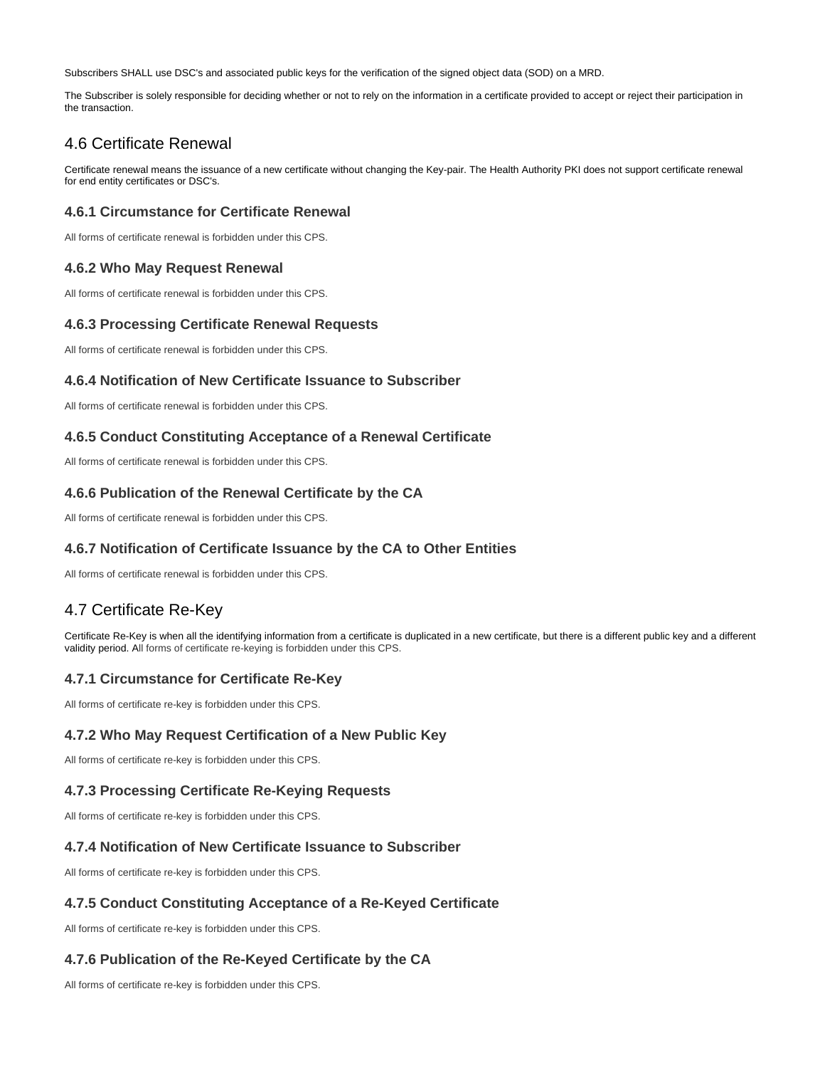Subscribers SHALL use DSC's and associated public keys for the verification of the signed object data (SOD) on a MRD.

The Subscriber is solely responsible for deciding whether or not to rely on the information in a certificate provided to accept or reject their participation in the transaction.

## 4.6 Certificate Renewal

Certificate renewal means the issuance of a new certificate without changing the Key-pair. The Health Authority PKI does not support certificate renewal for end entity certificates or DSC's.

### 4.6.1 Circumstance for Certificate Renewal

All forms of certificate renewal is forbidden under this CPS.

### 4.6.2 Who May Request Renewal

All forms of certificate renewal is forbidden under this CPS.

### 4.6.3 Processing Certificate Renewal Requests

All forms of certificate renewal is forbidden under this CPS.

### 4.6.4 Notification of New Certificate Issuance to Subscriber

All forms of certificate renewal is forbidden under this CPS.

### 4.6.5 Conduct Constituting Acceptance of a Renewal Certificate

All forms of certificate renewal is forbidden under this CPS.

### 4.6.6 Publication of the Renewal Certificate by the CA

All forms of certificate renewal is forbidden under this CPS.

### 4.6.7 Notification of Certificate Issuance by the CA to Other Entities

All forms of certificate renewal is forbidden under this CPS.

## 4.7 Certificate Re-Key

Certificate Re-Key is when all the identifying information from a certificate is duplicated in a new certificate, but there is a different public key and a different validity period. All forms of certificate re-keying is forbidden under this CPS.

### 4.7.1 Circumstance for Certificate Re-Key

All forms of certificate re-key is forbidden under this CPS.

### 4.7.2 Who May Request Certification of a New Public Key

All forms of certificate re-key is forbidden under this CPS.

### 4.7.3 Processing Certificate Re-Keying Requests

All forms of certificate re-key is forbidden under this CPS.

### 4.7.4 Notification of New Certificate Issuance to Subscriber

All forms of certificate re-key is forbidden under this CPS.

### 4.7.5 Conduct Constituting Acceptance of a Re-Keyed Certificate

All forms of certificate re-key is forbidden under this CPS.

### 4.7.6 Publication of the Re-Keyed Certificate by the CA

All forms of certificate re-key is forbidden under this CPS.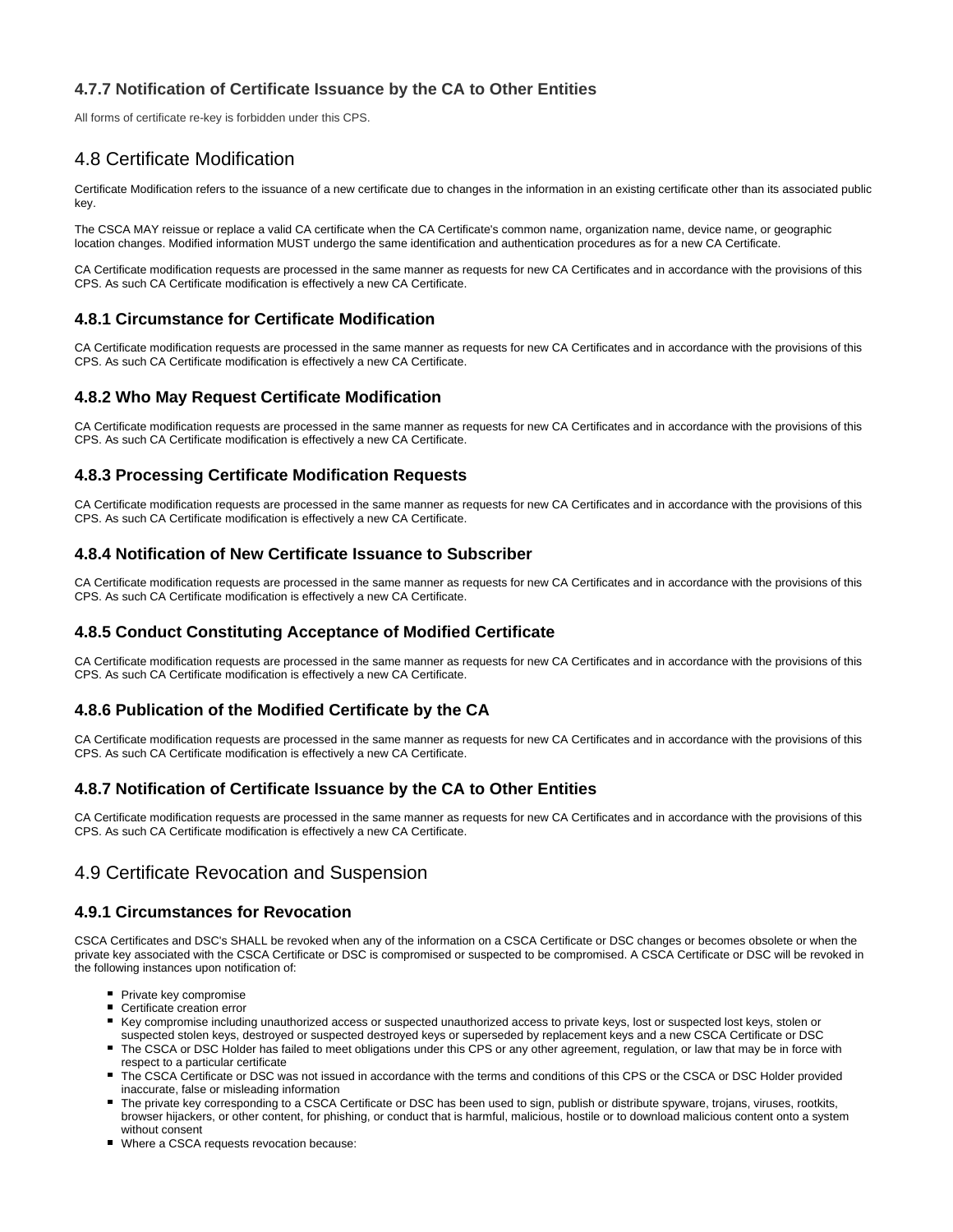### 4.7.7 Notification of Certificate Issuance by the CA to Other Entities

All forms of certificate re-key is forbidden under this CPS.

## 4.8 Certificate Modification

Certificate Modification refers to the issuance of a new certificate due to changes in the information in an existing certificate other than its associated public key.

The CSCA MAY reissue or replace a valid CA certificate when the CA Certificate's common name, organization name, device name, or geographic location changes. Modified information MUST undergo the same identification and authentication procedures as for a new CA Certificate.

CA Certificate modification requests are processed in the same manner as requests for new CA Certificates and in accordance with the provisions of this CPS. As such CA Certificate modification is effectively a new CA Certificate.

### 4.8.1 Circumstance for Certificate Modification

CA Certificate modification requests are processed in the same manner as requests for new CA Certificates and in accordance with the provisions of this CPS. As such CA Certificate modification is effectively a new CA Certificate.

### 4.8.2 Who May Request Certificate Modification

CA Certificate modification requests are processed in the same manner as requests for new CA Certificates and in accordance with the provisions of this CPS. As such CA Certificate modification is effectively a new CA Certificate.

### 4.8.3 Processing Certificate Modification Requests

CA Certificate modification requests are processed in the same manner as requests for new CA Certificates and in accordance with the provisions of this CPS. As such CA Certificate modification is effectively a new CA Certificate.

### 4.8.4 Notification of New Certificate Issuance to Subscriber

CA Certificate modification requests are processed in the same manner as requests for new CA Certificates and in accordance with the provisions of this CPS. As such CA Certificate modification is effectively a new CA Certificate.

### 4.8.5 Conduct Constituting Acceptance of Modified Certificate

CA Certificate modification requests are processed in the same manner as requests for new CA Certificates and in accordance with the provisions of this CPS. As such CA Certificate modification is effectively a new CA Certificate.

### 4.8.6 Publication of the Modified Certificate by the CA

CA Certificate modification requests are processed in the same manner as requests for new CA Certificates and in accordance with the provisions of this CPS. As such CA Certificate modification is effectively a new CA Certificate.

### 4.8.7 Notification of Certificate Issuance by the CA to Other Entities

CA Certificate modification requests are processed in the same manner as requests for new CA Certificates and in accordance with the provisions of this CPS. As such CA Certificate modification is effectively a new CA Certificate.

## 4.9 Certificate Revocation and Suspension

### 4.9.1 Circumstances for Revocation

CSCA Certificates and DSC's SHALL be revoked when any of the information on a CSCA Certificate or DSC changes or becomes obsolete or when the private key associated with the CSCA Certificate or DSC is compromised or suspected to be compromised. A CSCA Certificate or DSC will be revoked in the following instances upon notification of:

- Private key compromise
- Certificate creation error
- Key compromise including unauthorized access or suspected unauthorized access to private keys, lost or suspected lost keys, stolen or suspected stolen keys, destroyed or suspected destroyed keys or superseded by replacement keys and a new CSCA Certificate or DSC
- The CSCA or DSC Holder has failed to meet obligations under this CPS or any other agreement, regulation, or law that may be in force with respect to a particular certificate
- The CSCA Certificate or DSC was not issued in accordance with the terms and conditions of this CPS or the CSCA or DSC Holder provided inaccurate, false or misleading information
- The private key corresponding to a CSCA Certificate or DSC has been used to sign, publish or distribute spyware, trojans, viruses, rootkits, browser hijackers, or other content, for phishing, or conduct that is harmful, malicious, hostile or to download malicious content onto a system without consent
- Where a CSCA requests revocation because: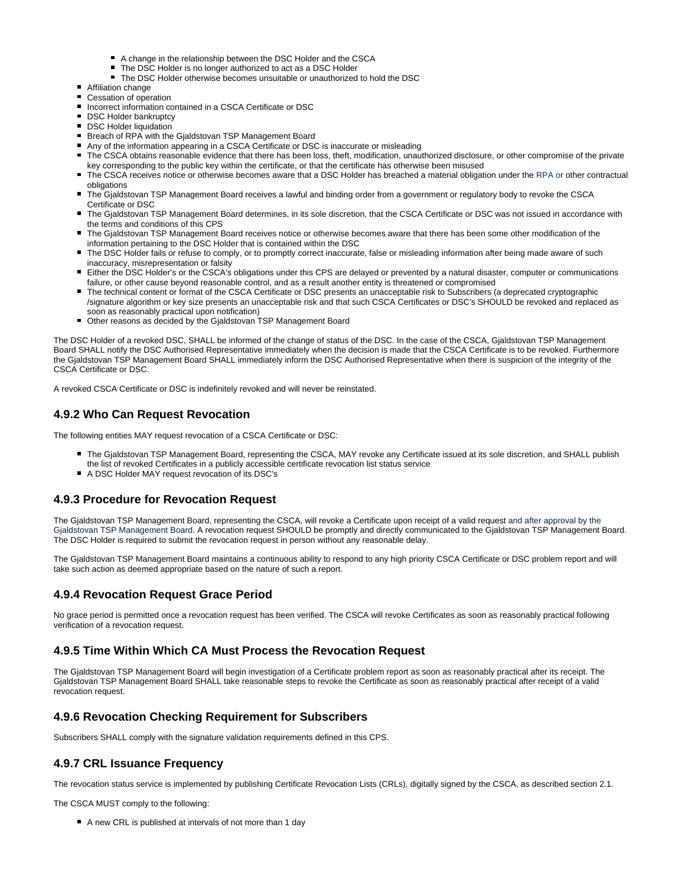- A change in the relationship between the DSC Holder and the CSCA
    - The DSC Holder is no longer authorized to act as a DSC Holder
    - The DSC Holder otherwise becomes unsuitable or unauthorized to hold the DSC
- Affiliation change
- Cessation of operation
- Incorrect information contained in a CSCA Certificate or DSC
- DSC Holder bankruptcy
- DSC Holder liquidation
- Breach of RPA with the Gjaldstovan TSP Management Board
- Any of the information appearing in a CSCA Certificate or DSC is inaccurate or misleading
- The CSCA obtains reasonable evidence that there has been loss, theft, modification, unauthorized disclosure, or other compromise of the private key corresponding to the public key within the certificate, or that the certificate has otherwise been misused
- The CSCA receives notice or otherwise becomes aware that a DSC Holder has breached a material obligation under the RPA or other contractual obligations
- The Gjaldstovan TSP Management Board receives a lawful and binding order from a government or regulatory body to revoke the CSCA Certificate or DSC
- The Gjaldstovan TSP Management Board determines, in its sole discretion, that the CSCA Certificate or DSC was not issued in accordance with the terms and conditions of this CPS
- The Gjaldstovan TSP Management Board receives notice or otherwise becomes aware that there has been some other modification of the information pertaining to the DSC Holder that is contained within the DSC
- The DSC Holder fails or refuse to comply, or to promptly correct inaccurate, false or misleading information after being made aware of such inaccuracy, misrepresentation or falsity
- Either the DSC Holder's or the CSCA's obligations under this CPS are delayed or prevented by a natural disaster, computer or communications failure, or other cause beyond reasonable control, and as a result another entity is threatened or compromised
- The technical content or format of the CSCA Certificate or DSC presents an unacceptable risk to Subscribers (a deprecated cryptographic /signature algorithm or key size presents an unacceptable risk and that such CSCA Certificates or DSC's SHOULD be revoked and replaced as soon as reasonably practical upon notification)
- Other reasons as decided by the Gjaldstovan TSP Management Board

The DSC Holder of a revoked DSC, SHALL be informed of the change of status of the DSC. In the case of the CSCA, Gjaldstovan TSP Management Board SHALL notify the DSC Authorised Representative immediately when the decision is made that the CSCA Certificate is to be revoked. Furthermore the Gjaldstovan TSP Management Board SHALL immediately inform the DSC Authorised Representative when there is suspicion of the integrity of the CSCA Certificate or DSC.

A revoked CSCA Certificate or DSC is indefinitely revoked and will never be reinstated.

### 4.9.2 Who Can Request Revocation

The following entities MAY request revocation of a CSCA Certificate or DSC:

- The Gjaldstovan TSP Management Board, representing the CSCA, MAY revoke any Certificate issued at its sole discretion, and SHALL publish the list of revoked Certificates in a publicly accessible certificate revocation list status service
- A DSC Holder MAY request revocation of its DSC's

### 4.9.3 Procedure for Revocation Request

The Gjaldstovan TSP Management Board, representing the CSCA, will revoke a Certificate upon receipt of a valid request and after approval by the Gjaldstovan TSP Management Board. A revocation request SHOULD be promptly and directly communicated to the Gjaldstovan TSP Management Board. The DSC Holder is required to submit the revocation request in person without any reasonable delay.

The Gjaldstovan TSP Management Board maintains a continuous ability to respond to any high priority CSCA Certificate or DSC problem report and will take such action as deemed appropriate based on the nature of such a report.

### 4.9.4 Revocation Request Grace Period

No grace period is permitted once a revocation request has been verified. The CSCA will revoke Certificates as soon as reasonably practical following verification of a revocation request.

### 4.9.5 Time Within Which CA Must Process the Revocation Request

The Gjaldstovan TSP Management Board will begin investigation of a Certificate problem report as soon as reasonably practical after its receipt. The Gjaldstovan TSP Management Board SHALL take reasonable steps to revoke the Certificate as soon as reasonably practical after receipt of a valid revocation request.

### 4.9.6 Revocation Checking Requirement for Subscribers

Subscribers SHALL comply with the signature validation requirements defined in this CPS.

### 4.9.7 CRL Issuance Frequency

The revocation status service is implemented by publishing Certificate Revocation Lists (CRLs), digitally signed by the CSCA, as described section 2.1.

The CSCA MUST comply to the following:

- A new CRL is published at intervals of not more than 1 day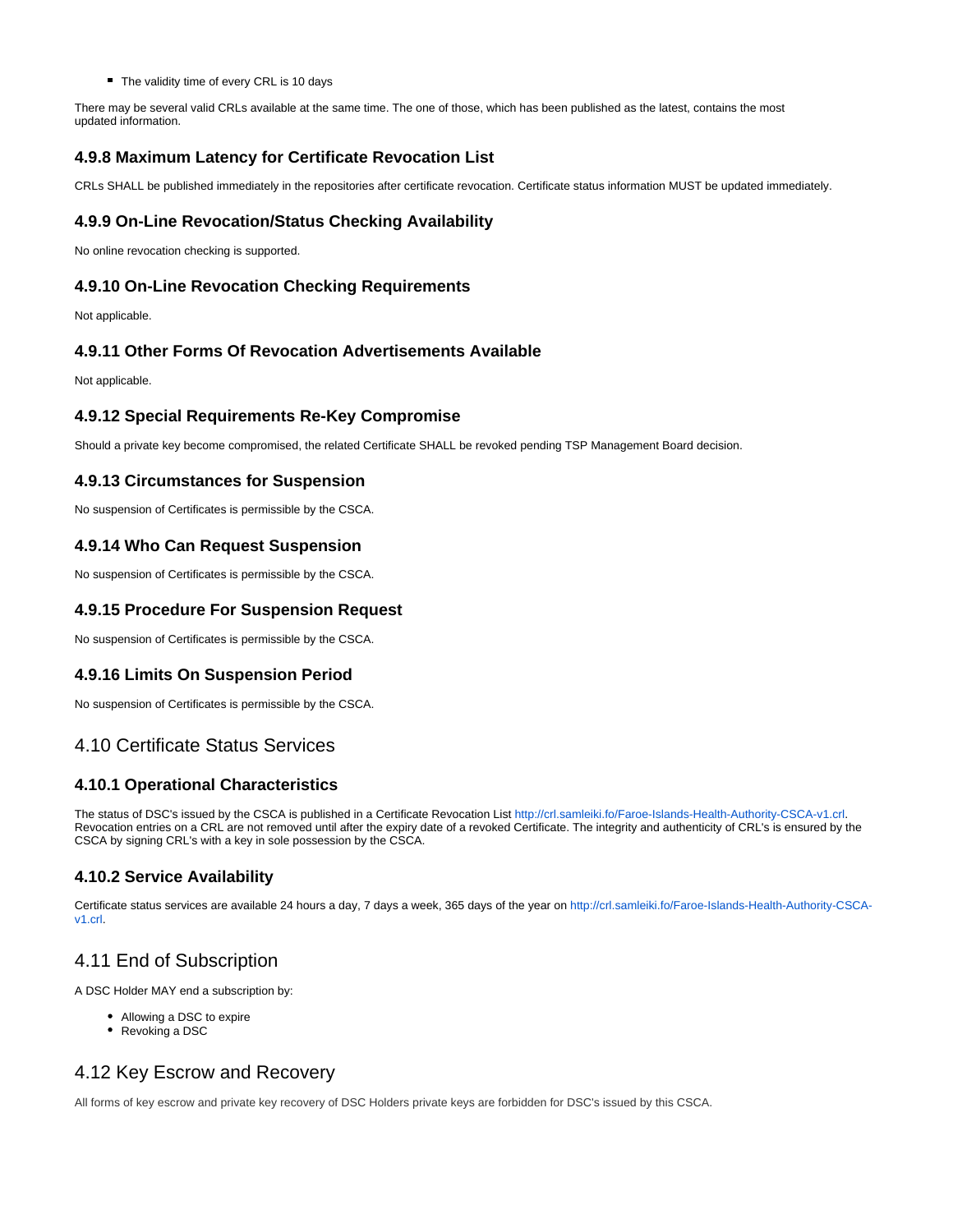- The validity time of every CRL is 10 days

There may be several valid CRLs available at the same time. The one of those, which has been published as the latest, contains the most updated information.

### 4.9.8 Maximum Latency for Certificate Revocation List

CRLs SHALL be published immediately in the repositories after certificate revocation. Certificate status information MUST be updated immediately.

### 4.9.9 On-Line Revocation/Status Checking Availability

No online revocation checking is supported.

### 4.9.10 On-Line Revocation Checking Requirements

Not applicable.

### 4.9.11 Other Forms Of Revocation Advertisements Available

Not applicable.

### 4.9.12 Special Requirements Re-Key Compromise

Should a private key become compromised, the related Certificate SHALL be revoked pending TSP Management Board decision.

### 4.9.13 Circumstances for Suspension

No suspension of Certificates is permissible by the CSCA.

### 4.9.14 Who Can Request Suspension

No suspension of Certificates is permissible by the CSCA.

### 4.9.15 Procedure For Suspension Request

No suspension of Certificates is permissible by the CSCA.

### 4.9.16 Limits On Suspension Period

No suspension of Certificates is permissible by the CSCA.

## 4.10 Certificate Status Services

### 4.10.1 Operational Characteristics

The status of DSC's issued by the CSCA is published in a Certificate Revocation List http://crl.samleiki.fo/Faroe-Islands-Health-Authority-CSCA-v1.crl. Revocation entries on a CRL are not removed until after the expiry date of a revoked Certificate. The integrity and authenticity of CRL's is ensured by the CSCA by signing CRL's with a key in sole possession by the CSCA.

### 4.10.2 Service Availability

Certificate status services are available 24 hours a day, 7 days a week, 365 days of the year on http://crl.samleiki.fo/Faroe-Islands-Health-Authority-CSCA-v1.crl.

## 4.11 End of Subscription

A DSC Holder MAY end a subscription by:

- Allowing a DSC to expire
- Revoking a DSC

## 4.12 Key Escrow and Recovery

All forms of key escrow and private key recovery of DSC Holders private keys are forbidden for DSC's issued by this CSCA.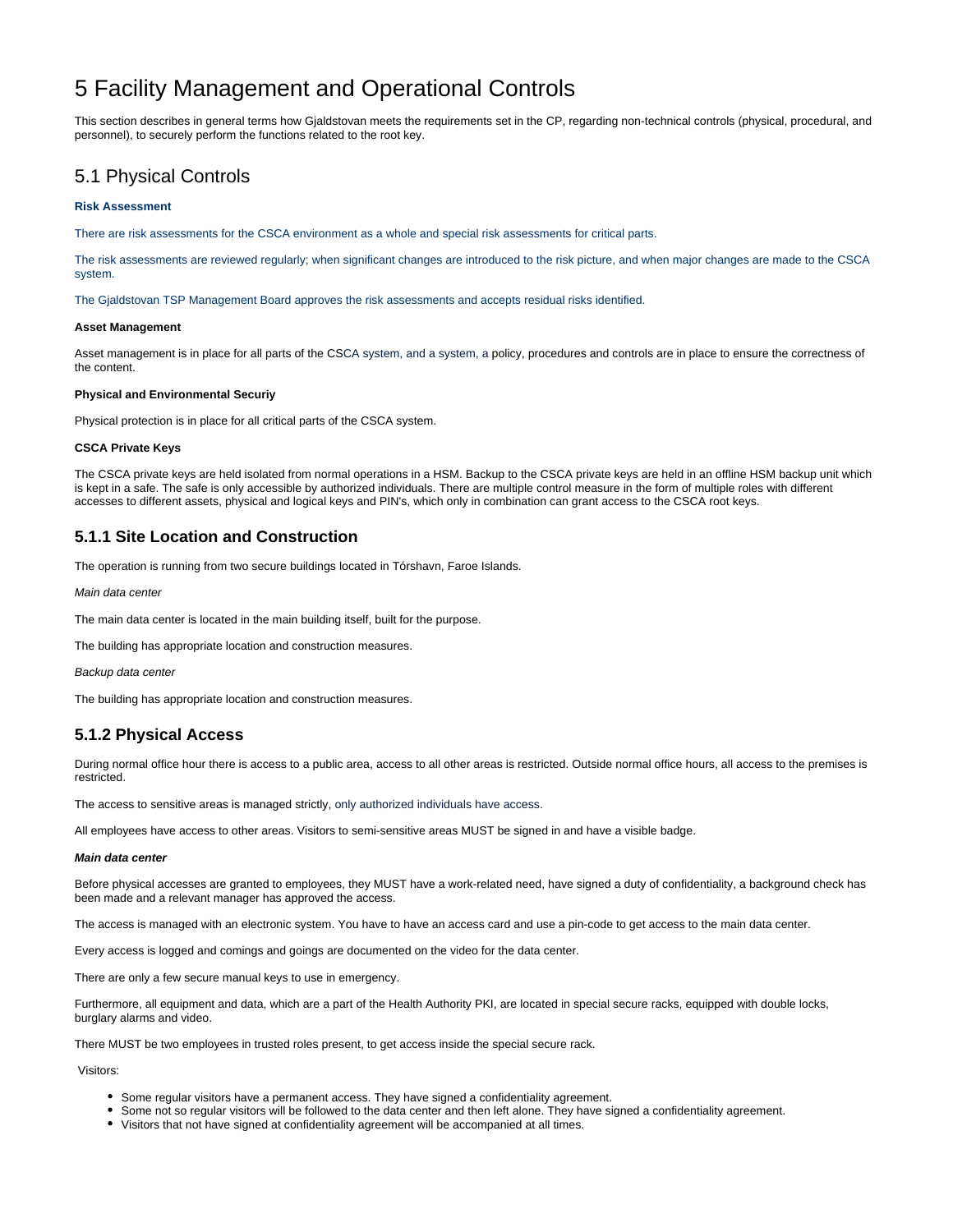# 5 Facility Management and Operational Controls

This section describes in general terms how Gjaldstovan meets the requirements set in the CP, regarding non-technical controls (physical, procedural, and personnel), to securely perform the functions related to the root key.

## 5.1 Physical Controls

**Risk Assessment**

There are risk assessments for the CSCA environment as a whole and special risk assessments for critical parts.

The risk assessments are reviewed regularly; when significant changes are introduced to the risk picture, and when major changes are made to the CSCA system.

The Gjaldstovan TSP Management Board approves the risk assessments and accepts residual risks identified.

**Asset Management**

Asset management is in place for all parts of the CSCA system, and a system, a policy, procedures and controls are in place to ensure the correctness of the content.

**Physical and Environmental Securiy**

Physical protection is in place for all critical parts of the CSCA system.

**CSCA Private Keys**

The CSCA private keys are held isolated from normal operations in a HSM. Backup to the CSCA private keys are held in an offline HSM backup unit which is kept in a safe. The safe is only accessible by authorized individuals. There are multiple control measure in the form of multiple roles with different accesses to different assets, physical and logical keys and PIN's, which only in combination can grant access to the CSCA root keys.

### 5.1.1 Site Location and Construction

The operation is running from two secure buildings located in Tórshavn, Faroe Islands.

*Main data center*

The main data center is located in the main building itself, built for the purpose.

The building has appropriate location and construction measures.

*Backup data center*

The building has appropriate location and construction measures.

### 5.1.2 Physical Access

During normal office hour there is access to a public area, access to all other areas is restricted. Outside normal office hours, all access to the premises is restricted.

The access to sensitive areas is managed strictly, only authorized individuals have access.

All employees have access to other areas. Visitors to semi-sensitive areas MUST be signed in and have a visible badge.

***Main data center***

Before physical accesses are granted to employees, they MUST have a work-related need, have signed a duty of confidentiality, a background check has been made and a relevant manager has approved the access.

The access is managed with an electronic system. You have to have an access card and use a pin-code to get access to the main data center.

Every access is logged and comings and goings are documented on the video for the data center.

There are only a few secure manual keys to use in emergency.

Furthermore, all equipment and data, which are a part of the Health Authority PKI, are located in special secure racks, equipped with double locks, burglary alarms and video.

There MUST be two employees in trusted roles present, to get access inside the special secure rack.

Visitors:

- Some regular visitors have a permanent access. They have signed a confidentiality agreement.
- Some not so regular visitors will be followed to the data center and then left alone. They have signed a confidentiality agreement.
- Visitors that not have signed at confidentiality agreement will be accompanied at all times.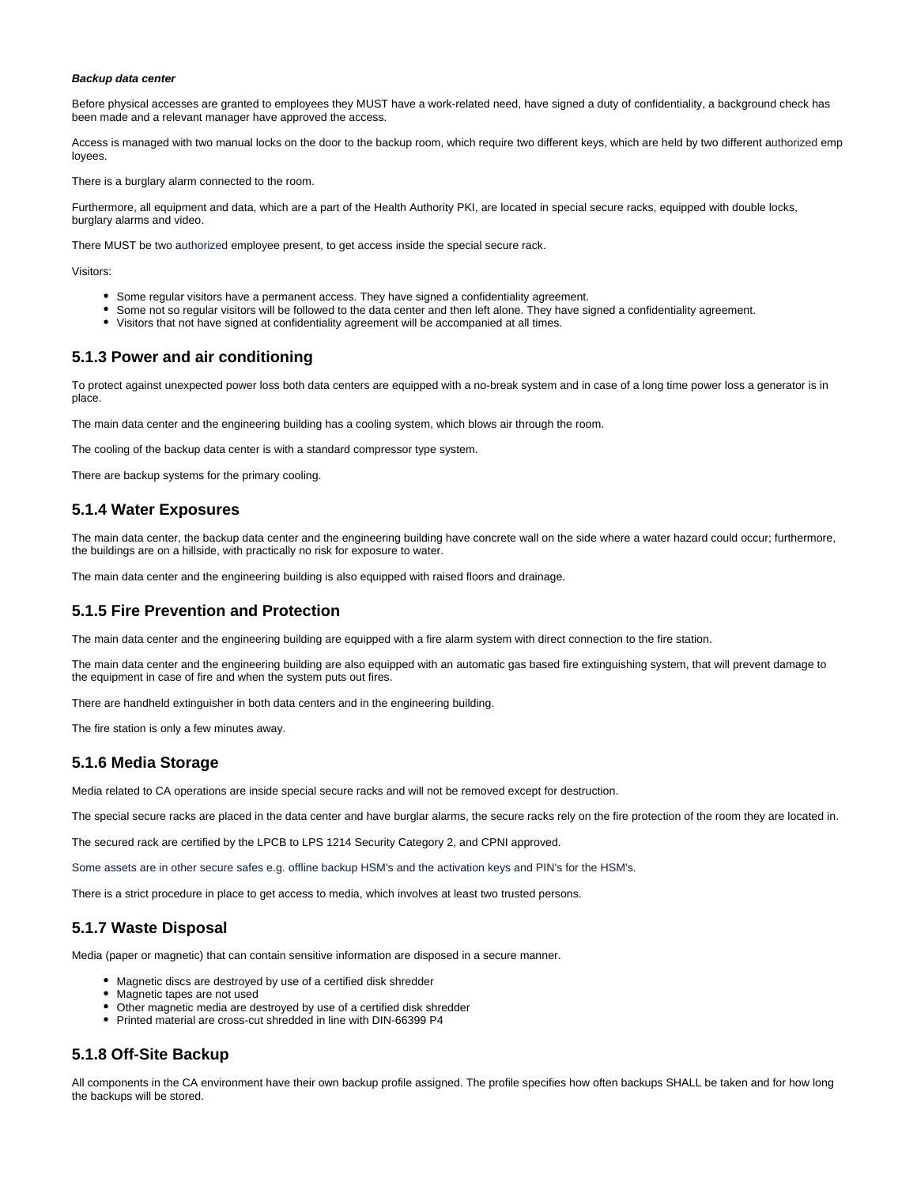***Backup data center***

Before physical accesses are granted to employees they MUST have a work-related need, have signed a duty of confidentiality, a background check has been made and a relevant manager have approved the access.

Access is managed with two manual locks on the door to the backup room, which require two different keys, which are held by two different authorized employees.

There is a burglary alarm connected to the room.

Furthermore, all equipment and data, which are a part of the Health Authority PKI, are located in special secure racks, equipped with double locks, burglary alarms and video.

There MUST be two authorized employee present, to get access inside the special secure rack.

Visitors:

- Some regular visitors have a permanent access. They have signed a confidentiality agreement.
- Some not so regular visitors will be followed to the data center and then left alone. They have signed a confidentiality agreement.
- Visitors that not have signed at confidentiality agreement will be accompanied at all times.

### 5.1.3 Power and air conditioning

To protect against unexpected power loss both data centers are equipped with a no-break system and in case of a long time power loss a generator is in place.

The main data center and the engineering building has a cooling system, which blows air through the room.

The cooling of the backup data center is with a standard compressor type system.

There are backup systems for the primary cooling.

### 5.1.4 Water Exposures

The main data center, the backup data center and the engineering building have concrete wall on the side where a water hazard could occur; furthermore, the buildings are on a hillside, with practically no risk for exposure to water.

The main data center and the engineering building is also equipped with raised floors and drainage.

### 5.1.5 Fire Prevention and Protection

The main data center and the engineering building are equipped with a fire alarm system with direct connection to the fire station.

The main data center and the engineering building are also equipped with an automatic gas based fire extinguishing system, that will prevent damage to the equipment in case of fire and when the system puts out fires.

There are handheld extinguisher in both data centers and in the engineering building.

The fire station is only a few minutes away.

### 5.1.6 Media Storage

Media related to CA operations are inside special secure racks and will not be removed except for destruction.

The special secure racks are placed in the data center and have burglar alarms, the secure racks rely on the fire protection of the room they are located in.

The secured rack are certified by the LPCB to LPS 1214 Security Category 2, and CPNI approved.

Some assets are in other secure safes e.g. offline backup HSM's and the activation keys and PIN's for the HSM's.

There is a strict procedure in place to get access to media, which involves at least two trusted persons.

### 5.1.7 Waste Disposal

Media (paper or magnetic) that can contain sensitive information are disposed in a secure manner.

- Magnetic discs are destroyed by use of a certified disk shredder
- Magnetic tapes are not used
- Other magnetic media are destroyed by use of a certified disk shredder
- Printed material are cross-cut shredded in line with DIN-66399 P4

### 5.1.8 Off-Site Backup

All components in the CA environment have their own backup profile assigned. The profile specifies how often backups SHALL be taken and for how long the backups will be stored.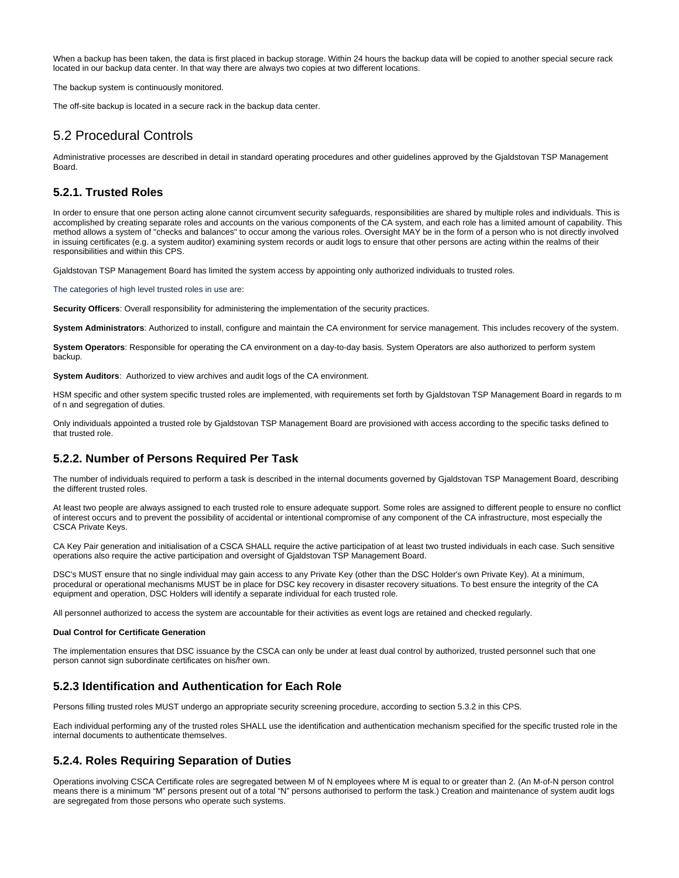When a backup has been taken, the data is first placed in backup storage. Within 24 hours the backup data will be copied to another special secure rack located in our backup data center. In that way there are always two copies at two different locations.

The backup system is continuously monitored.

The off-site backup is located in a secure rack in the backup data center.

## 5.2 Procedural Controls

Administrative processes are described in detail in standard operating procedures and other guidelines approved by the Gjaldstovan TSP Management Board.

### 5.2.1. Trusted Roles

In order to ensure that one person acting alone cannot circumvent security safeguards, responsibilities are shared by multiple roles and individuals. This is accomplished by creating separate roles and accounts on the various components of the CA system, and each role has a limited amount of capability. This method allows a system of "checks and balances" to occur among the various roles. Oversight MAY be in the form of a person who is not directly involved in issuing certificates (e.g. a system auditor) examining system records or audit logs to ensure that other persons are acting within the realms of their responsibilities and within this CPS.

Gjaldstovan TSP Management Board has limited the system access by appointing only authorized individuals to trusted roles.

The categories of high level trusted roles in use are:

**Security Officers**: Overall responsibility for administering the implementation of the security practices.

**System Administrators**: Authorized to install, configure and maintain the CA environment for service management. This includes recovery of the system.

**System Operators**: Responsible for operating the CA environment on a day-to-day basis. System Operators are also authorized to perform system backup.

**System Auditors**: Authorized to view archives and audit logs of the CA environment.

HSM specific and other system specific trusted roles are implemented, with requirements set forth by Gjaldstovan TSP Management Board in regards to m of n and segregation of duties.

Only individuals appointed a trusted role by Gjaldstovan TSP Management Board are provisioned with access according to the specific tasks defined to that trusted role.

### 5.2.2. Number of Persons Required Per Task

The number of individuals required to perform a task is described in the internal documents governed by Gjaldstovan TSP Management Board, describing the different trusted roles.

At least two people are always assigned to each trusted role to ensure adequate support. Some roles are assigned to different people to ensure no conflict of interest occurs and to prevent the possibility of accidental or intentional compromise of any component of the CA infrastructure, most especially the CSCA Private Keys.

CA Key Pair generation and initialisation of a CSCA SHALL require the active participation of at least two trusted individuals in each case. Such sensitive operations also require the active participation and oversight of Gjaldstovan TSP Management Board.

DSC's MUST ensure that no single individual may gain access to any Private Key (other than the DSC Holder's own Private Key). At a minimum, procedural or operational mechanisms MUST be in place for DSC key recovery in disaster recovery situations. To best ensure the integrity of the CA equipment and operation, DSC Holders will identify a separate individual for each trusted role.

All personnel authorized to access the system are accountable for their activities as event logs are retained and checked regularly.

**Dual Control for Certificate Generation**

The implementation ensures that DSC issuance by the CSCA can only be under at least dual control by authorized, trusted personnel such that one person cannot sign subordinate certificates on his/her own.

### 5.2.3 Identification and Authentication for Each Role

Persons filling trusted roles MUST undergo an appropriate security screening procedure, according to section 5.3.2 in this CPS.

Each individual performing any of the trusted roles SHALL use the identification and authentication mechanism specified for the specific trusted role in the internal documents to authenticate themselves.

### 5.2.4. Roles Requiring Separation of Duties

Operations involving CSCA Certificate roles are segregated between M of N employees where M is equal to or greater than 2. (An M-of-N person control means there is a minimum "M" persons present out of a total "N" persons authorised to perform the task.) Creation and maintenance of system audit logs are segregated from those persons who operate such systems.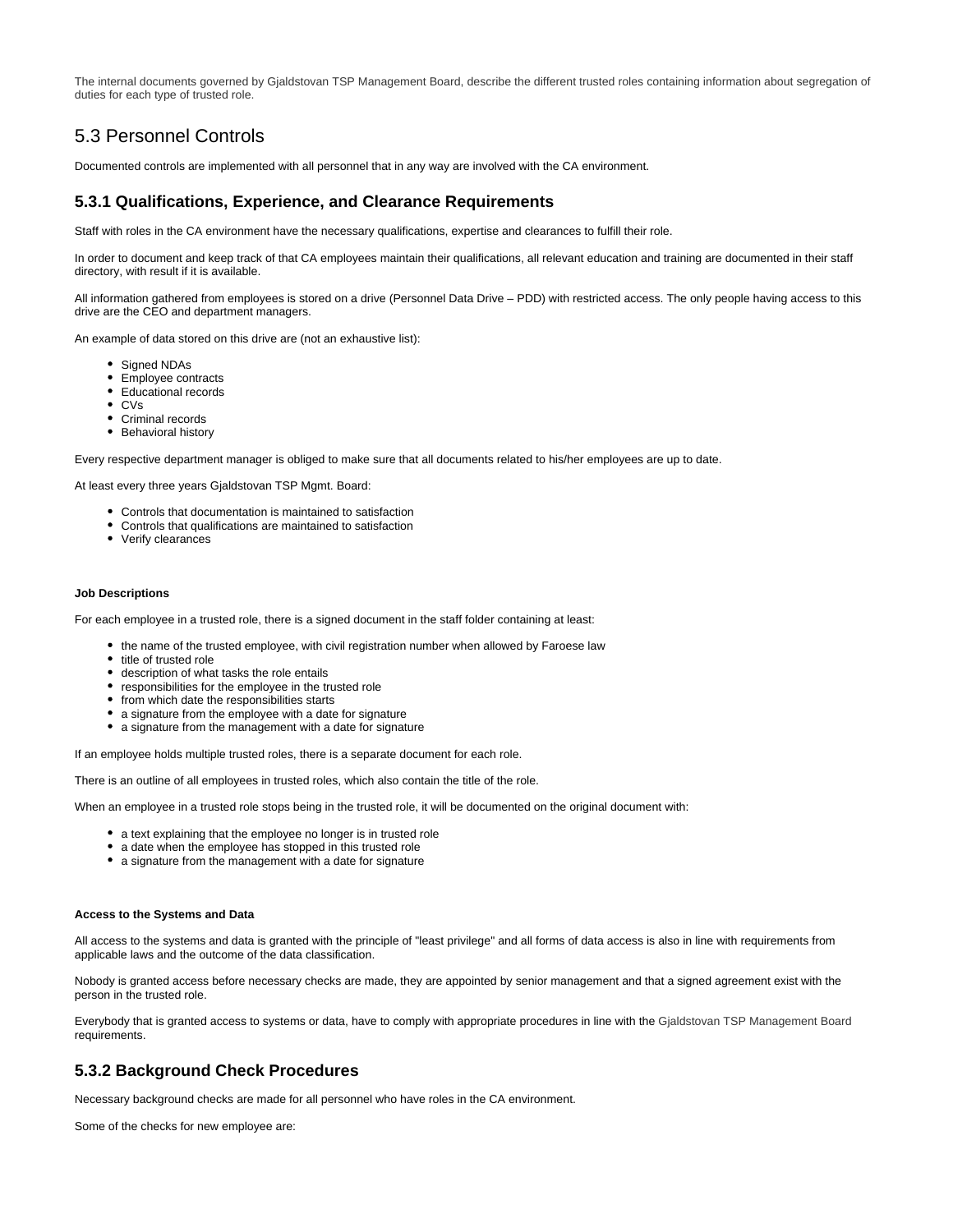The internal documents governed by Gjaldstovan TSP Management Board, describe the different trusted roles containing information about segregation of duties for each type of trusted role.

## 5.3 Personnel Controls

Documented controls are implemented with all personnel that in any way are involved with the CA environment.

### 5.3.1 Qualifications, Experience, and Clearance Requirements

Staff with roles in the CA environment have the necessary qualifications, expertise and clearances to fulfill their role.

In order to document and keep track of that CA employees maintain their qualifications, all relevant education and training are documented in their staff directory, with result if it is available.

All information gathered from employees is stored on a drive (Personnel Data Drive – PDD) with restricted access. The only people having access to this drive are the CEO and department managers.

An example of data stored on this drive are (not an exhaustive list):

- Signed NDAs
- Employee contracts
- Educational records
- CVs
- Criminal records
- Behavioral history

Every respective department manager is obliged to make sure that all documents related to his/her employees are up to date.

At least every three years Gjaldstovan TSP Mgmt. Board:

- Controls that documentation is maintained to satisfaction
- Controls that qualifications are maintained to satisfaction
- Verify clearances

##### Job Descriptions

For each employee in a trusted role, there is a signed document in the staff folder containing at least:

- the name of the trusted employee, with civil registration number when allowed by Faroese law
- title of trusted role
- description of what tasks the role entails
- responsibilities for the employee in the trusted role
- from which date the responsibilities starts
- a signature from the employee with a date for signature
- a signature from the management with a date for signature

If an employee holds multiple trusted roles, there is a separate document for each role.

There is an outline of all employees in trusted roles, which also contain the title of the role.

When an employee in a trusted role stops being in the trusted role, it will be documented on the original document with:

- a text explaining that the employee no longer is in trusted role
- a date when the employee has stopped in this trusted role
- a signature from the management with a date for signature

##### Access to the Systems and Data

All access to the systems and data is granted with the principle of "least privilege" and all forms of data access is also in line with requirements from applicable laws and the outcome of the data classification.

Nobody is granted access before necessary checks are made, they are appointed by senior management and that a signed agreement exist with the person in the trusted role.

Everybody that is granted access to systems or data, have to comply with appropriate procedures in line with the Gjaldstovan TSP Management Board requirements.

### 5.3.2 Background Check Procedures

Necessary background checks are made for all personnel who have roles in the CA environment.

Some of the checks for new employee are: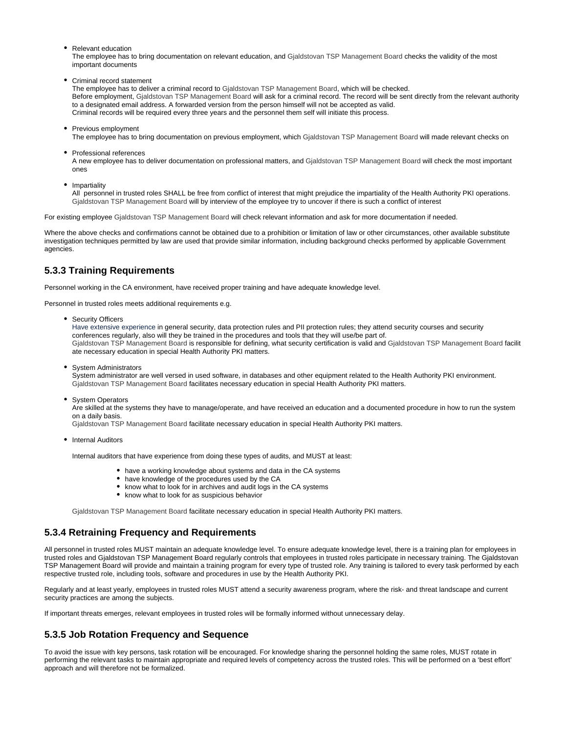- Relevant education
  The employee has to bring documentation on relevant education, and Gjaldstovan TSP Management Board checks the validity of the most important documents

- Criminal record statement
  The employee has to deliver a criminal record to Gjaldstovan TSP Management Board, which will be checked.
  Before employment, Gjaldstovan TSP Management Board will ask for a criminal record. The record will be sent directly from the relevant authority to a designated email address. A forwarded version from the person himself will not be accepted as valid.
  Criminal records will be required every three years and the personnel them self will initiate this process.

- Previous employment
  The employee has to bring documentation on previous employment, which Gjaldstovan TSP Management Board will made relevant checks on

- Professional references
  A new employee has to deliver documentation on professional matters, and Gjaldstovan TSP Management Board will check the most important ones

- Impartiality
  All personnel in trusted roles SHALL be free from conflict of interest that might prejudice the impartiality of the Health Authority PKI operations. Gjaldstovan TSP Management Board will by interview of the employee try to uncover if there is such a conflict of interest

For existing employee Gjaldstovan TSP Management Board will check relevant information and ask for more documentation if needed.

Where the above checks and confirmations cannot be obtained due to a prohibition or limitation of law or other circumstances, other available substitute investigation techniques permitted by law are used that provide similar information, including background checks performed by applicable Government agencies.

### 5.3.3 Training Requirements

Personnel working in the CA environment, have received proper training and have adequate knowledge level.

Personnel in trusted roles meets additional requirements e.g.

- Security Officers
  Have extensive experience in general security, data protection rules and PII protection rules; they attend security courses and security conferences regularly, also will they be trained in the procedures and tools that they will use/be part of.
  Gjaldstovan TSP Management Board is responsible for defining, what security certification is valid and Gjaldstovan TSP Management Board facilitate necessary education in special Health Authority PKI matters.

- System Administrators
  System administrator are well versed in used software, in databases and other equipment related to the Health Authority PKI environment. Gjaldstovan TSP Management Board facilitates necessary education in special Health Authority PKI matters.

- System Operators
  Are skilled at the systems they have to manage/operate, and have received an education and a documented procedure in how to run the system on a daily basis.
  Gjaldstovan TSP Management Board facilitate necessary education in special Health Authority PKI matters.

- Internal Auditors

  Internal auditors that have experience from doing these types of audits, and MUST at least:

    - have a working knowledge about systems and data in the CA systems
    - have knowledge of the procedures used by the CA
    - know what to look for in archives and audit logs in the CA systems
    - know what to look for as suspicious behavior

  Gjaldstovan TSP Management Board facilitate necessary education in special Health Authority PKI matters.

### 5.3.4 Retraining Frequency and Requirements

All personnel in trusted roles MUST maintain an adequate knowledge level. To ensure adequate knowledge level, there is a training plan for employees in trusted roles and Gjaldstovan TSP Management Board regularly controls that employees in trusted roles participate in necessary training. The Gjaldstovan TSP Management Board will provide and maintain a training program for every type of trusted role. Any training is tailored to every task performed by each respective trusted role, including tools, software and procedures in use by the Health Authority PKI.

Regularly and at least yearly, employees in trusted roles MUST attend a security awareness program, where the risk- and threat landscape and current security practices are among the subjects.

If important threats emerges, relevant employees in trusted roles will be formally informed without unnecessary delay.

### 5.3.5 Job Rotation Frequency and Sequence

To avoid the issue with key persons, task rotation will be encouraged. For knowledge sharing the personnel holding the same roles, MUST rotate in performing the relevant tasks to maintain appropriate and required levels of competency across the trusted roles. This will be performed on a 'best effort' approach and will therefore not be formalized.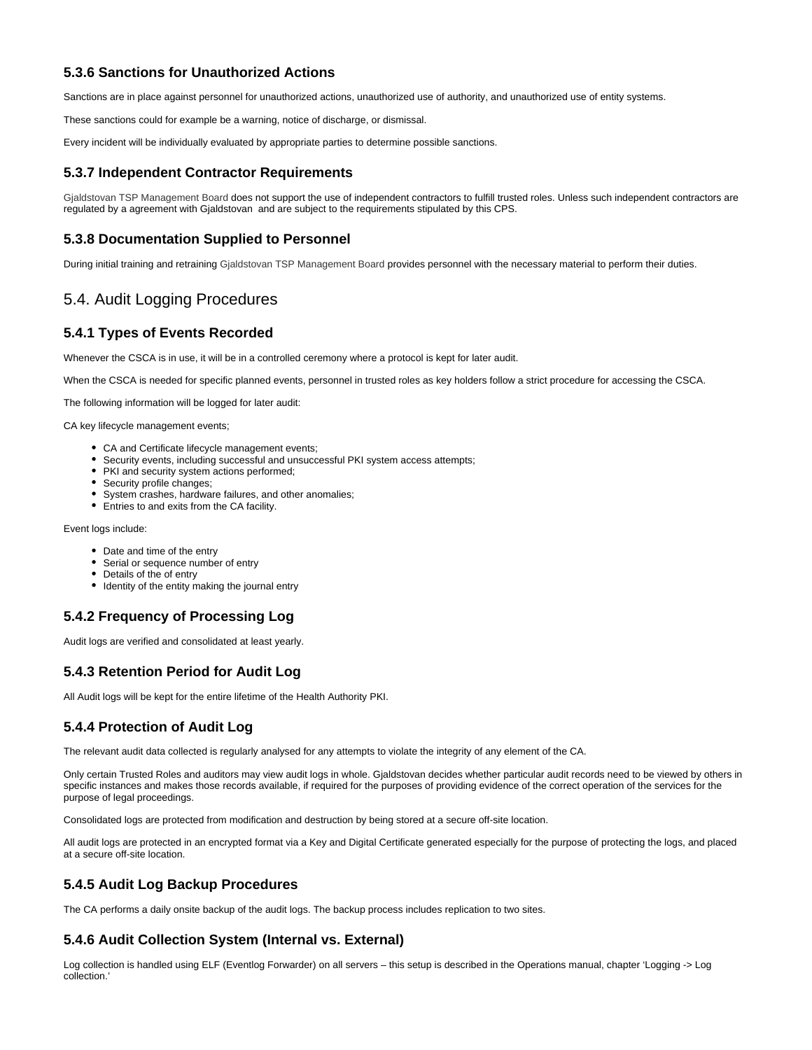### 5.3.6 Sanctions for Unauthorized Actions

Sanctions are in place against personnel for unauthorized actions, unauthorized use of authority, and unauthorized use of entity systems.

These sanctions could for example be a warning, notice of discharge, or dismissal.

Every incident will be individually evaluated by appropriate parties to determine possible sanctions.

### 5.3.7 Independent Contractor Requirements

Gjaldstovan TSP Management Board does not support the use of independent contractors to fulfill trusted roles. Unless such independent contractors are regulated by a agreement with Gjaldstovan  and are subject to the requirements stipulated by this CPS.

### 5.3.8 Documentation Supplied to Personnel

During initial training and retraining Gjaldstovan TSP Management Board provides personnel with the necessary material to perform their duties.

## 5.4. Audit Logging Procedures

### 5.4.1 Types of Events Recorded

Whenever the CSCA is in use, it will be in a controlled ceremony where a protocol is kept for later audit.

When the CSCA is needed for specific planned events, personnel in trusted roles as key holders follow a strict procedure for accessing the CSCA.

The following information will be logged for later audit:

CA key lifecycle management events;

- CA and Certificate lifecycle management events;
- Security events, including successful and unsuccessful PKI system access attempts;
- PKI and security system actions performed;
- Security profile changes;
- System crashes, hardware failures, and other anomalies;
- Entries to and exits from the CA facility.

Event logs include:

- Date and time of the entry
- Serial or sequence number of entry
- Details of the of entry
- Identity of the entity making the journal entry

### 5.4.2 Frequency of Processing Log

Audit logs are verified and consolidated at least yearly.

### 5.4.3 Retention Period for Audit Log

All Audit logs will be kept for the entire lifetime of the Health Authority PKI.

### 5.4.4 Protection of Audit Log

The relevant audit data collected is regularly analysed for any attempts to violate the integrity of any element of the CA.

Only certain Trusted Roles and auditors may view audit logs in whole. Gjaldstovan decides whether particular audit records need to be viewed by others in specific instances and makes those records available, if required for the purposes of providing evidence of the correct operation of the services for the purpose of legal proceedings.

Consolidated logs are protected from modification and destruction by being stored at a secure off-site location.

All audit logs are protected in an encrypted format via a Key and Digital Certificate generated especially for the purpose of protecting the logs, and placed at a secure off-site location.

### 5.4.5 Audit Log Backup Procedures

The CA performs a daily onsite backup of the audit logs. The backup process includes replication to two sites.

### 5.4.6 Audit Collection System (Internal vs. External)

Log collection is handled using ELF (Eventlog Forwarder) on all servers – this setup is described in the Operations manual, chapter 'Logging -> Log collection.'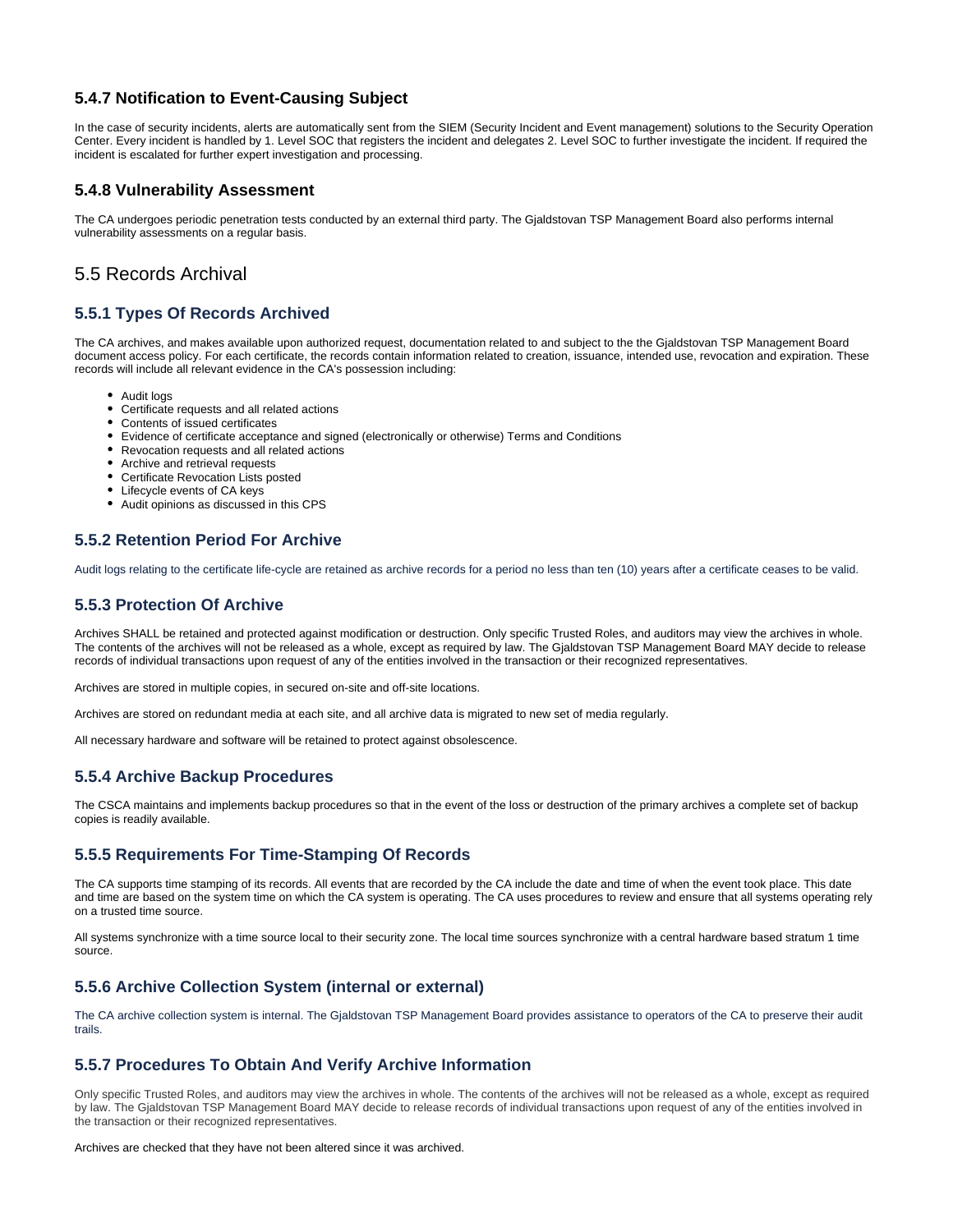### 5.4.7 Notification to Event-Causing Subject

In the case of security incidents, alerts are automatically sent from the SIEM (Security Incident and Event management) solutions to the Security Operation Center. Every incident is handled by 1. Level SOC that registers the incident and delegates 2. Level SOC to further investigate the incident. If required the incident is escalated for further expert investigation and processing.

### 5.4.8 Vulnerability Assessment

The CA undergoes periodic penetration tests conducted by an external third party. The Gjaldstovan TSP Management Board also performs internal vulnerability assessments on a regular basis.

## 5.5 Records Archival

### 5.5.1 Types Of Records Archived

The CA archives, and makes available upon authorized request, documentation related to and subject to the the Gjaldstovan TSP Management Board document access policy. For each certificate, the records contain information related to creation, issuance, intended use, revocation and expiration. These records will include all relevant evidence in the CA's possession including:

- Audit logs
- Certificate requests and all related actions
- Contents of issued certificates
- Evidence of certificate acceptance and signed (electronically or otherwise) Terms and Conditions
- Revocation requests and all related actions
- Archive and retrieval requests
- Certificate Revocation Lists posted
- Lifecycle events of CA keys
- Audit opinions as discussed in this CPS

### 5.5.2 Retention Period For Archive

Audit logs relating to the certificate life-cycle are retained as archive records for a period no less than ten (10) years after a certificate ceases to be valid.

### 5.5.3 Protection Of Archive

Archives SHALL be retained and protected against modification or destruction. Only specific Trusted Roles, and auditors may view the archives in whole. The contents of the archives will not be released as a whole, except as required by law. The Gjaldstovan TSP Management Board MAY decide to release records of individual transactions upon request of any of the entities involved in the transaction or their recognized representatives.

Archives are stored in multiple copies, in secured on-site and off-site locations.

Archives are stored on redundant media at each site, and all archive data is migrated to new set of media regularly.

All necessary hardware and software will be retained to protect against obsolescence.

### 5.5.4 Archive Backup Procedures

The CSCA maintains and implements backup procedures so that in the event of the loss or destruction of the primary archives a complete set of backup copies is readily available.

### 5.5.5 Requirements For Time-Stamping Of Records

The CA supports time stamping of its records. All events that are recorded by the CA include the date and time of when the event took place. This date and time are based on the system time on which the CA system is operating. The CA uses procedures to review and ensure that all systems operating rely on a trusted time source.

All systems synchronize with a time source local to their security zone. The local time sources synchronize with a central hardware based stratum 1 time source.

### 5.5.6 Archive Collection System (internal or external)

The CA archive collection system is internal. The Gjaldstovan TSP Management Board provides assistance to operators of the CA to preserve their audit trails.

### 5.5.7 Procedures To Obtain And Verify Archive Information

Only specific Trusted Roles, and auditors may view the archives in whole. The contents of the archives will not be released as a whole, except as required by law. The Gjaldstovan TSP Management Board MAY decide to release records of individual transactions upon request of any of the entities involved in the transaction or their recognized representatives.

Archives are checked that they have not been altered since it was archived.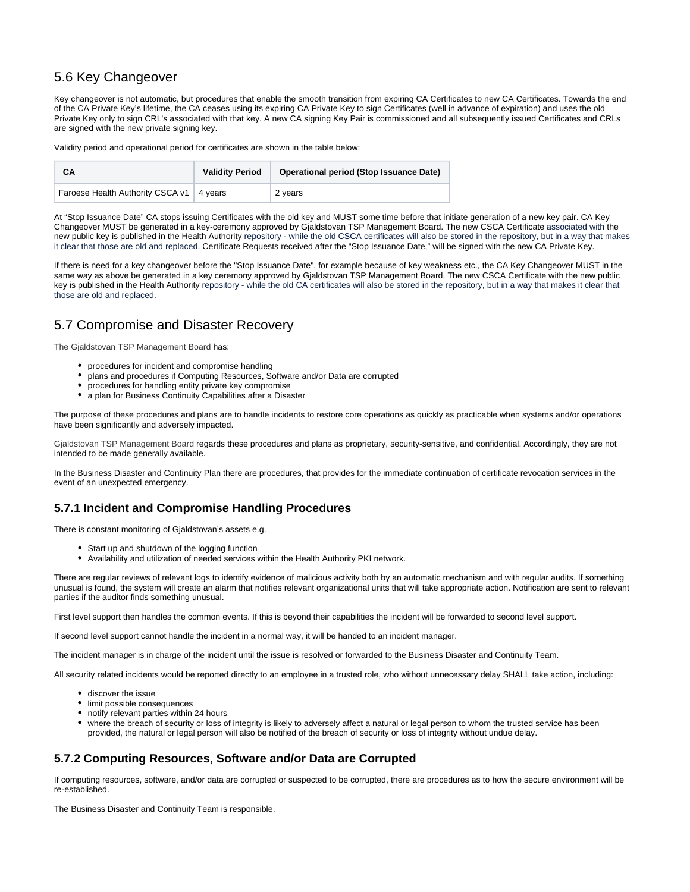## 5.6 Key Changeover

Key changeover is not automatic, but procedures that enable the smooth transition from expiring CA Certificates to new CA Certificates. Towards the end of the CA Private Key's lifetime, the CA ceases using its expiring CA Private Key to sign Certificates (well in advance of expiration) and uses the old Private Key only to sign CRL's associated with that key. A new CA signing Key Pair is commissioned and all subsequently issued Certificates and CRLs are signed with the new private signing key.

Validity period and operational period for certificates are shown in the table below:

| CA | Validity Period | Operational period (Stop Issuance Date) |
|---|---|---|
| Faroese Health Authority CSCA v1 | 4 years | 2 years |

At "Stop Issuance Date" CA stops issuing Certificates with the old key and MUST some time before that initiate generation of a new key pair. CA Key Changeover MUST be generated in a key-ceremony approved by Gjaldstovan TSP Management Board. The new CSCA Certificate associated with the new public key is published in the Health Authority repository - while the old CSCA certificates will also be stored in the repository, but in a way that makes it clear that those are old and replaced. Certificate Requests received after the "Stop Issuance Date," will be signed with the new CA Private Key.

If there is need for a key changeover before the "Stop Issuance Date", for example because of key weakness etc., the CA Key Changeover MUST in the same way as above be generated in a key ceremony approved by Gjaldstovan TSP Management Board. The new CSCA Certificate with the new public key is published in the Health Authority repository - while the old CA certificates will also be stored in the repository, but in a way that makes it clear that those are old and replaced.

## 5.7 Compromise and Disaster Recovery

The Gjaldstovan TSP Management Board has:

- procedures for incident and compromise handling
- plans and procedures if Computing Resources, Software and/or Data are corrupted
- procedures for handling entity private key compromise
- a plan for Business Continuity Capabilities after a Disaster

The purpose of these procedures and plans are to handle incidents to restore core operations as quickly as practicable when systems and/or operations have been significantly and adversely impacted.

Gjaldstovan TSP Management Board regards these procedures and plans as proprietary, security-sensitive, and confidential. Accordingly, they are not intended to be made generally available.

In the Business Disaster and Continuity Plan there are procedures, that provides for the immediate continuation of certificate revocation services in the event of an unexpected emergency.

### 5.7.1 Incident and Compromise Handling Procedures

There is constant monitoring of Gjaldstovan's assets e.g.

- Start up and shutdown of the logging function
- Availability and utilization of needed services within the Health Authority PKI network.

There are regular reviews of relevant logs to identify evidence of malicious activity both by an automatic mechanism and with regular audits. If something unusual is found, the system will create an alarm that notifies relevant organizational units that will take appropriate action. Notification are sent to relevant parties if the auditor finds something unusual.

First level support then handles the common events. If this is beyond their capabilities the incident will be forwarded to second level support.

If second level support cannot handle the incident in a normal way, it will be handed to an incident manager.

The incident manager is in charge of the incident until the issue is resolved or forwarded to the Business Disaster and Continuity Team.

All security related incidents would be reported directly to an employee in a trusted role, who without unnecessary delay SHALL take action, including:

- discover the issue
- limit possible consequences
- notify relevant parties within 24 hours
- where the breach of security or loss of integrity is likely to adversely affect a natural or legal person to whom the trusted service has been provided, the natural or legal person will also be notified of the breach of security or loss of integrity without undue delay.

### 5.7.2 Computing Resources, Software and/or Data are Corrupted

If computing resources, software, and/or data are corrupted or suspected to be corrupted, there are procedures as to how the secure environment will be re-established.

The Business Disaster and Continuity Team is responsible.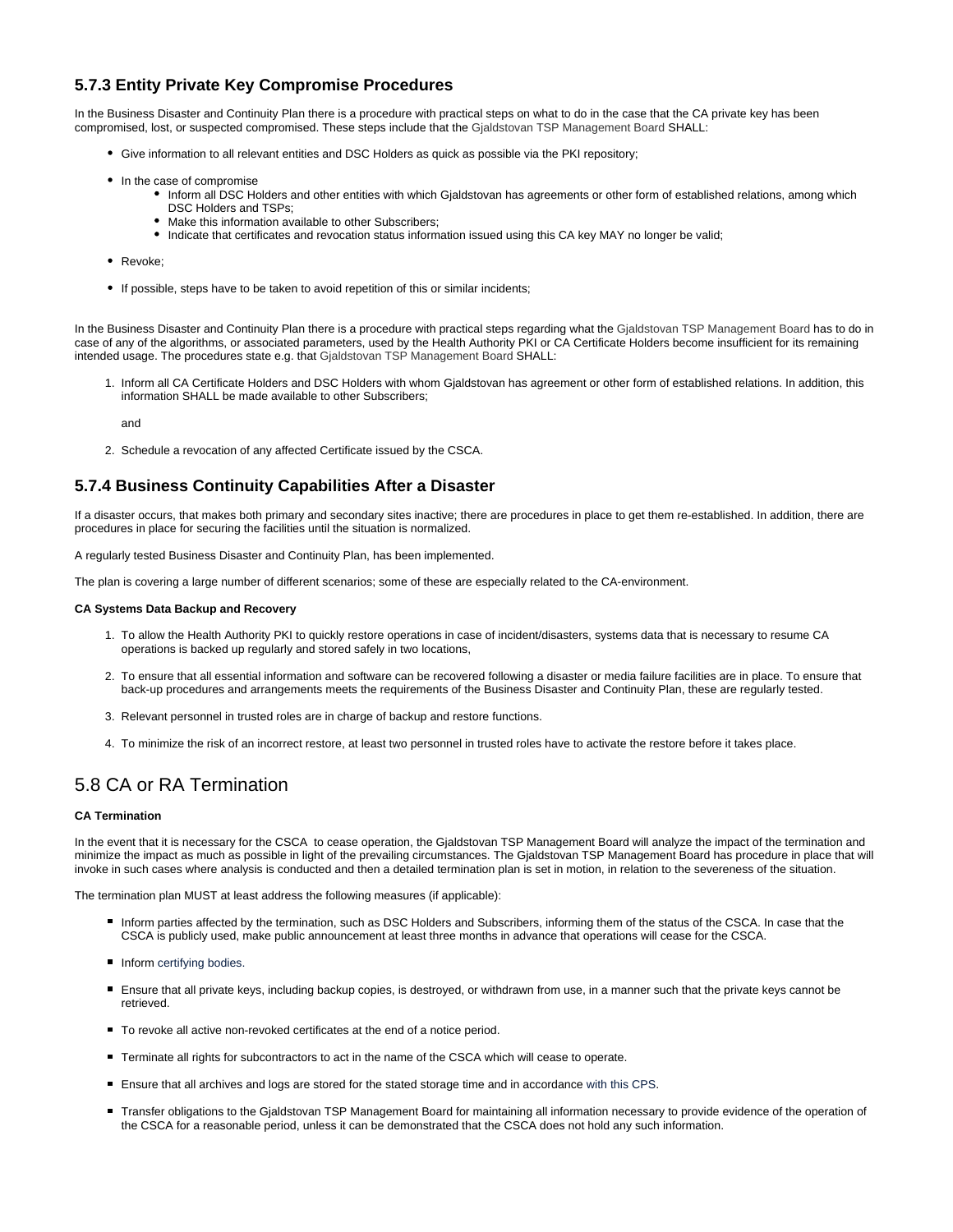### 5.7.3 Entity Private Key Compromise Procedures

In the Business Disaster and Continuity Plan there is a procedure with practical steps on what to do in the case that the CA private key has been compromised, lost, or suspected compromised. These steps include that the Gjaldstovan TSP Management Board SHALL:

- Give information to all relevant entities and DSC Holders as quick as possible via the PKI repository;
- In the case of compromise
  - Inform all DSC Holders and other entities with which Gjaldstovan has agreements or other form of established relations, among which DSC Holders and TSPs;
  - Make this information available to other Subscribers;
  - Indicate that certificates and revocation status information issued using this CA key MAY no longer be valid;
- Revoke;
- If possible, steps have to be taken to avoid repetition of this or similar incidents;

In the Business Disaster and Continuity Plan there is a procedure with practical steps regarding what the Gjaldstovan TSP Management Board has to do in case of any of the algorithms, or associated parameters, used by the Health Authority PKI or CA Certificate Holders become insufficient for its remaining intended usage. The procedures state e.g. that Gjaldstovan TSP Management Board SHALL:

1. Inform all CA Certificate Holders and DSC Holders with whom Gjaldstovan has agreement or other form of established relations. In addition, this information SHALL be made available to other Subscribers;

   and

2. Schedule a revocation of any affected Certificate issued by the CSCA.

### 5.7.4 Business Continuity Capabilities After a Disaster

If a disaster occurs, that makes both primary and secondary sites inactive; there are procedures in place to get them re-established. In addition, there are procedures in place for securing the facilities until the situation is normalized.

A regularly tested Business Disaster and Continuity Plan, has been implemented.

The plan is covering a large number of different scenarios; some of these are especially related to the CA-environment.

**CA Systems Data Backup and Recovery**

1. To allow the Health Authority PKI to quickly restore operations in case of incident/disasters, systems data that is necessary to resume CA operations is backed up regularly and stored safely in two locations,
2. To ensure that all essential information and software can be recovered following a disaster or media failure facilities are in place. To ensure that back-up procedures and arrangements meets the requirements of the Business Disaster and Continuity Plan, these are regularly tested.
3. Relevant personnel in trusted roles are in charge of backup and restore functions.
4. To minimize the risk of an incorrect restore, at least two personnel in trusted roles have to activate the restore before it takes place.

## 5.8 CA or RA Termination

**CA Termination**

In the event that it is necessary for the CSCA to cease operation, the Gjaldstovan TSP Management Board will analyze the impact of the termination and minimize the impact as much as possible in light of the prevailing circumstances. The Gjaldstovan TSP Management Board has procedure in place that will invoke in such cases where analysis is conducted and then a detailed termination plan is set in motion, in relation to the severeness of the situation.

The termination plan MUST at least address the following measures (if applicable):

- Inform parties affected by the termination, such as DSC Holders and Subscribers, informing them of the status of the CSCA. In case that the CSCA is publicly used, make public announcement at least three months in advance that operations will cease for the CSCA.
- Inform certifying bodies.
- Ensure that all private keys, including backup copies, is destroyed, or withdrawn from use, in a manner such that the private keys cannot be retrieved.
- To revoke all active non-revoked certificates at the end of a notice period.
- Terminate all rights for subcontractors to act in the name of the CSCA which will cease to operate.
- Ensure that all archives and logs are stored for the stated storage time and in accordance with this CPS.
- Transfer obligations to the Gjaldstovan TSP Management Board for maintaining all information necessary to provide evidence of the operation of the CSCA for a reasonable period, unless it can be demonstrated that the CSCA does not hold any such information.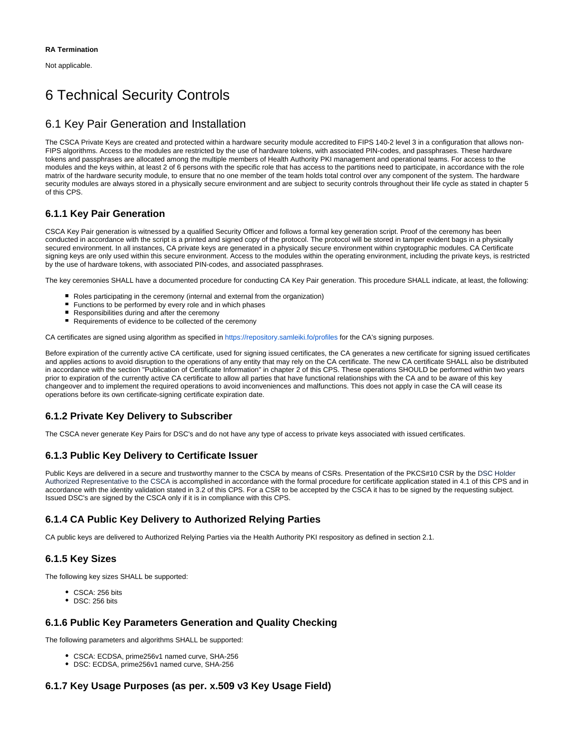**RA Termination**

Not applicable.

# 6 Technical Security Controls

## 6.1 Key Pair Generation and Installation

The CSCA Private Keys are created and protected within a hardware security module accredited to FIPS 140-2 level 3 in a configuration that allows non-FIPS algorithms. Access to the modules are restricted by the use of hardware tokens, with associated PIN-codes, and passphrases. These hardware tokens and passphrases are allocated among the multiple members of Health Authority PKI management and operational teams. For access to the modules and the keys within, at least 2 of 6 persons with the specific role that has access to the partitions need to participate, in accordance with the role matrix of the hardware security module, to ensure that no one member of the team holds total control over any component of the system. The hardware security modules are always stored in a physically secure environment and are subject to security controls throughout their life cycle as stated in chapter 5 of this CPS.

### 6.1.1 Key Pair Generation

CSCA Key Pair generation is witnessed by a qualified Security Officer and follows a formal key generation script. Proof of the ceremony has been conducted in accordance with the script is a printed and signed copy of the protocol. The protocol will be stored in tamper evident bags in a physically secured environment. In all instances, CA private keys are generated in a physically secure environment within cryptographic modules. CA Certificate signing keys are only used within this secure environment. Access to the modules within the operating environment, including the private keys, is restricted by the use of hardware tokens, with associated PIN-codes, and associated passphrases.

The key ceremonies SHALL have a documented procedure for conducting CA Key Pair generation. This procedure SHALL indicate, at least, the following:

- Roles participating in the ceremony (internal and external from the organization)
- Functions to be performed by every role and in which phases
- Responsibilities during and after the ceremony
- Requirements of evidence to be collected of the ceremony

CA certificates are signed using algorithm as specified in https://repository.samleiki.fo/profiles for the CA's signing purposes.

Before expiration of the currently active CA certificate, used for signing issued certificates, the CA generates a new certificate for signing issued certificates and applies actions to avoid disruption to the operations of any entity that may rely on the CA certificate. The new CA certificate SHALL also be distributed in accordance with the section "Publication of Certificate Information" in chapter 2 of this CPS. These operations SHOULD be performed within two years prior to expiration of the currently active CA certificate to allow all parties that have functional relationships with the CA and to be aware of this key changeover and to implement the required operations to avoid inconveniences and malfunctions. This does not apply in case the CA will cease its operations before its own certificate-signing certificate expiration date.

### 6.1.2 Private Key Delivery to Subscriber

The CSCA never generate Key Pairs for DSC's and do not have any type of access to private keys associated with issued certificates.

### 6.1.3 Public Key Delivery to Certificate Issuer

Public Keys are delivered in a secure and trustworthy manner to the CSCA by means of CSRs. Presentation of the PKCS#10 CSR by the DSC Holder Authorized Representative to the CSCA is accomplished in accordance with the formal procedure for certificate application stated in 4.1 of this CPS and in accordance with the identity validation stated in 3.2 of this CPS. For a CSR to be accepted by the CSCA it has to be signed by the requesting subject. Issued DSC's are signed by the CSCA only if it is in compliance with this CPS.

### 6.1.4 CA Public Key Delivery to Authorized Relying Parties

CA public keys are delivered to Authorized Relying Parties via the Health Authority PKI respository as defined in section 2.1.

### 6.1.5 Key Sizes

The following key sizes SHALL be supported:

- CSCA: 256 bits
- DSC: 256 bits

### 6.1.6 Public Key Parameters Generation and Quality Checking

The following parameters and algorithms SHALL be supported:

- CSCA: ECDSA, prime256v1 named curve, SHA-256
- DSC: ECDSA, prime256v1 named curve, SHA-256

### 6.1.7 Key Usage Purposes (as per. x.509 v3 Key Usage Field)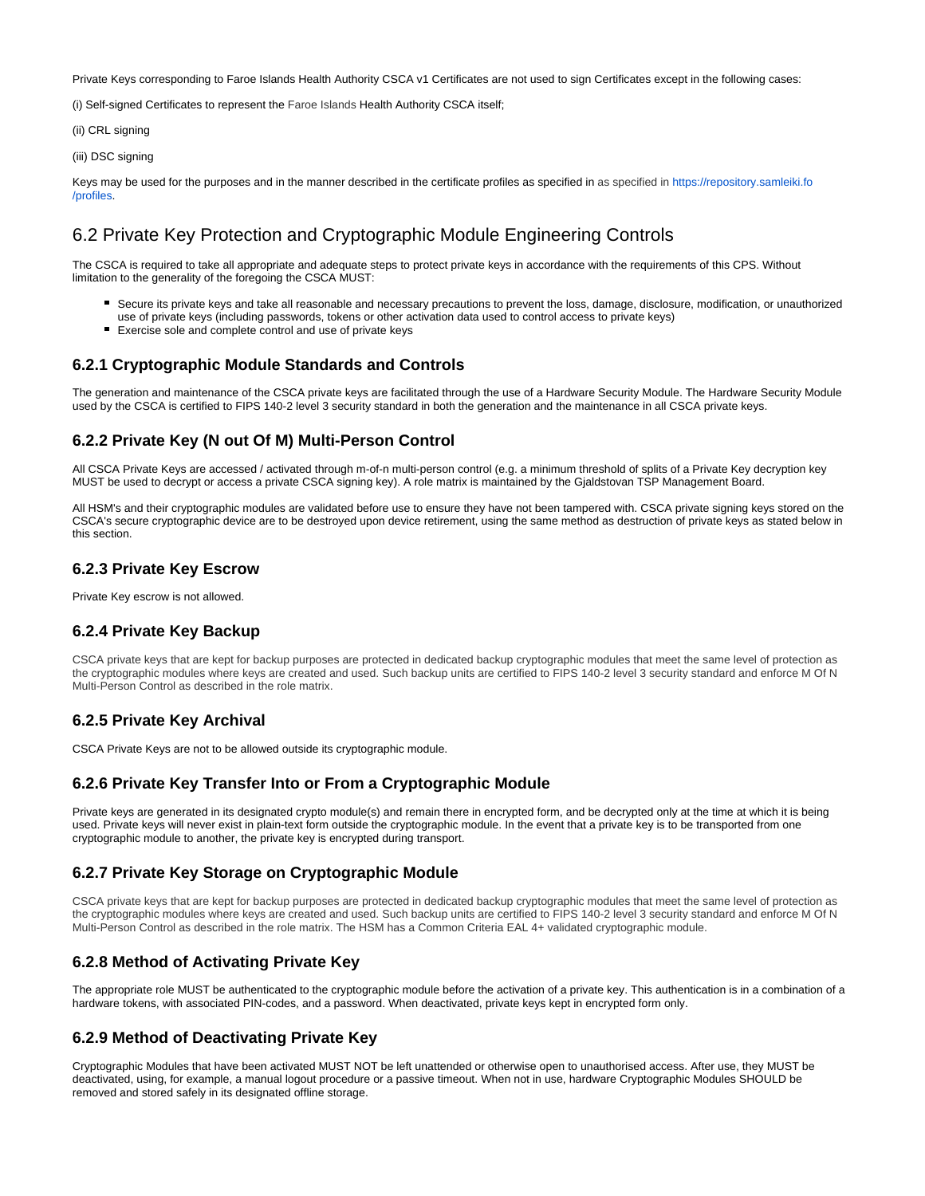Private Keys corresponding to Faroe Islands Health Authority CSCA v1 Certificates are not used to sign Certificates except in the following cases:

(i) Self-signed Certificates to represent the Faroe Islands Health Authority CSCA itself;

(ii) CRL signing

(iii) DSC signing

Keys may be used for the purposes and in the manner described in the certificate profiles as specified in as specified in https://repository.samleiki.fo/profiles.

## 6.2 Private Key Protection and Cryptographic Module Engineering Controls

The CSCA is required to take all appropriate and adequate steps to protect private keys in accordance with the requirements of this CPS. Without limitation to the generality of the foregoing the CSCA MUST:

- Secure its private keys and take all reasonable and necessary precautions to prevent the loss, damage, disclosure, modification, or unauthorized use of private keys (including passwords, tokens or other activation data used to control access to private keys)
- Exercise sole and complete control and use of private keys

### 6.2.1 Cryptographic Module Standards and Controls

The generation and maintenance of the CSCA private keys are facilitated through the use of a Hardware Security Module. The Hardware Security Module used by the CSCA is certified to FIPS 140-2 level 3 security standard in both the generation and the maintenance in all CSCA private keys.

### 6.2.2 Private Key (N out Of M) Multi-Person Control

All CSCA Private Keys are accessed / activated through m-of-n multi-person control (e.g. a minimum threshold of splits of a Private Key decryption key MUST be used to decrypt or access a private CSCA signing key). A role matrix is maintained by the Gjaldstovan TSP Management Board.

All HSM's and their cryptographic modules are validated before use to ensure they have not been tampered with. CSCA private signing keys stored on the CSCA's secure cryptographic device are to be destroyed upon device retirement, using the same method as destruction of private keys as stated below in this section.

### 6.2.3 Private Key Escrow

Private Key escrow is not allowed.

### 6.2.4 Private Key Backup

CSCA private keys that are kept for backup purposes are protected in dedicated backup cryptographic modules that meet the same level of protection as the cryptographic modules where keys are created and used. Such backup units are certified to FIPS 140-2 level 3 security standard and enforce M Of N Multi-Person Control as described in the role matrix.

### 6.2.5 Private Key Archival

CSCA Private Keys are not to be allowed outside its cryptographic module.

### 6.2.6 Private Key Transfer Into or From a Cryptographic Module

Private keys are generated in its designated crypto module(s) and remain there in encrypted form, and be decrypted only at the time at which it is being used. Private keys will never exist in plain-text form outside the cryptographic module. In the event that a private key is to be transported from one cryptographic module to another, the private key is encrypted during transport.

### 6.2.7 Private Key Storage on Cryptographic Module

CSCA private keys that are kept for backup purposes are protected in dedicated backup cryptographic modules that meet the same level of protection as the cryptographic modules where keys are created and used. Such backup units are certified to FIPS 140-2 level 3 security standard and enforce M Of N Multi-Person Control as described in the role matrix. The HSM has a Common Criteria EAL 4+ validated cryptographic module.

### 6.2.8 Method of Activating Private Key

The appropriate role MUST be authenticated to the cryptographic module before the activation of a private key. This authentication is in a combination of a hardware tokens, with associated PIN-codes, and a password. When deactivated, private keys kept in encrypted form only.

### 6.2.9 Method of Deactivating Private Key

Cryptographic Modules that have been activated MUST NOT be left unattended or otherwise open to unauthorised access. After use, they MUST be deactivated, using, for example, a manual logout procedure or a passive timeout. When not in use, hardware Cryptographic Modules SHOULD be removed and stored safely in its designated offline storage.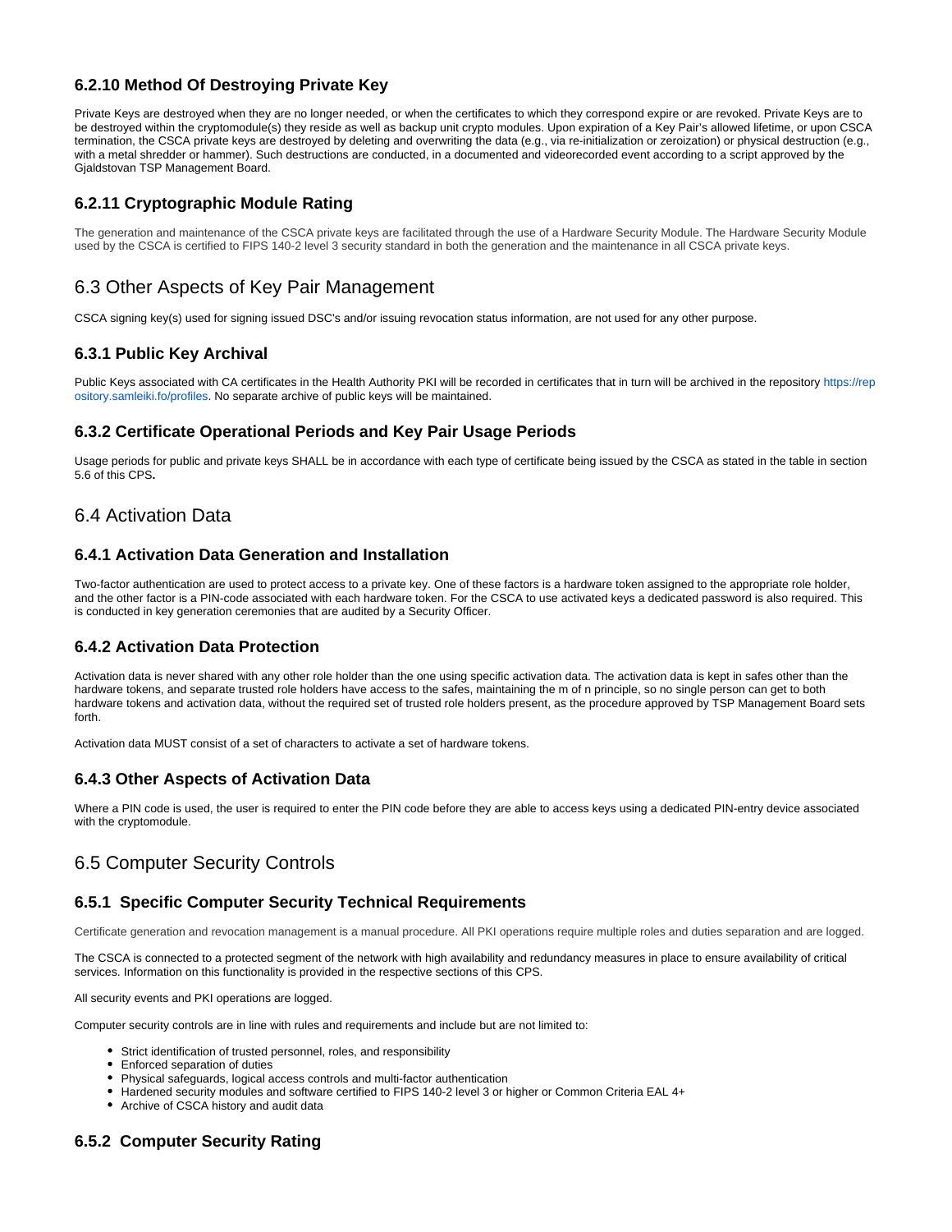### 6.2.10 Method Of Destroying Private Key

Private Keys are destroyed when they are no longer needed, or when the certificates to which they correspond expire or are revoked. Private Keys are to be destroyed within the cryptomodule(s) they reside as well as backup unit crypto modules. Upon expiration of a Key Pair's allowed lifetime, or upon CSCA termination, the CSCA private keys are destroyed by deleting and overwriting the data (e.g., via re-initialization or zeroization) or physical destruction (e.g., with a metal shredder or hammer). Such destructions are conducted, in a documented and videorecorded event according to a script approved by the Gjaldstovan TSP Management Board.

### 6.2.11 Cryptographic Module Rating

The generation and maintenance of the CSCA private keys are facilitated through the use of a Hardware Security Module. The Hardware Security Module used by the CSCA is certified to FIPS 140-2 level 3 security standard in both the generation and the maintenance in all CSCA private keys.

## 6.3 Other Aspects of Key Pair Management

CSCA signing key(s) used for signing issued DSC's and/or issuing revocation status information, are not used for any other purpose.

### 6.3.1 Public Key Archival

Public Keys associated with CA certificates in the Health Authority PKI will be recorded in certificates that in turn will be archived in the repository https://repository.samleiki.fo/profiles. No separate archive of public keys will be maintained.

### 6.3.2 Certificate Operational Periods and Key Pair Usage Periods

Usage periods for public and private keys SHALL be in accordance with each type of certificate being issued by the CSCA as stated in the table in section 5.6 of this CPS**.**

## 6.4 Activation Data

### 6.4.1 Activation Data Generation and Installation

Two-factor authentication are used to protect access to a private key. One of these factors is a hardware token assigned to the appropriate role holder, and the other factor is a PIN-code associated with each hardware token. For the CSCA to use activated keys a dedicated password is also required. This is conducted in key generation ceremonies that are audited by a Security Officer.

### 6.4.2 Activation Data Protection

Activation data is never shared with any other role holder than the one using specific activation data. The activation data is kept in safes other than the hardware tokens, and separate trusted role holders have access to the safes, maintaining the m of n principle, so no single person can get to both hardware tokens and activation data, without the required set of trusted role holders present, as the procedure approved by TSP Management Board sets forth.

Activation data MUST consist of a set of characters to activate a set of hardware tokens.

### 6.4.3 Other Aspects of Activation Data

Where a PIN code is used, the user is required to enter the PIN code before they are able to access keys using a dedicated PIN-entry device associated with the cryptomodule.

## 6.5 Computer Security Controls

### 6.5.1 Specific Computer Security Technical Requirements

Certificate generation and revocation management is a manual procedure. All PKI operations require multiple roles and duties separation and are logged.

The CSCA is connected to a protected segment of the network with high availability and redundancy measures in place to ensure availability of critical services. Information on this functionality is provided in the respective sections of this CPS.

All security events and PKI operations are logged.

Computer security controls are in line with rules and requirements and include but are not limited to:

- Strict identification of trusted personnel, roles, and responsibility
- Enforced separation of duties
- Physical safeguards, logical access controls and multi-factor authentication
- Hardened security modules and software certified to FIPS 140-2 level 3 or higher or Common Criteria EAL 4+
- Archive of CSCA history and audit data

### 6.5.2 Computer Security Rating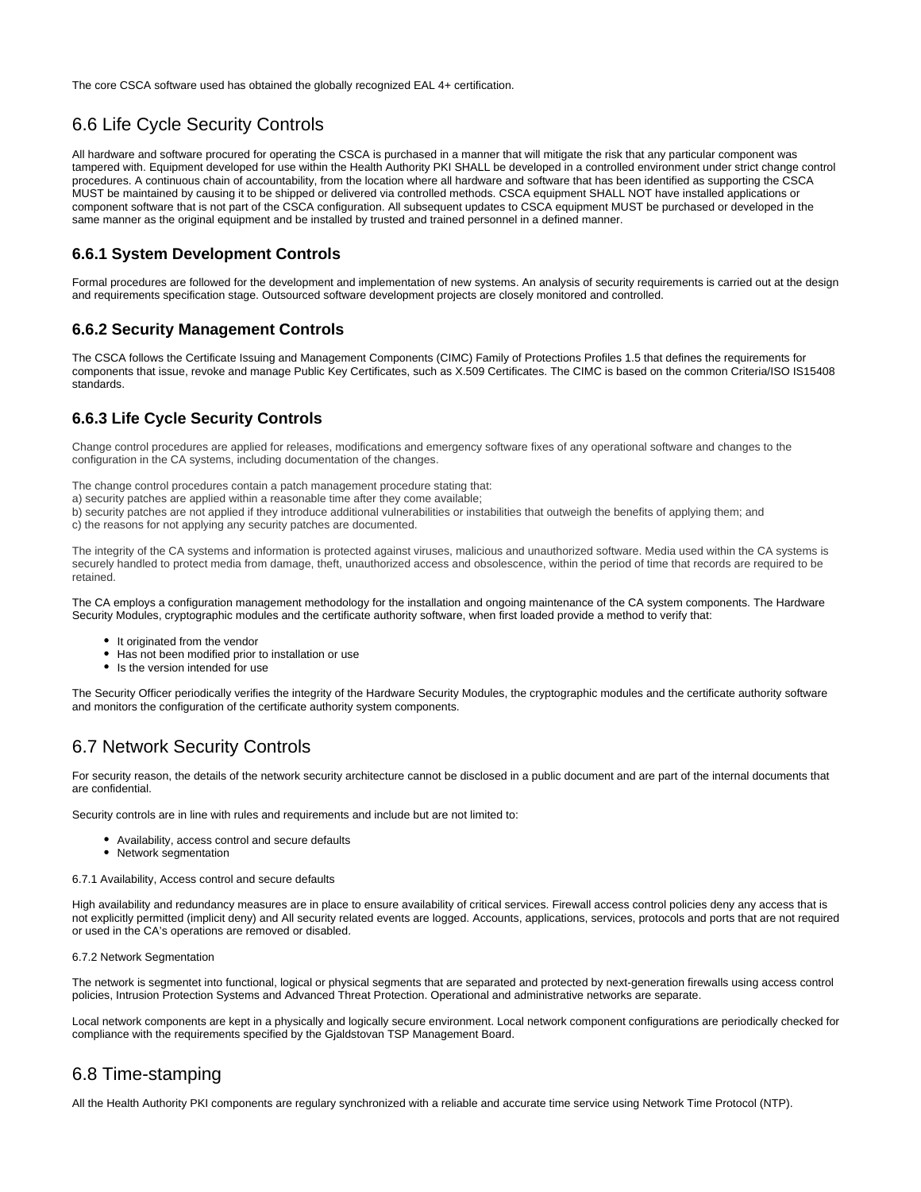The core CSCA software used has obtained the globally recognized EAL 4+ certification.

## 6.6 Life Cycle Security Controls

All hardware and software procured for operating the CSCA is purchased in a manner that will mitigate the risk that any particular component was tampered with. Equipment developed for use within the Health Authority PKI SHALL be developed in a controlled environment under strict change control procedures. A continuous chain of accountability, from the location where all hardware and software that has been identified as supporting the CSCA MUST be maintained by causing it to be shipped or delivered via controlled methods. CSCA equipment SHALL NOT have installed applications or component software that is not part of the CSCA configuration. All subsequent updates to CSCA equipment MUST be purchased or developed in the same manner as the original equipment and be installed by trusted and trained personnel in a defined manner.

### 6.6.1 System Development Controls

Formal procedures are followed for the development and implementation of new systems. An analysis of security requirements is carried out at the design and requirements specification stage. Outsourced software development projects are closely monitored and controlled.

### 6.6.2 Security Management Controls

The CSCA follows the Certificate Issuing and Management Components (CIMC) Family of Protections Profiles 1.5 that defines the requirements for components that issue, revoke and manage Public Key Certificates, such as X.509 Certificates. The CIMC is based on the common Criteria/ISO IS15408 standards.

### 6.6.3 Life Cycle Security Controls

Change control procedures are applied for releases, modifications and emergency software fixes of any operational software and changes to the configuration in the CA systems, including documentation of the changes.

The change control procedures contain a patch management procedure stating that:
a) security patches are applied within a reasonable time after they come available;
b) security patches are not applied if they introduce additional vulnerabilities or instabilities that outweigh the benefits of applying them; and
c) the reasons for not applying any security patches are documented.

The integrity of the CA systems and information is protected against viruses, malicious and unauthorized software. Media used within the CA systems is securely handled to protect media from damage, theft, unauthorized access and obsolescence, within the period of time that records are required to be retained.

The CA employs a configuration management methodology for the installation and ongoing maintenance of the CA system components. The Hardware Security Modules, cryptographic modules and the certificate authority software, when first loaded provide a method to verify that:

- It originated from the vendor
- Has not been modified prior to installation or use
- Is the version intended for use

The Security Officer periodically verifies the integrity of the Hardware Security Modules, the cryptographic modules and the certificate authority software and monitors the configuration of the certificate authority system components.

## 6.7 Network Security Controls

For security reason, the details of the network security architecture cannot be disclosed in a public document and are part of the internal documents that are confidential.

Security controls are in line with rules and requirements and include but are not limited to:

- Availability, access control and secure defaults
- Network segmentation

6.7.1 Availability, Access control and secure defaults

High availability and redundancy measures are in place to ensure availability of critical services. Firewall access control policies deny any access that is not explicitly permitted (implicit deny) and All security related events are logged. Accounts, applications, services, protocols and ports that are not required or used in the CA's operations are removed or disabled.

6.7.2 Network Segmentation

The network is segmentet into functional, logical or physical segments that are separated and protected by next-generation firewalls using access control policies, Intrusion Protection Systems and Advanced Threat Protection. Operational and administrative networks are separate.

Local network components are kept in a physically and logically secure environment. Local network component configurations are periodically checked for compliance with the requirements specified by the Gjaldstovan TSP Management Board.

## 6.8 Time-stamping

All the Health Authority PKI components are regulary synchronized with a reliable and accurate time service using Network Time Protocol (NTP).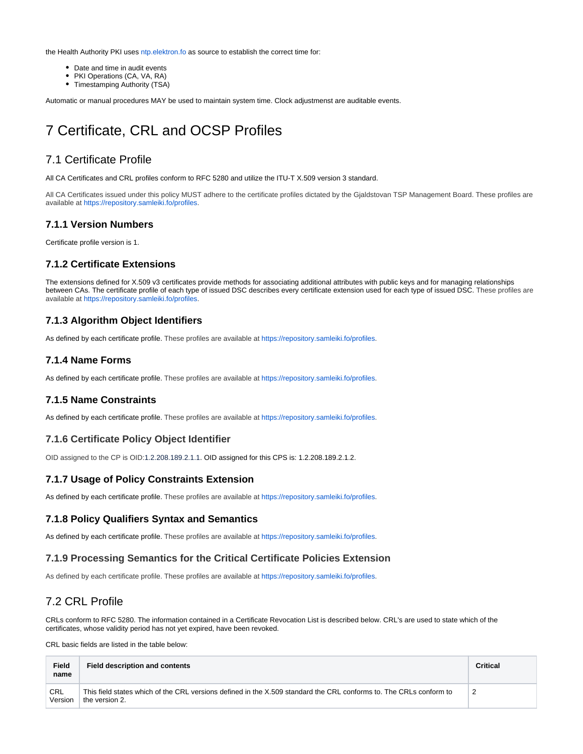the Health Authority PKI uses ntp.elektron.fo as source to establish the correct time for:

- Date and time in audit events
- PKI Operations (CA, VA, RA)
- Timestamping Authority (TSA)

Automatic or manual procedures MAY be used to maintain system time. Clock adjustmenst are auditable events.

# 7 Certificate, CRL and OCSP Profiles

## 7.1 Certificate Profile

All CA Certificates and CRL profiles conform to RFC 5280 and utilize the ITU-T X.509 version 3 standard.

All CA Certificates issued under this policy MUST adhere to the certificate profiles dictated by the Gjaldstovan TSP Management Board. These profiles are available at https://repository.samleiki.fo/profiles.

### 7.1.1 Version Numbers

Certificate profile version is 1.

### 7.1.2 Certificate Extensions

The extensions defined for X.509 v3 certificates provide methods for associating additional attributes with public keys and for managing relationships between CAs. The certificate profile of each type of issued DSC describes every certificate extension used for each type of issued DSC. These profiles are available at https://repository.samleiki.fo/profiles.

### 7.1.3 Algorithm Object Identifiers

As defined by each certificate profile. These profiles are available at https://repository.samleiki.fo/profiles.

### 7.1.4 Name Forms

As defined by each certificate profile. These profiles are available at https://repository.samleiki.fo/profiles.

### 7.1.5 Name Constraints

As defined by each certificate profile. These profiles are available at https://repository.samleiki.fo/profiles.

### 7.1.6 Certificate Policy Object Identifier

OID assigned to the CP is OID:1.2.208.189.2.1.1. OID assigned for this CPS is: 1.2.208.189.2.1.2.

### 7.1.7 Usage of Policy Constraints Extension

As defined by each certificate profile. These profiles are available at https://repository.samleiki.fo/profiles.

### 7.1.8 Policy Qualifiers Syntax and Semantics

As defined by each certificate profile. These profiles are available at https://repository.samleiki.fo/profiles.

### 7.1.9 Processing Semantics for the Critical Certificate Policies Extension

As defined by each certificate profile. These profiles are available at https://repository.samleiki.fo/profiles.

## 7.2 CRL Profile

CRLs conform to RFC 5280. The information contained in a Certificate Revocation List is described below. CRL's are used to state which of the certificates, whose validity period has not yet expired, have been revoked.

CRL basic fields are listed in the table below:

| Field name | Field description and contents | Critical |
|---|---|---|
| CRL Version | This field states which of the CRL versions defined in the X.509 standard the CRL conforms to. The CRLs conform to the version 2. | 2 |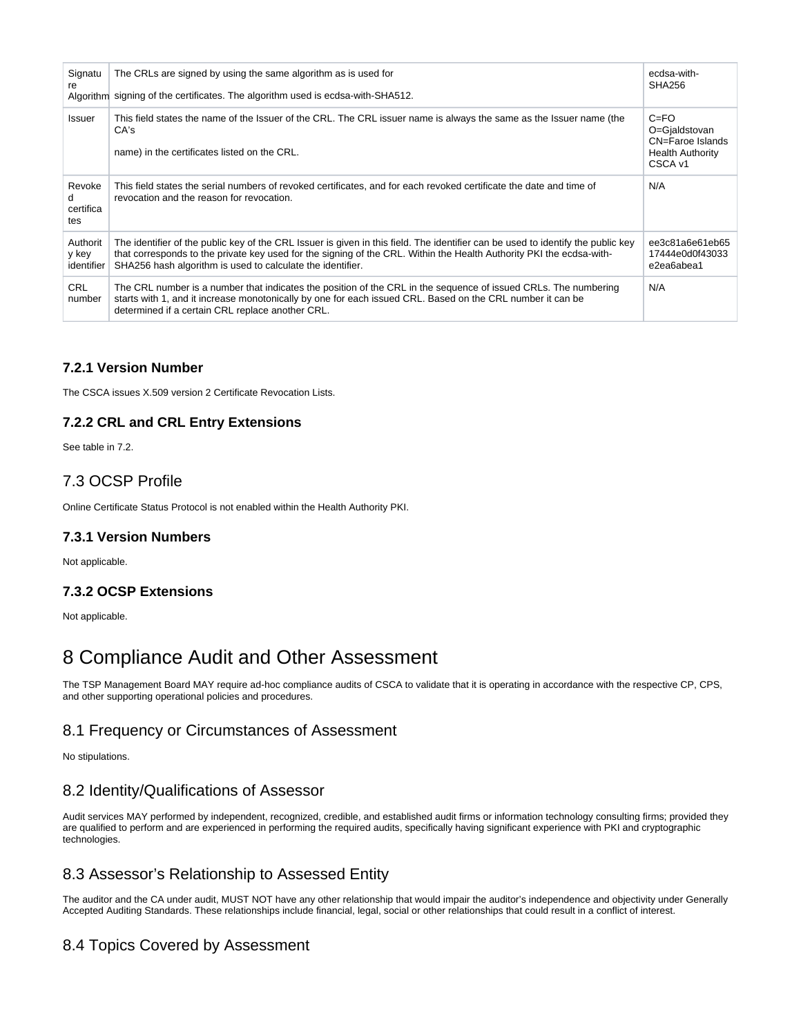| Signature Algorithm | The CRLs are signed by using the same algorithm as is used for signing of the certificates. The algorithm used is ecdsa-with-SHA512. | ecdsa-with-SHA256 |
|---|---|---|
| Issuer | This field states the name of the Issuer of the CRL. The CRL issuer name is always the same as the Issuer name (the CA's name) in the certificates listed on the CRL. | C=FO O=Gjaldstovan CN=Faroe Islands Health Authority CSCA v1 |
| Revoked certificates | This field states the serial numbers of revoked certificates, and for each revoked certificate the date and time of revocation and the reason for revocation. | N/A |
| Authority key identifier | The identifier of the public key of the CRL Issuer is given in this field. The identifier can be used to identify the public key that corresponds to the private key used for the signing of the CRL. Within the Health Authority PKI the ecdsa-with-SHA256 hash algorithm is used to calculate the identifier. | ee3c81a6e61eb6517444e0d0f43033e2ea6abea1 |
| CRL number | The CRL number is a number that indicates the position of the CRL in the sequence of issued CRLs. The numbering starts with 1, and it increase monotonically by one for each issued CRL. Based on the CRL number it can be determined if a certain CRL replace another CRL. | N/A |

### 7.2.1 Version Number

The CSCA issues X.509 version 2 Certificate Revocation Lists.

### 7.2.2 CRL and CRL Entry Extensions

See table in 7.2.

## 7.3 OCSP Profile

Online Certificate Status Protocol is not enabled within the Health Authority PKI.

### 7.3.1 Version Numbers

Not applicable.

### 7.3.2 OCSP Extensions

Not applicable.

# 8 Compliance Audit and Other Assessment

The TSP Management Board MAY require ad-hoc compliance audits of CSCA to validate that it is operating in accordance with the respective CP, CPS, and other supporting operational policies and procedures.

## 8.1 Frequency or Circumstances of Assessment

No stipulations.

## 8.2 Identity/Qualifications of Assessor

Audit services MAY performed by independent, recognized, credible, and established audit firms or information technology consulting firms; provided they are qualified to perform and are experienced in performing the required audits, specifically having significant experience with PKI and cryptographic technologies.

## 8.3 Assessor's Relationship to Assessed Entity

The auditor and the CA under audit, MUST NOT have any other relationship that would impair the auditor's independence and objectivity under Generally Accepted Auditing Standards. These relationships include financial, legal, social or other relationships that could result in a conflict of interest.

## 8.4 Topics Covered by Assessment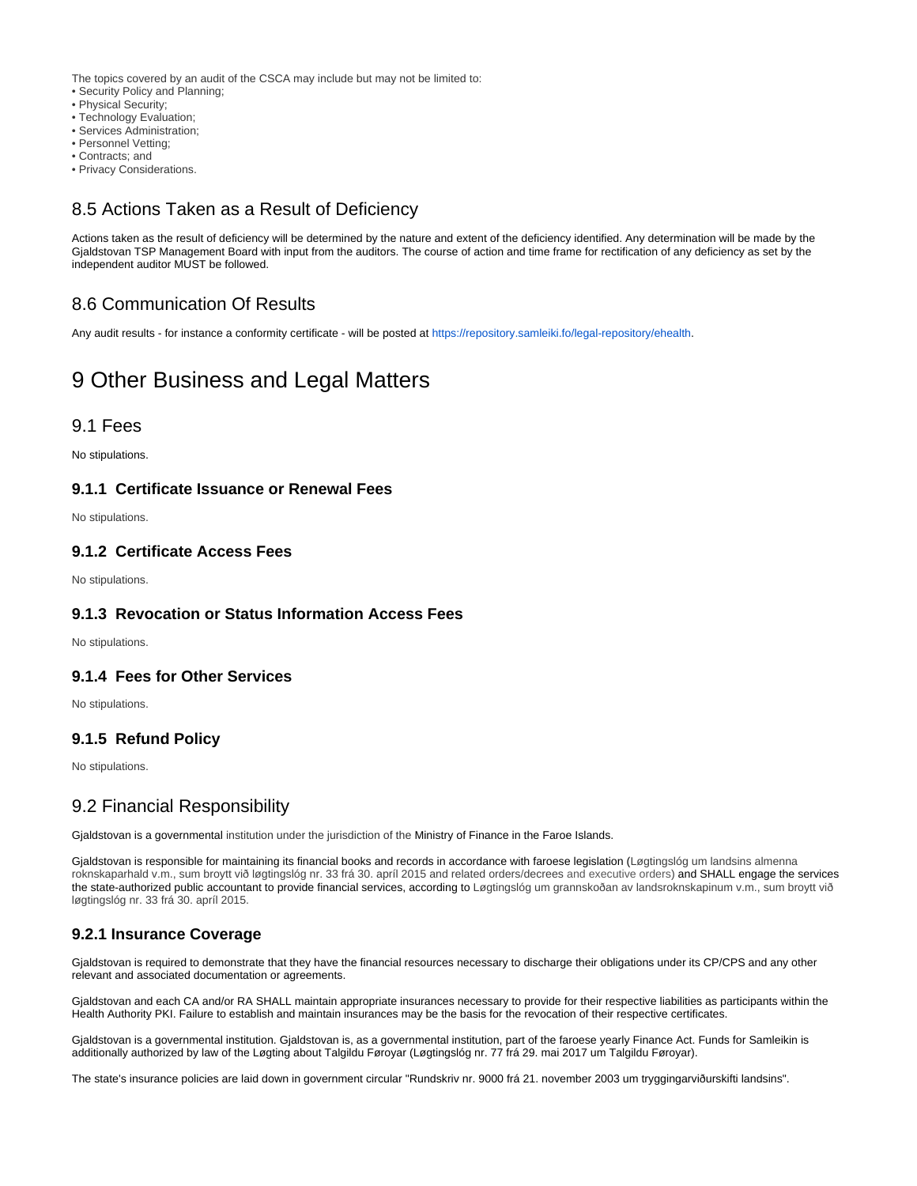The topics covered by an audit of the CSCA may include but may not be limited to:

- Security Policy and Planning;
- Physical Security;
- Technology Evaluation;
- Services Administration;
- Personnel Vetting;
- Contracts; and
- Privacy Considerations.

## 8.5 Actions Taken as a Result of Deficiency

Actions taken as the result of deficiency will be determined by the nature and extent of the deficiency identified. Any determination will be made by the Gjaldstovan TSP Management Board with input from the auditors. The course of action and time frame for rectification of any deficiency as set by the independent auditor MUST be followed.

## 8.6 Communication Of Results

Any audit results - for instance a conformity certificate - will be posted at https://repository.samleiki.fo/legal-repository/ehealth.

# 9 Other Business and Legal Matters

## 9.1 Fees

No stipulations.

### 9.1.1 Certificate Issuance or Renewal Fees

No stipulations.

### 9.1.2 Certificate Access Fees

No stipulations.

### 9.1.3 Revocation or Status Information Access Fees

No stipulations.

### 9.1.4 Fees for Other Services

No stipulations.

### 9.1.5 Refund Policy

No stipulations.

## 9.2 Financial Responsibility

Gjaldstovan is a governmental institution under the jurisdiction of the Ministry of Finance in the Faroe Islands.

Gjaldstovan is responsible for maintaining its financial books and records in accordance with faroese legislation (Løgtingslóg um landsins almenna roknskaparhald v.m., sum broytt við løgtingslóg nr. 33 frá 30. apríl 2015 and related orders/decrees and executive orders) and SHALL engage the services the state-authorized public accountant to provide financial services, according to Løgtingslóg um grannskoðan av landsroknskapinum v.m., sum broytt við løgtingslóg nr. 33 frá 30. apríl 2015.

### 9.2.1 Insurance Coverage

Gjaldstovan is required to demonstrate that they have the financial resources necessary to discharge their obligations under its CP/CPS and any other relevant and associated documentation or agreements.

Gjaldstovan and each CA and/or RA SHALL maintain appropriate insurances necessary to provide for their respective liabilities as participants within the Health Authority PKI. Failure to establish and maintain insurances may be the basis for the revocation of their respective certificates.

Gjaldstovan is a governmental institution. Gjaldstovan is, as a governmental institution, part of the faroese yearly Finance Act. Funds for Samleikin is additionally authorized by law of the Løgting about Talgildu Føroyar (Løgtingslóg nr. 77 frá 29. mai 2017 um Talgildu Føroyar).

The state's insurance policies are laid down in government circular "Rundskriv nr. 9000 frá 21. november 2003 um tryggingarviðurskifti landsins".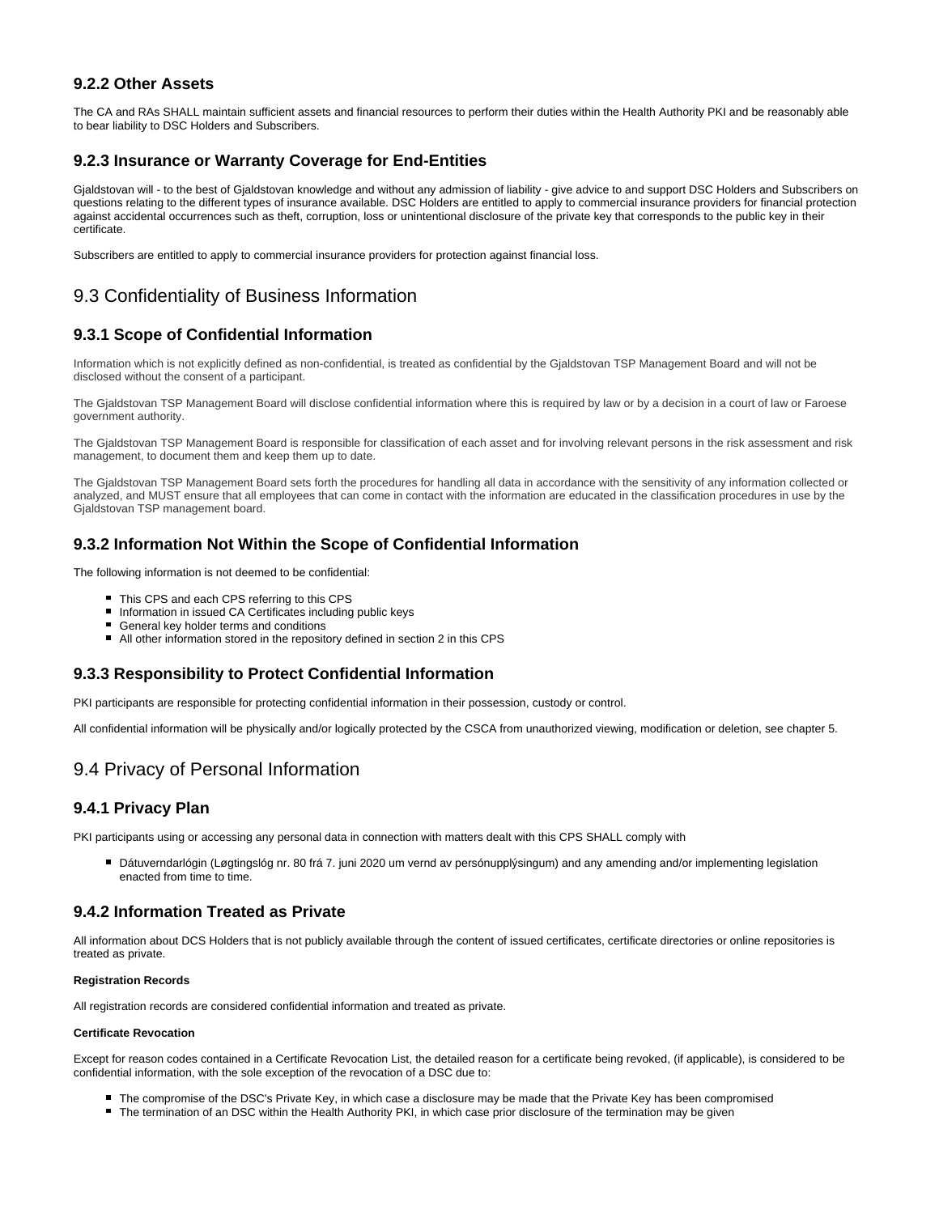### 9.2.2 Other Assets

The CA and RAs SHALL maintain sufficient assets and financial resources to perform their duties within the Health Authority PKI and be reasonably able to bear liability to DSC Holders and Subscribers.

### 9.2.3 Insurance or Warranty Coverage for End-Entities

Gjaldstovan will - to the best of Gjaldstovan knowledge and without any admission of liability - give advice to and support DSC Holders and Subscribers on questions relating to the different types of insurance available. DSC Holders are entitled to apply to commercial insurance providers for financial protection against accidental occurrences such as theft, corruption, loss or unintentional disclosure of the private key that corresponds to the public key in their certificate.

Subscribers are entitled to apply to commercial insurance providers for protection against financial loss.

## 9.3 Confidentiality of Business Information

### 9.3.1 Scope of Confidential Information

Information which is not explicitly defined as non-confidential, is treated as confidential by the Gjaldstovan TSP Management Board and will not be disclosed without the consent of a participant.

The Gjaldstovan TSP Management Board will disclose confidential information where this is required by law or by a decision in a court of law or Faroese government authority.

The Gjaldstovan TSP Management Board is responsible for classification of each asset and for involving relevant persons in the risk assessment and risk management, to document them and keep them up to date.

The Gjaldstovan TSP Management Board sets forth the procedures for handling all data in accordance with the sensitivity of any information collected or analyzed, and MUST ensure that all employees that can come in contact with the information are educated in the classification procedures in use by the Gjaldstovan TSP management board.

### 9.3.2 Information Not Within the Scope of Confidential Information

The following information is not deemed to be confidential:

- This CPS and each CPS referring to this CPS
- Information in issued CA Certificates including public keys
- General key holder terms and conditions
- All other information stored in the repository defined in section 2 in this CPS

### 9.3.3 Responsibility to Protect Confidential Information

PKI participants are responsible for protecting confidential information in their possession, custody or control.

All confidential information will be physically and/or logically protected by the CSCA from unauthorized viewing, modification or deletion, see chapter 5.

## 9.4 Privacy of Personal Information

### 9.4.1 Privacy Plan

PKI participants using or accessing any personal data in connection with matters dealt with this CPS SHALL comply with

- Dátuverndarlógin (Løgtingslóg nr. 80 frá 7. juni 2020 um vernd av persónupplýsingum) and any amending and/or implementing legislation enacted from time to time.

### 9.4.2 Information Treated as Private

All information about DCS Holders that is not publicly available through the content of issued certificates, certificate directories or online repositories is treated as private.

**Registration Records**

All registration records are considered confidential information and treated as private.

**Certificate Revocation**

Except for reason codes contained in a Certificate Revocation List, the detailed reason for a certificate being revoked, (if applicable), is considered to be confidential information, with the sole exception of the revocation of a DSC due to:

- The compromise of the DSC's Private Key, in which case a disclosure may be made that the Private Key has been compromised
- The termination of an DSC within the Health Authority PKI, in which case prior disclosure of the termination may be given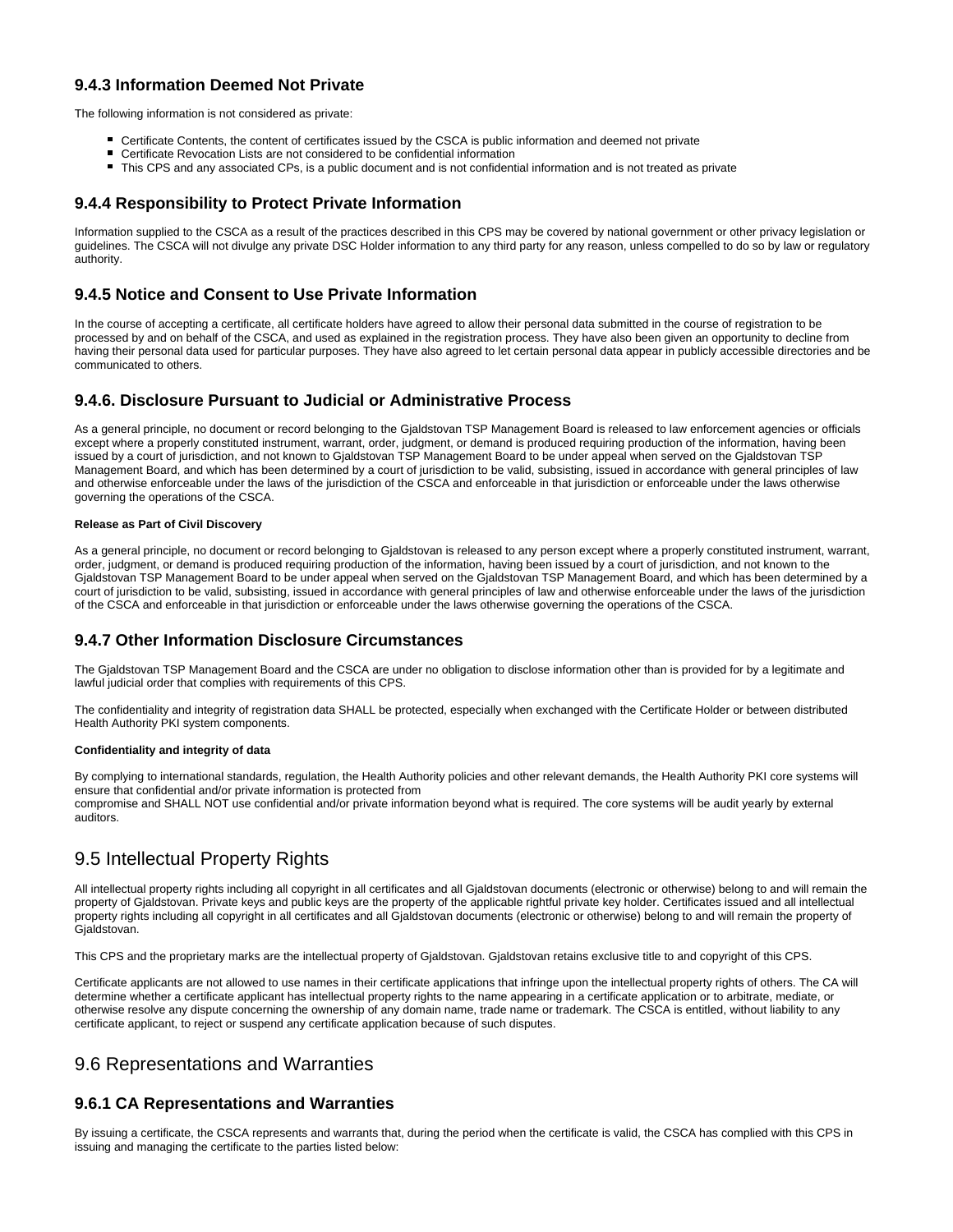### 9.4.3 Information Deemed Not Private

The following information is not considered as private:

- Certificate Contents, the content of certificates issued by the CSCA is public information and deemed not private
- Certificate Revocation Lists are not considered to be confidential information
- This CPS and any associated CPs, is a public document and is not confidential information and is not treated as private

### 9.4.4 Responsibility to Protect Private Information

Information supplied to the CSCA as a result of the practices described in this CPS may be covered by national government or other privacy legislation or guidelines. The CSCA will not divulge any private DSC Holder information to any third party for any reason, unless compelled to do so by law or regulatory authority.

### 9.4.5 Notice and Consent to Use Private Information

In the course of accepting a certificate, all certificate holders have agreed to allow their personal data submitted in the course of registration to be processed by and on behalf of the CSCA, and used as explained in the registration process. They have also been given an opportunity to decline from having their personal data used for particular purposes. They have also agreed to let certain personal data appear in publicly accessible directories and be communicated to others.

### 9.4.6. Disclosure Pursuant to Judicial or Administrative Process

As a general principle, no document or record belonging to the Gjaldstovan TSP Management Board is released to law enforcement agencies or officials except where a properly constituted instrument, warrant, order, judgment, or demand is produced requiring production of the information, having been issued by a court of jurisdiction, and not known to Gjaldstovan TSP Management Board to be under appeal when served on the Gjaldstovan TSP Management Board, and which has been determined by a court of jurisdiction to be valid, subsisting, issued in accordance with general principles of law and otherwise enforceable under the laws of the jurisdiction of the CSCA and enforceable in that jurisdiction or enforceable under the laws otherwise governing the operations of the CSCA.

**Release as Part of Civil Discovery**

As a general principle, no document or record belonging to Gjaldstovan is released to any person except where a properly constituted instrument, warrant, order, judgment, or demand is produced requiring production of the information, having been issued by a court of jurisdiction, and not known to the Gjaldstovan TSP Management Board to be under appeal when served on the Gjaldstovan TSP Management Board, and which has been determined by a court of jurisdiction to be valid, subsisting, issued in accordance with general principles of law and otherwise enforceable under the laws of the jurisdiction of the CSCA and enforceable in that jurisdiction or enforceable under the laws otherwise governing the operations of the CSCA.

### 9.4.7 Other Information Disclosure Circumstances

The Gjaldstovan TSP Management Board and the CSCA are under no obligation to disclose information other than is provided for by a legitimate and lawful judicial order that complies with requirements of this CPS.

The confidentiality and integrity of registration data SHALL be protected, especially when exchanged with the Certificate Holder or between distributed Health Authority PKI system components.

**Confidentiality and integrity of data**

By complying to international standards, regulation, the Health Authority policies and other relevant demands, the Health Authority PKI core systems will ensure that confidential and/or private information is protected from
compromise and SHALL NOT use confidential and/or private information beyond what is required. The core systems will be audit yearly by external auditors.

## 9.5 Intellectual Property Rights

All intellectual property rights including all copyright in all certificates and all Gjaldstovan documents (electronic or otherwise) belong to and will remain the property of Gjaldstovan. Private keys and public keys are the property of the applicable rightful private key holder. Certificates issued and all intellectual property rights including all copyright in all certificates and all Gjaldstovan documents (electronic or otherwise) belong to and will remain the property of Gjaldstovan.

This CPS and the proprietary marks are the intellectual property of Gjaldstovan. Gjaldstovan retains exclusive title to and copyright of this CPS.

Certificate applicants are not allowed to use names in their certificate applications that infringe upon the intellectual property rights of others. The CA will determine whether a certificate applicant has intellectual property rights to the name appearing in a certificate application or to arbitrate, mediate, or otherwise resolve any dispute concerning the ownership of any domain name, trade name or trademark. The CSCA is entitled, without liability to any certificate applicant, to reject or suspend any certificate application because of such disputes.

## 9.6 Representations and Warranties

### 9.6.1 CA Representations and Warranties

By issuing a certificate, the CSCA represents and warrants that, during the period when the certificate is valid, the CSCA has complied with this CPS in issuing and managing the certificate to the parties listed below: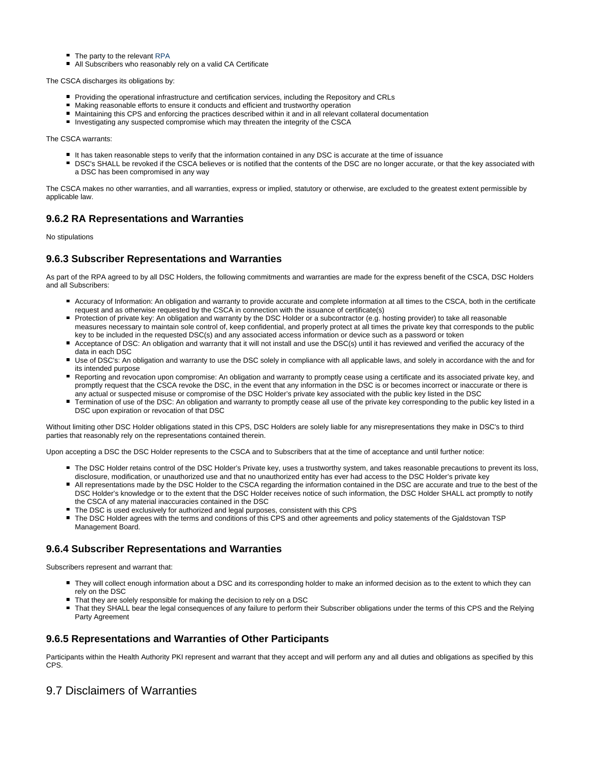- The party to the relevant RPA
- All Subscribers who reasonably rely on a valid CA Certificate

The CSCA discharges its obligations by:

- Providing the operational infrastructure and certification services, including the Repository and CRLs
- Making reasonable efforts to ensure it conducts and efficient and trustworthy operation
- Maintaining this CPS and enforcing the practices described within it and in all relevant collateral documentation
- Investigating any suspected compromise which may threaten the integrity of the CSCA

The CSCA warrants:

- It has taken reasonable steps to verify that the information contained in any DSC is accurate at the time of issuance
- DSC's SHALL be revoked if the CSCA believes or is notified that the contents of the DSC are no longer accurate, or that the key associated with a DSC has been compromised in any way

The CSCA makes no other warranties, and all warranties, express or implied, statutory or otherwise, are excluded to the greatest extent permissible by applicable law.

### 9.6.2 RA Representations and Warranties

No stipulations

### 9.6.3 Subscriber Representations and Warranties

As part of the RPA agreed to by all DSC Holders, the following commitments and warranties are made for the express benefit of the CSCA, DSC Holders and all Subscribers:

- Accuracy of Information: An obligation and warranty to provide accurate and complete information at all times to the CSCA, both in the certificate request and as otherwise requested by the CSCA in connection with the issuance of certificate(s)
- Protection of private key: An obligation and warranty by the DSC Holder or a subcontractor (e.g. hosting provider) to take all reasonable measures necessary to maintain sole control of, keep confidential, and properly protect at all times the private key that corresponds to the public key to be included in the requested DSC(s) and any associated access information or device such as a password or token
- Acceptance of DSC: An obligation and warranty that it will not install and use the DSC(s) until it has reviewed and verified the accuracy of the data in each DSC
- Use of DSC's: An obligation and warranty to use the DSC solely in compliance with all applicable laws, and solely in accordance with the and for its intended purpose
- Reporting and revocation upon compromise: An obligation and warranty to promptly cease using a certificate and its associated private key, and promptly request that the CSCA revoke the DSC, in the event that any information in the DSC is or becomes incorrect or inaccurate or there is any actual or suspected misuse or compromise of the DSC Holder's private key associated with the public key listed in the DSC
- Termination of use of the DSC: An obligation and warranty to promptly cease all use of the private key corresponding to the public key listed in a DSC upon expiration or revocation of that DSC

Without limiting other DSC Holder obligations stated in this CPS, DSC Holders are solely liable for any misrepresentations they make in DSC's to third parties that reasonably rely on the representations contained therein.

Upon accepting a DSC the DSC Holder represents to the CSCA and to Subscribers that at the time of acceptance and until further notice:

- The DSC Holder retains control of the DSC Holder's Private key, uses a trustworthy system, and takes reasonable precautions to prevent its loss, disclosure, modification, or unauthorized use and that no unauthorized entity has ever had access to the DSC Holder's private key
- All representations made by the DSC Holder to the CSCA regarding the information contained in the DSC are accurate and true to the best of the DSC Holder's knowledge or to the extent that the DSC Holder receives notice of such information, the DSC Holder SHALL act promptly to notify the CSCA of any material inaccuracies contained in the DSC
- The DSC is used exclusively for authorized and legal purposes, consistent with this CPS
- The DSC Holder agrees with the terms and conditions of this CPS and other agreements and policy statements of the Gjaldstovan TSP Management Board.

### 9.6.4 Subscriber Representations and Warranties

Subscribers represent and warrant that:

- They will collect enough information about a DSC and its corresponding holder to make an informed decision as to the extent to which they can rely on the DSC
- That they are solely responsible for making the decision to rely on a DSC
- That they SHALL bear the legal consequences of any failure to perform their Subscriber obligations under the terms of this CPS and the Relying Party Agreement

### 9.6.5 Representations and Warranties of Other Participants

Participants within the Health Authority PKI represent and warrant that they accept and will perform any and all duties and obligations as specified by this CPS.

## 9.7 Disclaimers of Warranties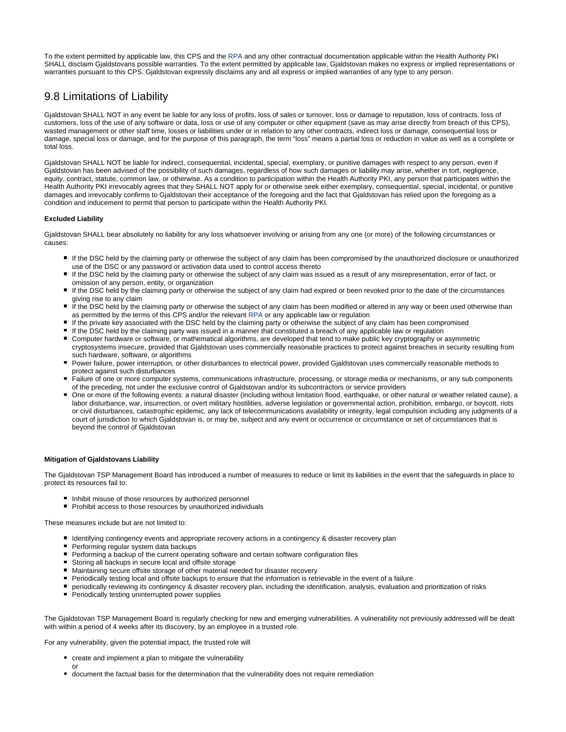To the extent permitted by applicable law, this CPS and the RPA and any other contractual documentation applicable within the Health Authority PKI SHALL disclaim Gjaldstovans possible warranties. To the extent permitted by applicable law, Gjaldstovan makes no express or implied representations or warranties pursuant to this CPS. Gjaldstovan expressly disclaims any and all express or implied warranties of any type to any person.

## 9.8 Limitations of Liability

Gjaldstovan SHALL NOT in any event be liable for any loss of profits, loss of sales or turnover, loss or damage to reputation, loss of contracts, loss of customers, loss of the use of any software or data, loss or use of any computer or other equipment (save as may arise directly from breach of this CPS), wasted management or other staff time, losses or liabilities under or in relation to any other contracts, indirect loss or damage, consequential loss or damage, special loss or damage, and for the purpose of this paragraph, the term "loss" means a partial loss or reduction in value as well as a complete or total loss.

Gjaldstovan SHALL NOT be liable for indirect, consequential, incidental, special, exemplary, or punitive damages with respect to any person, even if Gjaldstovan has been advised of the possibility of such damages, regardless of how such damages or liability may arise, whether in tort, negligence, equity, contract, statute, common law, or otherwise. As a condition to participation within the Health Authority PKI, any person that participates within the Health Authority PKI irrevocably agrees that they SHALL NOT apply for or otherwise seek either exemplary, consequential, special, incidental, or punitive damages and irrevocably confirms to Gjaldstovan their acceptance of the foregoing and the fact that Gjaldstovan has relied upon the foregoing as a condition and inducement to permit that person to participate within the Health Authority PKI.

**Excluded Liability**

Gjaldstovan SHALL bear absolutely no liability for any loss whatsoever involving or arising from any one (or more) of the following circumstances or causes:

- If the DSC held by the claiming party or otherwise the subject of any claim has been compromised by the unauthorized disclosure or unauthorized use of the DSC or any password or activation data used to control access thereto
- If the DSC held by the claiming party or otherwise the subject of any claim was issued as a result of any misrepresentation, error of fact, or omission of any person, entity, or organization
- If the DSC held by the claiming party or otherwise the subject of any claim had expired or been revoked prior to the date of the circumstances giving rise to any claim
- If the DSC held by the claiming party or otherwise the subject of any claim has been modified or altered in any way or been used otherwise than as permitted by the terms of this CPS and/or the relevant RPA or any applicable law or regulation
- If the private key associated with the DSC held by the claiming party or otherwise the subject of any claim has been compromised
- If the DSC held by the claiming party was issued in a manner that constituted a breach of any applicable law or regulation
- Computer hardware or software, or mathematical algorithms, are developed that tend to make public key cryptography or asymmetric cryptosystems insecure, provided that Gjaldstovan uses commercially reasonable practices to protect against breaches in security resulting from such hardware, software, or algorithms
- Power failure, power interruption, or other disturbances to electrical power, provided Gjaldstovan uses commercially reasonable methods to protect against such disturbances
- Failure of one or more computer systems, communications infrastructure, processing, or storage media or mechanisms, or any sub components of the preceding, not under the exclusive control of Gjaldstovan and/or its subcontractors or service providers
- One or more of the following events: a natural disaster (including without limitation flood, earthquake, or other natural or weather related cause), a labor disturbance, war, insurrection, or overt military hostilities, adverse legislation or governmental action, prohibition, embargo, or boycott, riots or civil disturbances, catastrophic epidemic, any lack of telecommunications availability or integrity, legal compulsion including any judgments of a court of jurisdiction to which Gjaldstovan is, or may be, subject and any event or occurrence or circumstance or set of circumstances that is beyond the control of Gjaldstovan

**Mitigation of Gjaldstovans Liability**

The Gjaldstovan TSP Management Board has introduced a number of measures to reduce or limit its liabilities in the event that the safeguards in place to protect its resources fail to:

- Inhibit misuse of those resources by authorized personnel
- Prohibit access to those resources by unauthorized individuals

These measures include but are not limited to:

- Identifying contingency events and appropriate recovery actions in a contingency & disaster recovery plan
- Performing regular system data backups
- Performing a backup of the current operating software and certain software configuration files
- Storing all backups in secure local and offsite storage
- Maintaining secure offsite storage of other material needed for disaster recovery
- Periodically testing local and offsite backups to ensure that the information is retrievable in the event of a failure
- periodically reviewing its contingency & disaster recovery plan, including the identification, analysis, evaluation and prioritization of risks
- Periodically testing uninterrupted power supplies

The Gjaldstovan TSP Management Board is regularly checking for new and emerging vulnerabilities. A vulnerability not previously addressed will be dealt with within a period of 4 weeks after its discovery, by an employee in a trusted role.

For any vulnerability, given the potential impact, the trusted role will

- create and implement a plan to mitigate the vulnerability
  or
- document the factual basis for the determination that the vulnerability does not require remediation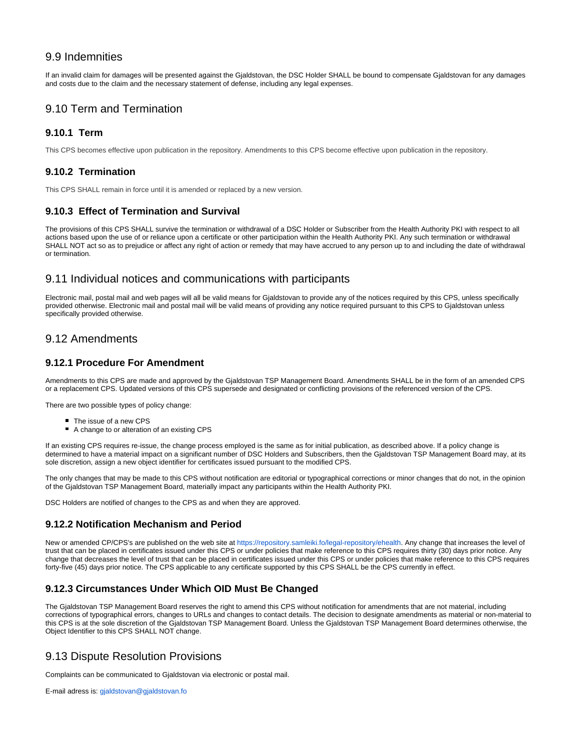## 9.9 Indemnities

If an invalid claim for damages will be presented against the Gjaldstovan, the DSC Holder SHALL be bound to compensate Gjaldstovan for any damages and costs due to the claim and the necessary statement of defense, including any legal expenses.

## 9.10 Term and Termination

### 9.10.1 Term

This CPS becomes effective upon publication in the repository. Amendments to this CPS become effective upon publication in the repository.

### 9.10.2 Termination

This CPS SHALL remain in force until it is amended or replaced by a new version.

### 9.10.3 Effect of Termination and Survival

The provisions of this CPS SHALL survive the termination or withdrawal of a DSC Holder or Subscriber from the Health Authority PKI with respect to all actions based upon the use of or reliance upon a certificate or other participation within the Health Authority PKI. Any such termination or withdrawal SHALL NOT act so as to prejudice or affect any right of action or remedy that may have accrued to any person up to and including the date of withdrawal or termination.

## 9.11 Individual notices and communications with participants

Electronic mail, postal mail and web pages will all be valid means for Gjaldstovan to provide any of the notices required by this CPS, unless specifically provided otherwise. Electronic mail and postal mail will be valid means of providing any notice required pursuant to this CPS to Gjaldstovan unless specifically provided otherwise.

## 9.12 Amendments

### 9.12.1 Procedure For Amendment

Amendments to this CPS are made and approved by the Gjaldstovan TSP Management Board. Amendments SHALL be in the form of an amended CPS or a replacement CPS. Updated versions of this CPS supersede and designated or conflicting provisions of the referenced version of the CPS.

There are two possible types of policy change:

- The issue of a new CPS
- A change to or alteration of an existing CPS

If an existing CPS requires re-issue, the change process employed is the same as for initial publication, as described above. If a policy change is determined to have a material impact on a significant number of DSC Holders and Subscribers, then the Gjaldstovan TSP Management Board may, at its sole discretion, assign a new object identifier for certificates issued pursuant to the modified CPS.

The only changes that may be made to this CPS without notification are editorial or typographical corrections or minor changes that do not, in the opinion of the Gjaldstovan TSP Management Board, materially impact any participants within the Health Authority PKI.

DSC Holders are notified of changes to the CPS as and when they are approved.

### 9.12.2 Notification Mechanism and Period

New or amended CP/CPS's are published on the web site at https://repository.samleiki.fo/legal-repository/ehealth. Any change that increases the level of trust that can be placed in certificates issued under this CPS or under policies that make reference to this CPS requires thirty (30) days prior notice. Any change that decreases the level of trust that can be placed in certificates issued under this CPS or under policies that make reference to this CPS requires forty-five (45) days prior notice. The CPS applicable to any certificate supported by this CPS SHALL be the CPS currently in effect.

### 9.12.3 Circumstances Under Which OID Must Be Changed

The Gjaldstovan TSP Management Board reserves the right to amend this CPS without notification for amendments that are not material, including corrections of typographical errors, changes to URLs and changes to contact details. The decision to designate amendments as material or non-material to this CPS is at the sole discretion of the Gjaldstovan TSP Management Board. Unless the Gjaldstovan TSP Management Board determines otherwise, the Object Identifier to this CPS SHALL NOT change.

## 9.13 Dispute Resolution Provisions

Complaints can be communicated to Gjaldstovan via electronic or postal mail.

E-mail adress is: gjaldstovan@gjaldstovan.fo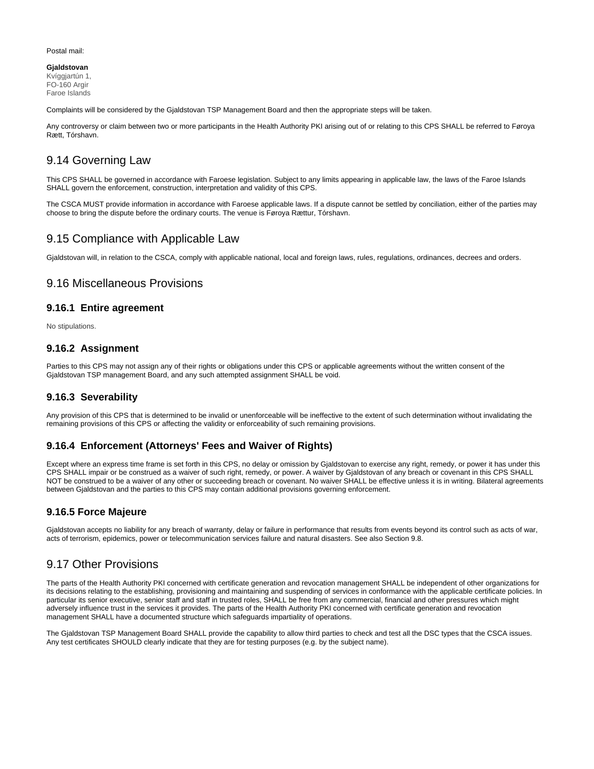Postal mail:

**Gjaldstovan**
Kvíggjartún 1,
FO-160 Argir
Faroe Islands

Complaints will be considered by the Gjaldstovan TSP Management Board and then the appropriate steps will be taken.

Any controversy or claim between two or more participants in the Health Authority PKI arising out of or relating to this CPS SHALL be referred to Føroya Rætt, Tórshavn.

## 9.14 Governing Law

This CPS SHALL be governed in accordance with Faroese legislation. Subject to any limits appearing in applicable law, the laws of the Faroe Islands SHALL govern the enforcement, construction, interpretation and validity of this CPS.

The CSCA MUST provide information in accordance with Faroese applicable laws. If a dispute cannot be settled by conciliation, either of the parties may choose to bring the dispute before the ordinary courts. The venue is Føroya Rættur, Tórshavn.

## 9.15 Compliance with Applicable Law

Gjaldstovan will, in relation to the CSCA, comply with applicable national, local and foreign laws, rules, regulations, ordinances, decrees and orders.

## 9.16 Miscellaneous Provisions

### 9.16.1 Entire agreement

No stipulations.

### 9.16.2 Assignment

Parties to this CPS may not assign any of their rights or obligations under this CPS or applicable agreements without the written consent of the Gjaldstovan TSP management Board, and any such attempted assignment SHALL be void.

### 9.16.3 Severability

Any provision of this CPS that is determined to be invalid or unenforceable will be ineffective to the extent of such determination without invalidating the remaining provisions of this CPS or affecting the validity or enforceability of such remaining provisions.

### 9.16.4 Enforcement (Attorneys' Fees and Waiver of Rights)

Except where an express time frame is set forth in this CPS, no delay or omission by Gjaldstovan to exercise any right, remedy, or power it has under this CPS SHALL impair or be construed as a waiver of such right, remedy, or power. A waiver by Gjaldstovan of any breach or covenant in this CPS SHALL NOT be construed to be a waiver of any other or succeeding breach or covenant. No waiver SHALL be effective unless it is in writing. Bilateral agreements between Gjaldstovan and the parties to this CPS may contain additional provisions governing enforcement.

### 9.16.5 Force Majeure

Gjaldstovan accepts no liability for any breach of warranty, delay or failure in performance that results from events beyond its control such as acts of war, acts of terrorism, epidemics, power or telecommunication services failure and natural disasters. See also Section 9.8.

## 9.17 Other Provisions

The parts of the Health Authority PKI concerned with certificate generation and revocation management SHALL be independent of other organizations for its decisions relating to the establishing, provisioning and maintaining and suspending of services in conformance with the applicable certificate policies. In particular its senior executive, senior staff and staff in trusted roles, SHALL be free from any commercial, financial and other pressures which might adversely influence trust in the services it provides. The parts of the Health Authority PKI concerned with certificate generation and revocation management SHALL have a documented structure which safeguards impartiality of operations.

The Gjaldstovan TSP Management Board SHALL provide the capability to allow third parties to check and test all the DSC types that the CSCA issues. Any test certificates SHOULD clearly indicate that they are for testing purposes (e.g. by the subject name).